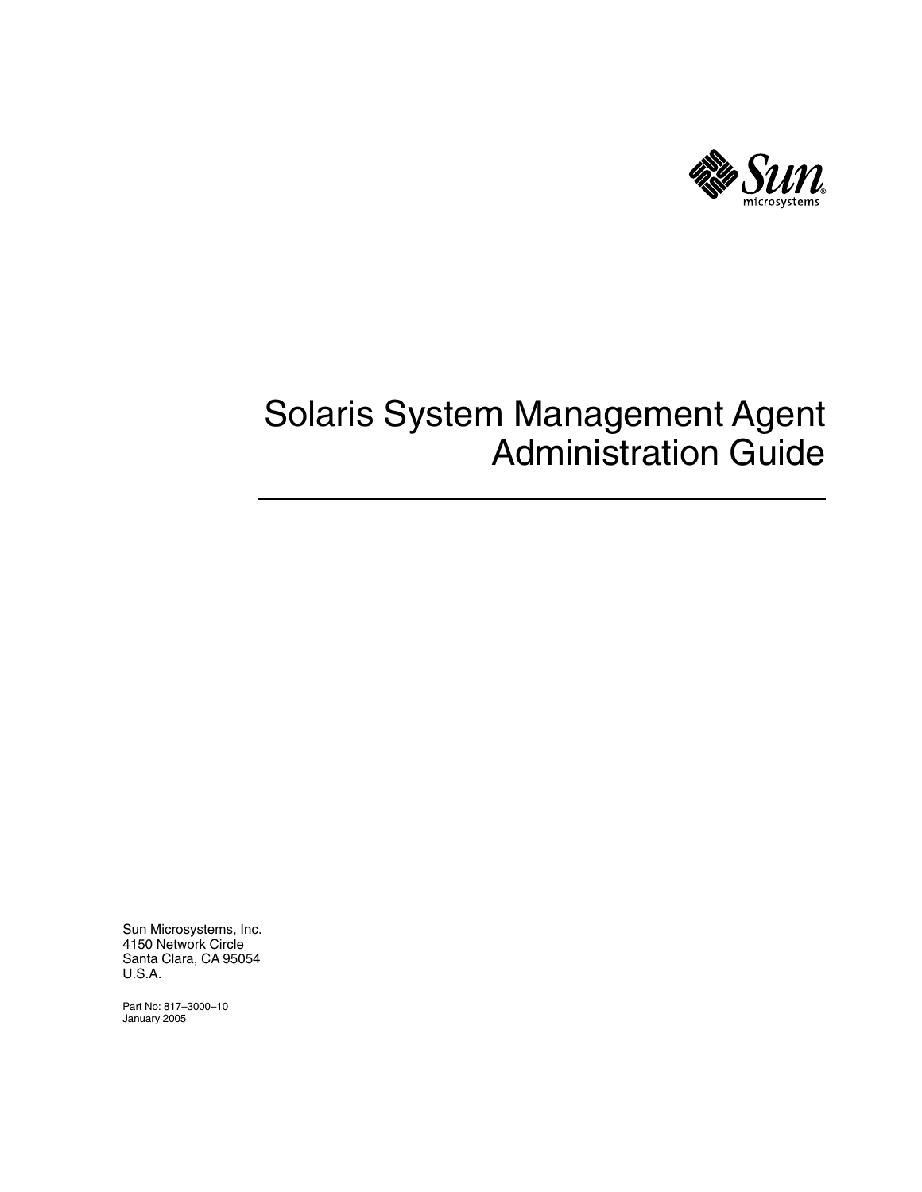# Solaris System Management Agent Administration Guide

Sun Microsystems, Inc.
4150 Network Circle
Santa Clara, CA 95054
U.S.A.

Part No: 817–3000–10
January 2005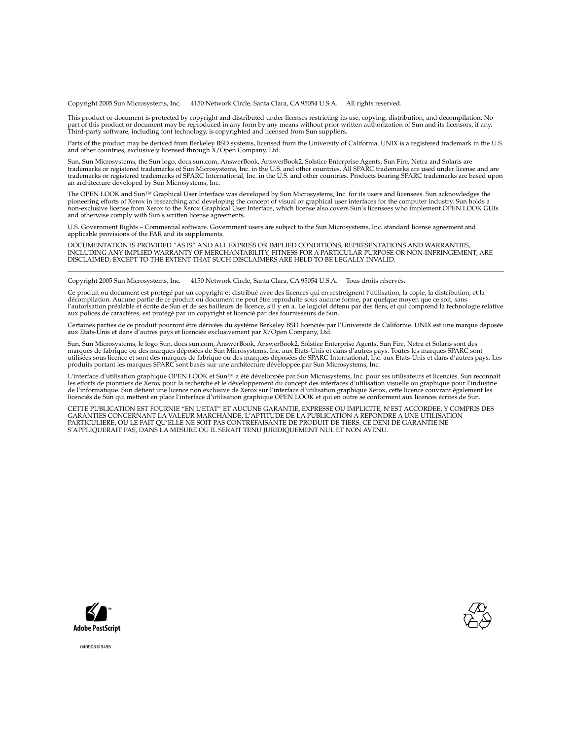Copyright 2005 Sun Microsystems, Inc.     4150 Network Circle, Santa Clara, CA 95054 U.S.A.     All rights reserved.

This product or document is protected by copyright and distributed under licenses restricting its use, copying, distribution, and decompilation. No part of this product or document may be reproduced in any form by any means without prior written authorization of Sun and its licensors, if any. Third-party software, including font technology, is copyrighted and licensed from Sun suppliers.

Parts of the product may be derived from Berkeley BSD systems, licensed from the University of California. UNIX is a registered trademark in the U.S. and other countries, exclusively licensed through X/Open Company, Ltd.

Sun, Sun Microsystems, the Sun logo, docs.sun.com, AnswerBook, AnswerBook2, Solstice Enterprise Agents, Sun Fire, Netra and Solaris are trademarks or registered trademarks of Sun Microsystems, Inc. in the U.S. and other countries. All SPARC trademarks are used under license and are trademarks or registered trademarks of SPARC International, Inc. in the U.S. and other countries. Products bearing SPARC trademarks are based upon an architecture developed by Sun Microsystems, Inc.

The OPEN LOOK and Sun™ Graphical User Interface was developed by Sun Microsystems, Inc. for its users and licensees. Sun acknowledges the pioneering efforts of Xerox in researching and developing the concept of visual or graphical user interfaces for the computer industry. Sun holds a non-exclusive license from Xerox to the Xerox Graphical User Interface, which license also covers Sun's licensees who implement OPEN LOOK GUIs and otherwise comply with Sun's written license agreements.

U.S. Government Rights – Commercial software. Government users are subject to the Sun Microsystems, Inc. standard license agreement and applicable provisions of the FAR and its supplements.

DOCUMENTATION IS PROVIDED "AS IS" AND ALL EXPRESS OR IMPLIED CONDITIONS, REPRESENTATIONS AND WARRANTIES, INCLUDING ANY IMPLIED WARRANTY OF MERCHANTABILITY, FITNESS FOR A PARTICULAR PURPOSE OR NON-INFRINGEMENT, ARE DISCLAIMED, EXCEPT TO THE EXTENT THAT SUCH DISCLAIMERS ARE HELD TO BE LEGALLY INVALID.

---

Copyright 2005 Sun Microsystems, Inc.     4150 Network Circle, Santa Clara, CA 95054 U.S.A.     Tous droits réservés.

Ce produit ou document est protégé par un copyright et distribué avec des licences qui en restreignent l'utilisation, la copie, la distribution, et la décompilation. Aucune partie de ce produit ou document ne peut être reproduite sous aucune forme, par quelque moyen que ce soit, sans l'autorisation préalable et écrite de Sun et de ses bailleurs de licence, s'il y en a. Le logiciel détenu par des tiers, et qui comprend la technologie relative aux polices de caractères, est protégé par un copyright et licencié par des fournisseurs de Sun.

Certaines parties de ce produit pourront être dérivées du système Berkeley BSD licenciés par l'Université de Californie. UNIX est une marque déposée aux Etats-Unis et dans d'autres pays et licenciée exclusivement par X/Open Company, Ltd.

Sun, Sun Microsystems, le logo Sun, docs.sun.com, AnswerBook, AnswerBook2, Solstice Enterprise Agents, Sun Fire, Netra et Solaris sont des marques de fabrique ou des marques déposées de Sun Microsystems, Inc. aux Etats-Unis et dans d'autres pays. Toutes les marques SPARC sont utilisées sous licence et sont des marques de fabrique ou des marques déposées de SPARC International, Inc. aux Etats-Unis et dans d'autres pays. Les produits portant les marques SPARC sont basés sur une architecture développée par Sun Microsystems, Inc.

L'interface d'utilisation graphique OPEN LOOK et Sun™ a été développée par Sun Microsystems, Inc. pour ses utilisateurs et licenciés. Sun reconnaît les efforts de pionniers de Xerox pour la recherche et le développement du concept des interfaces d'utilisation visuelle ou graphique pour l'industrie de l'informatique. Sun détient une licence non exclusive de Xerox sur l'interface d'utilisation graphique Xerox, cette licence couvrant également les licenciés de Sun qui mettent en place l'interface d'utilisation graphique OPEN LOOK et qui en outre se conforment aux licences écrites de Sun.

CETTE PUBLICATION EST FOURNIE "EN L'ETAT" ET AUCUNE GARANTIE, EXPRESSE OU IMPLICITE, N'EST ACCORDEE, Y COMPRIS DES GARANTIES CONCERNANT LA VALEUR MARCHANDE, L'APTITUDE DE LA PUBLICATION A REPONDRE A UNE UTILISATION PARTICULIERE, OU LE FAIT QU'ELLE NE SOIT PAS CONTREFAISANTE DE PRODUIT DE TIERS. CE DENI DE GARANTIE NE S'APPLIQUERAIT PAS, DANS LA MESURE OU IL SERAIT TENU JURIDIQUEMENT NUL ET NON AVENU.

Adobe PostScript

040903@9495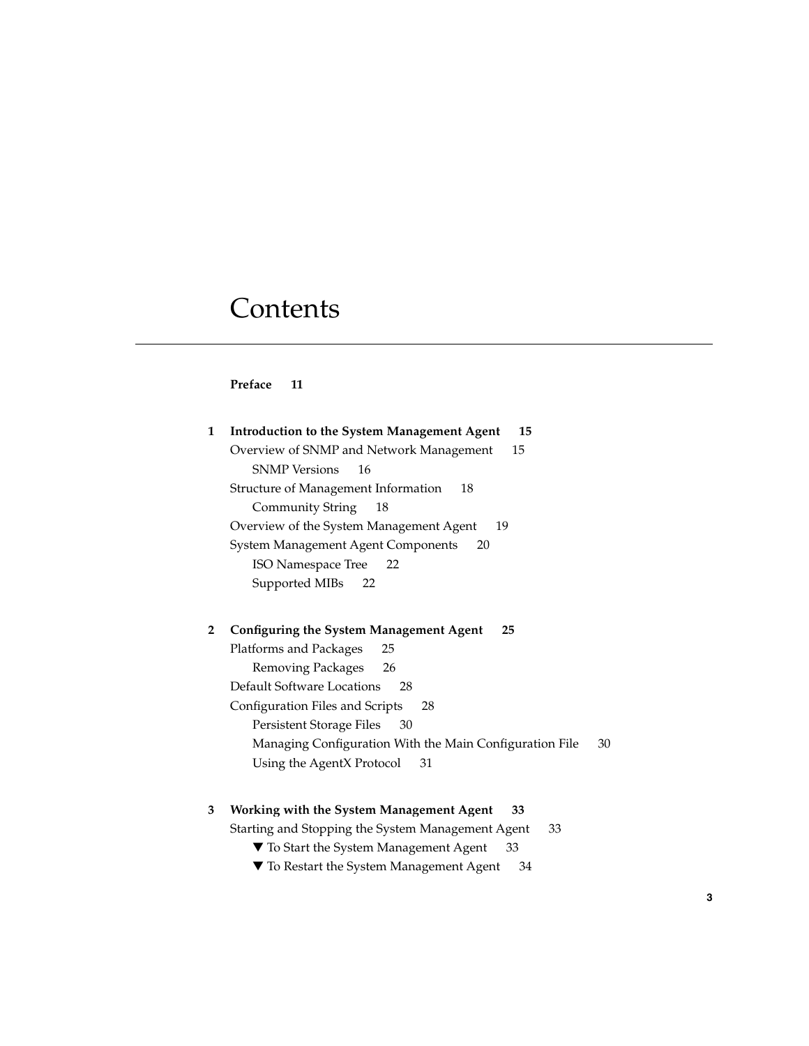# Contents

**Preface 11**

**1 Introduction to the System Management Agent 15**

- Overview of SNMP and Network Management 15
  - SNMP Versions 16
- Structure of Management Information 18
  - Community String 18
- Overview of the System Management Agent 19
- System Management Agent Components 20
  - ISO Namespace Tree 22
  - Supported MIBs 22

**2 Configuring the System Management Agent 25**

- Platforms and Packages 25
  - Removing Packages 26
- Default Software Locations 28
- Configuration Files and Scripts 28
  - Persistent Storage Files 30
  - Managing Configuration With the Main Configuration File 30
  - Using the AgentX Protocol 31

**3 Working with the System Management Agent 33**

- Starting and Stopping the System Management Agent 33
  - ▼ To Start the System Management Agent 33
  - ▼ To Restart the System Management Agent 34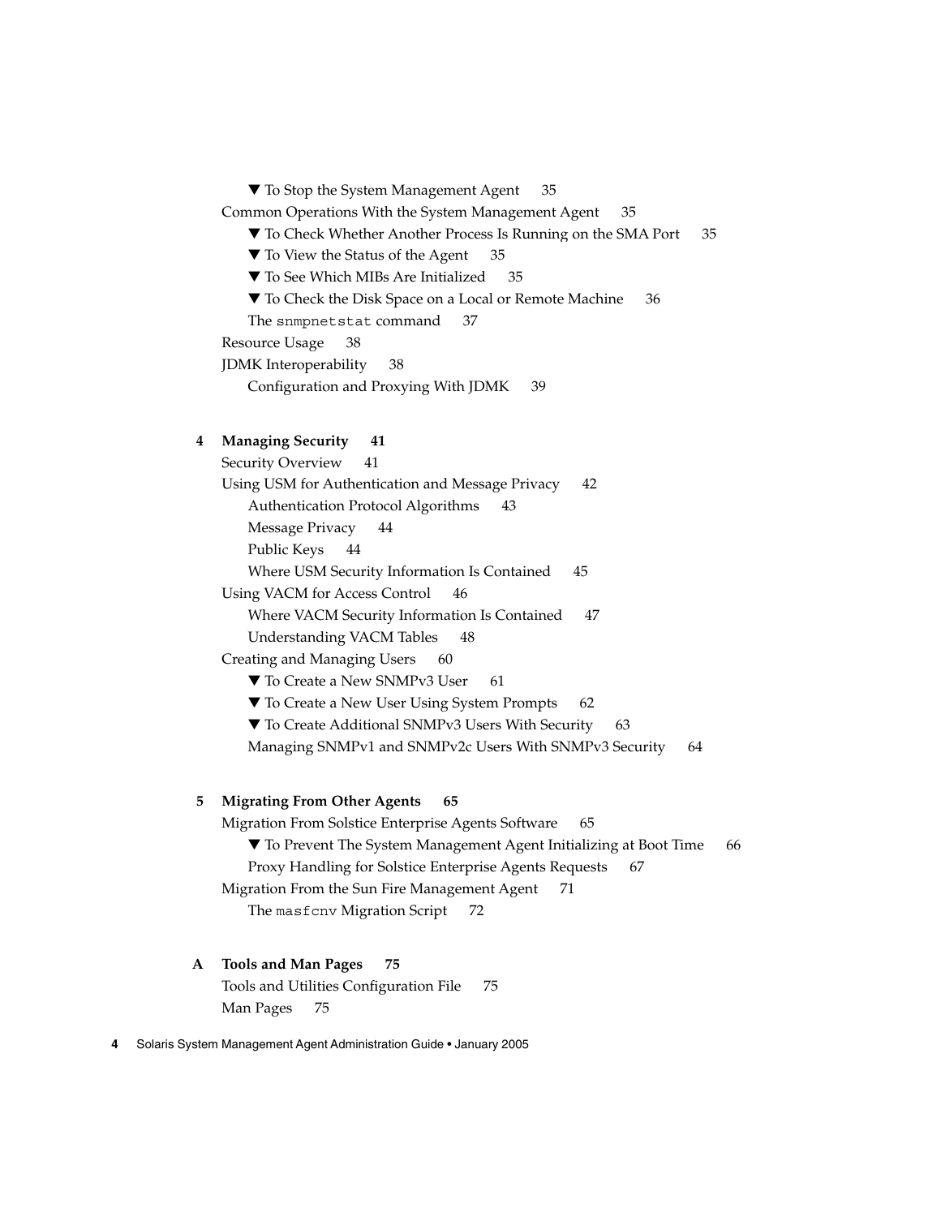▼ To Stop the System Management Agent 35

Common Operations With the System Management Agent 35

▼ To Check Whether Another Process Is Running on the SMA Port 35

▼ To View the Status of the Agent 35

▼ To See Which MIBs Are Initialized 35

▼ To Check the Disk Space on a Local or Remote Machine 36

The `snmpnetstat` command 37

Resource Usage 38

JDMK Interoperability 38

Configuration and Proxying With JDMK 39

**4 Managing Security 41**

Security Overview 41

Using USM for Authentication and Message Privacy 42

Authentication Protocol Algorithms 43

Message Privacy 44

Public Keys 44

Where USM Security Information Is Contained 45

Using VACM for Access Control 46

Where VACM Security Information Is Contained 47

Understanding VACM Tables 48

Creating and Managing Users 60

▼ To Create a New SNMPv3 User 61

▼ To Create a New User Using System Prompts 62

▼ To Create Additional SNMPv3 Users With Security 63

Managing SNMPv1 and SNMPv2c Users With SNMPv3 Security 64

**5 Migrating From Other Agents 65**

Migration From Solstice Enterprise Agents Software 65

▼ To Prevent The System Management Agent Initializing at Boot Time 66

Proxy Handling for Solstice Enterprise Agents Requests 67

Migration From the Sun Fire Management Agent 71

The `masfcnv` Migration Script 72

**A Tools and Man Pages 75**

Tools and Utilities Configuration File 75

Man Pages 75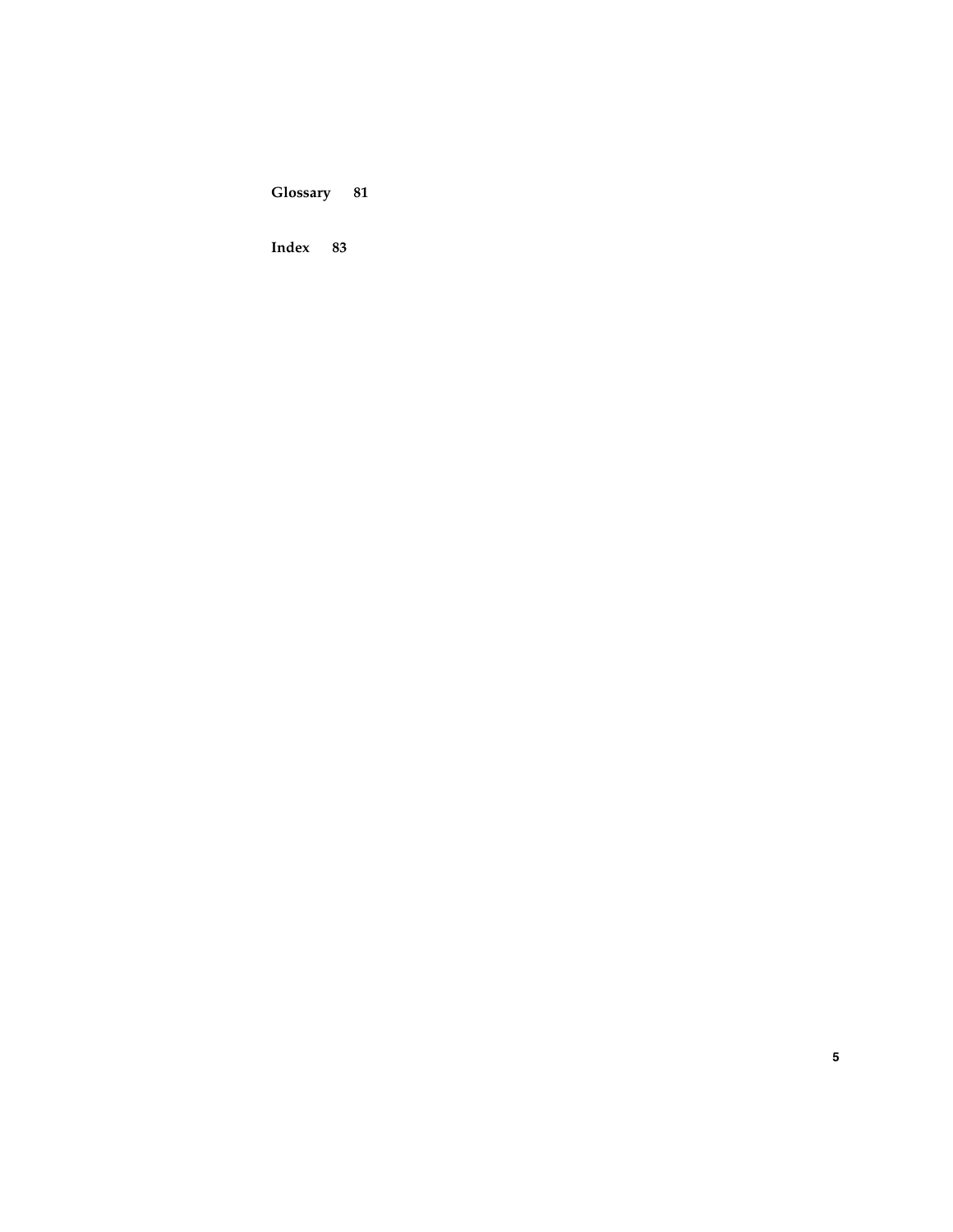**Glossary 81**

**Index 83**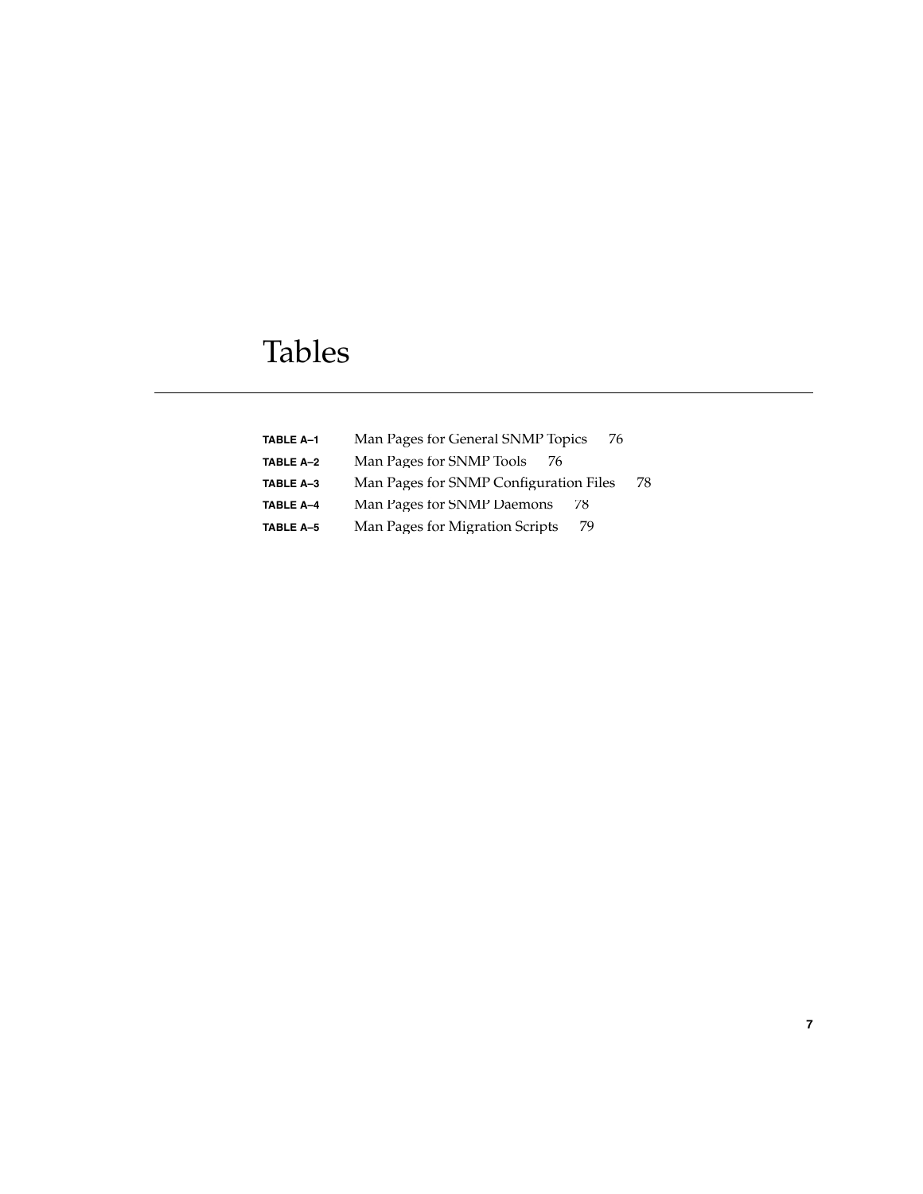# Tables

**TABLE A–1** Man Pages for General SNMP Topics 76

**TABLE A–2** Man Pages for SNMP Tools 76

**TABLE A–3** Man Pages for SNMP Configuration Files 78

**TABLE A–4** Man Pages for SNMP Daemons 78

**TABLE A–5** Man Pages for Migration Scripts 79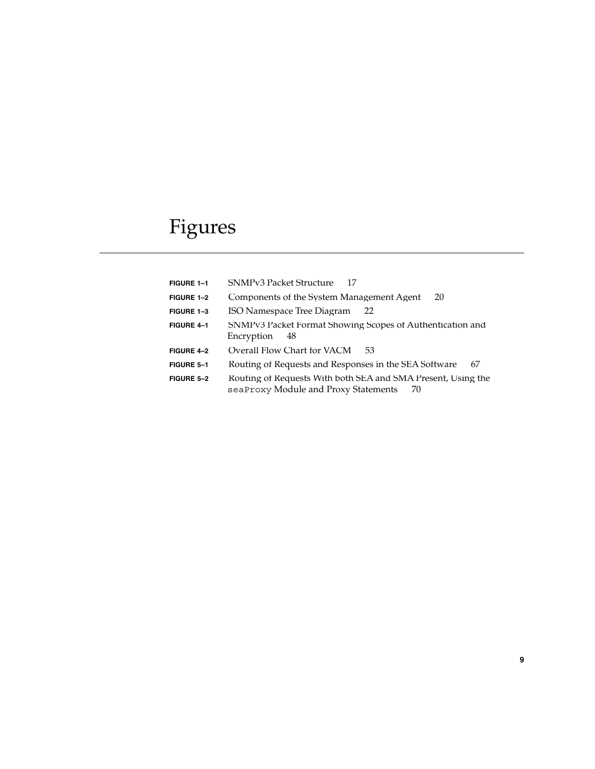# Figures

| | | |
|---|---|---|
| **FIGURE 1–1** | SNMPv3 Packet Structure | 17 |
| **FIGURE 1–2** | Components of the System Management Agent | 20 |
| **FIGURE 1–3** | ISO Namespace Tree Diagram | 22 |
| **FIGURE 4–1** | SNMPv3 Packet Format Showing Scopes of Authentication and Encryption | 48 |
| **FIGURE 4–2** | Overall Flow Chart for VACM | 53 |
| **FIGURE 5–1** | Routing of Requests and Responses in the SEA Software | 67 |
| **FIGURE 5–2** | Routing of Requests With both SEA and SMA Present, Using the `seaProxy` Module and Proxy Statements | 70 |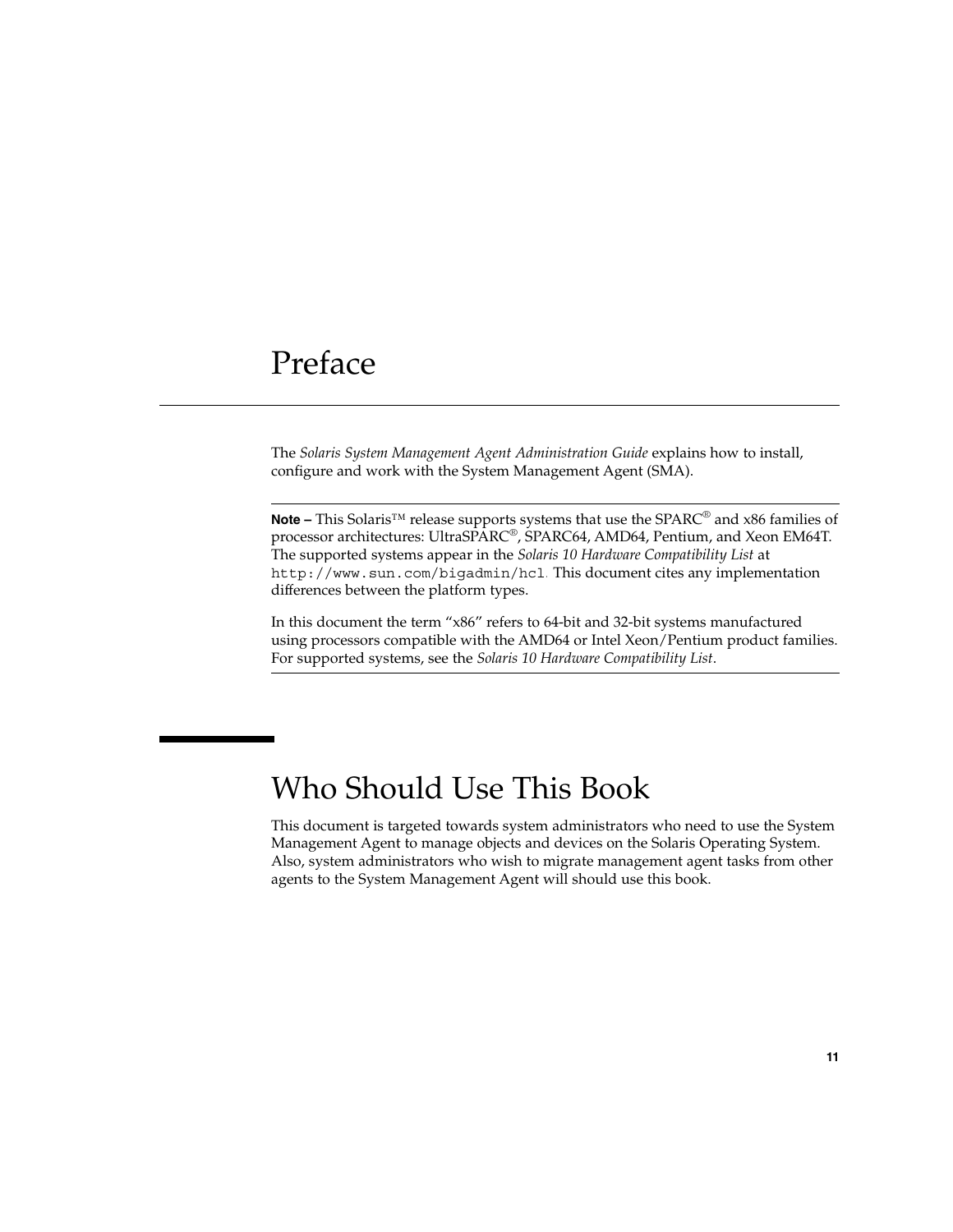# Preface

The *Solaris System Management Agent Administration Guide* explains how to install, configure and work with the System Management Agent (SMA).

---

**Note –** This Solaris™ release supports systems that use the SPARC® and x86 families of processor architectures: UltraSPARC®, SPARC64, AMD64, Pentium, and Xeon EM64T. The supported systems appear in the *Solaris 10 Hardware Compatibility List* at `http://www.sun.com/bigadmin/hcl`. This document cites any implementation differences between the platform types.

In this document the term "x86" refers to 64-bit and 32-bit systems manufactured using processors compatible with the AMD64 or Intel Xeon/Pentium product families. For supported systems, see the *Solaris 10 Hardware Compatibility List*.

---

## Who Should Use This Book

This document is targeted towards system administrators who need to use the System Management Agent to manage objects and devices on the Solaris Operating System. Also, system administrators who wish to migrate management agent tasks from other agents to the System Management Agent will should use this book.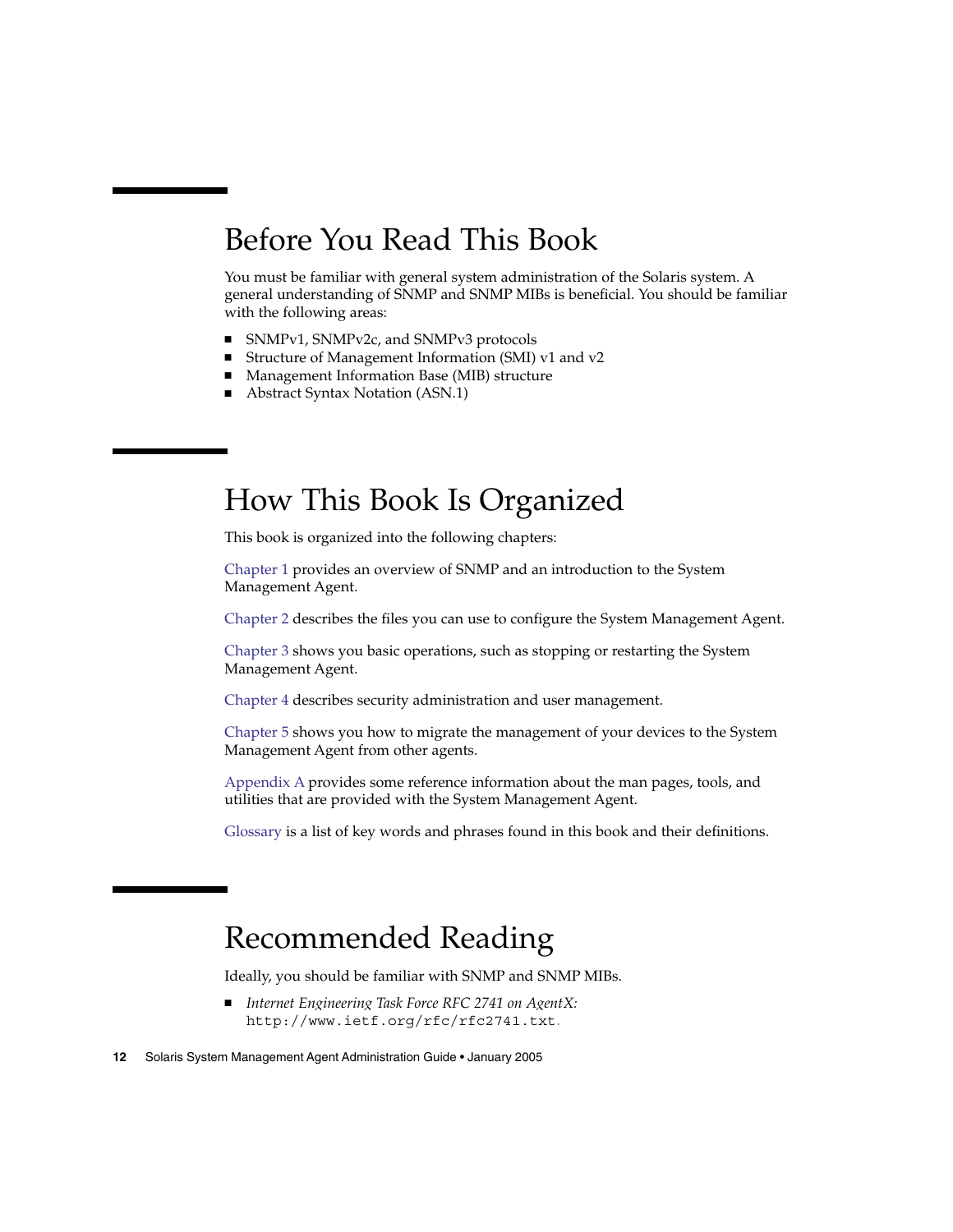## Before You Read This Book

You must be familiar with general system administration of the Solaris system. A general understanding of SNMP and SNMP MIBs is beneficial. You should be familiar with the following areas:

- SNMPv1, SNMPv2c, and SNMPv3 protocols
- Structure of Management Information (SMI) v1 and v2
- Management Information Base (MIB) structure
- Abstract Syntax Notation (ASN.1)

## How This Book Is Organized

This book is organized into the following chapters:

Chapter 1 provides an overview of SNMP and an introduction to the System Management Agent.

Chapter 2 describes the files you can use to configure the System Management Agent.

Chapter 3 shows you basic operations, such as stopping or restarting the System Management Agent.

Chapter 4 describes security administration and user management.

Chapter 5 shows you how to migrate the management of your devices to the System Management Agent from other agents.

Appendix A provides some reference information about the man pages, tools, and utilities that are provided with the System Management Agent.

Glossary is a list of key words and phrases found in this book and their definitions.

## Recommended Reading

Ideally, you should be familiar with SNMP and SNMP MIBs.

- *Internet Engineering Task Force RFC 2741 on AgentX:* `http://www.ietf.org/rfc/rfc2741.txt`.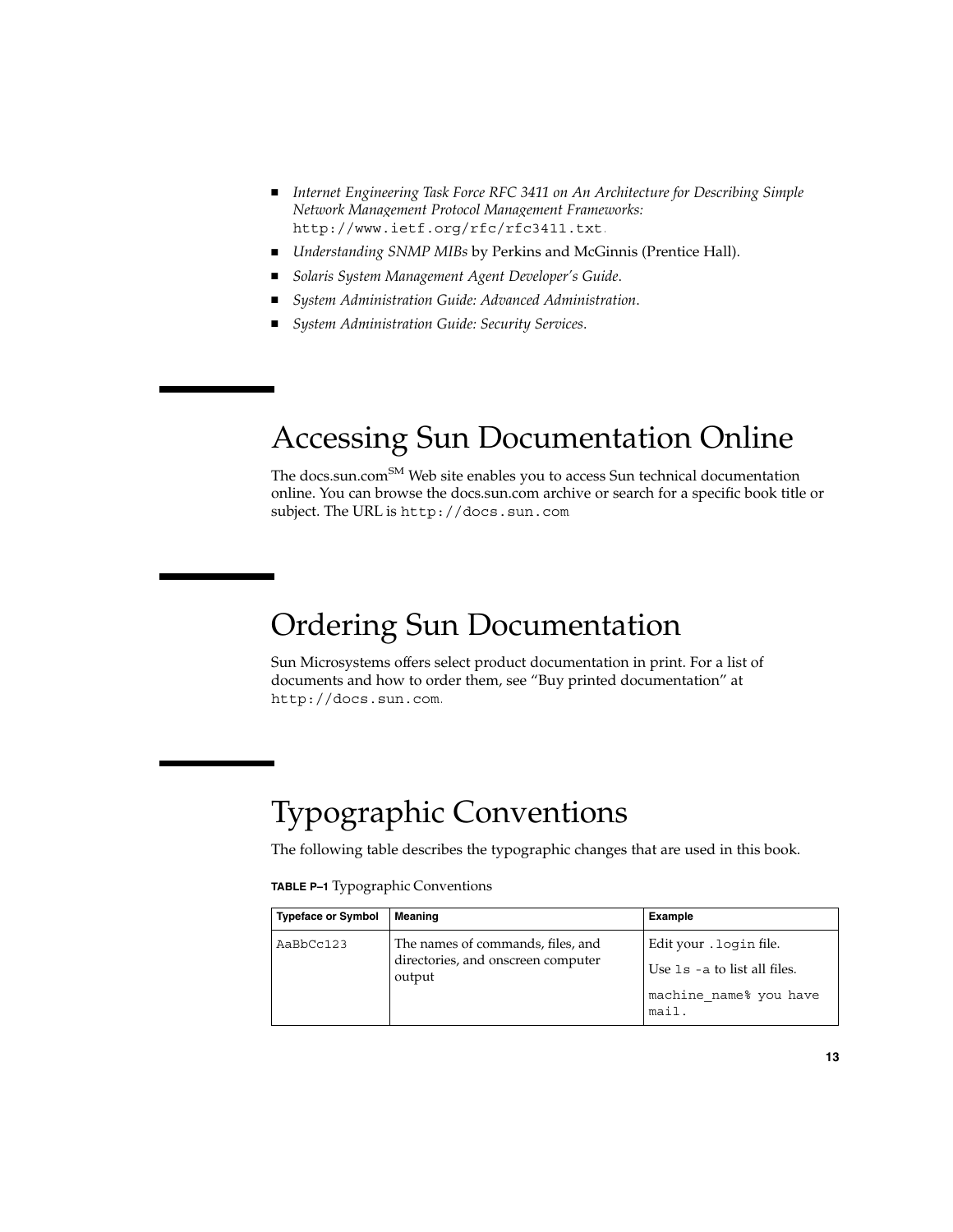- *Internet Engineering Task Force RFC 3411 on An Architecture for Describing Simple Network Management Protocol Management Frameworks:* `http://www.ietf.org/rfc/rfc3411.txt`.
- *Understanding SNMP MIBs* by Perkins and McGinnis (Prentice Hall).
- *Solaris System Management Agent Developer's Guide*.
- *System Administration Guide: Advanced Administration*.
- *System Administration Guide: Security Services*.

## Accessing Sun Documentation Online

The docs.sun.com[SM] Web site enables you to access Sun technical documentation online. You can browse the docs.sun.com archive or search for a specific book title or subject. The URL is `http://docs.sun.com`

## Ordering Sun Documentation

Sun Microsystems offers select product documentation in print. For a list of documents and how to order them, see "Buy printed documentation" at `http://docs.sun.com`.

## Typographic Conventions

The following table describes the typographic changes that are used in this book.

**TABLE P–1** Typographic Conventions

| Typeface or Symbol | Meaning | Example |
| --- | --- | --- |
| `AaBbCc123` | The names of commands, files, and directories, and onscreen computer output | Edit your `.login` file.<br>Use `ls -a` to list all files.<br>`machine_name% you have mail.` |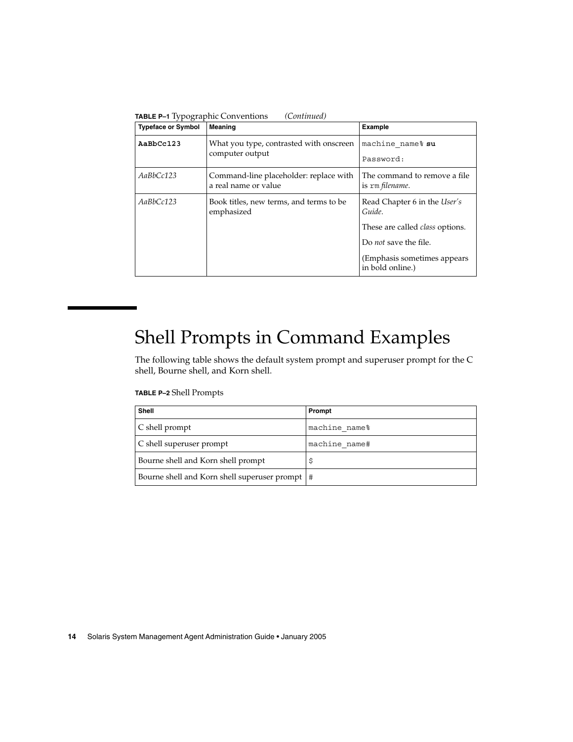**TABLE P–1** Typographic Conventions *(Continued)*

| Typeface or Symbol | Meaning | Example |
| --- | --- | --- |
| **AaBbCc123** | What you type, contrasted with onscreen computer output | `machine_name%` **`su`**<br>`Password:` |
| *AaBbCc123* | Command-line placeholder: replace with a real name or value | The command to remove a file is `rm` *filename*. |
| *AaBbCc123* | Book titles, new terms, and terms to be emphasized | Read Chapter 6 in the *User's Guide*.<br>These are called *class* options.<br>Do *not* save the file.<br>(Emphasis sometimes appears in bold online.) |

## Shell Prompts in Command Examples

The following table shows the default system prompt and superuser prompt for the C shell, Bourne shell, and Korn shell.

**TABLE P–2** Shell Prompts

| Shell | Prompt |
| --- | --- |
| C shell prompt | `machine_name%` |
| C shell superuser prompt | `machine_name#` |
| Bourne shell and Korn shell prompt | `$` |
| Bourne shell and Korn shell superuser prompt | `#` |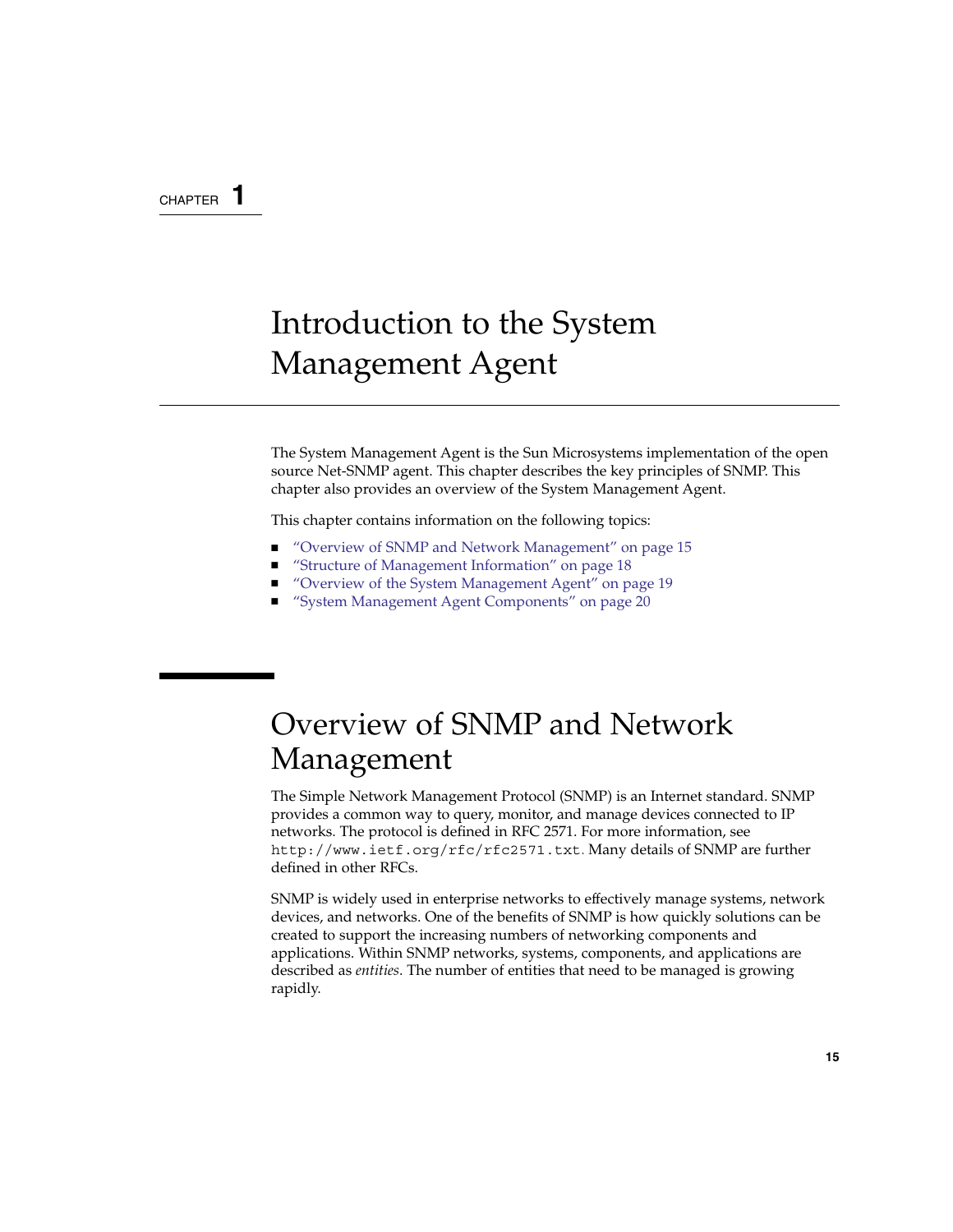CHAPTER 1

# Introduction to the System Management Agent

The System Management Agent is the Sun Microsystems implementation of the open source Net-SNMP agent. This chapter describes the key principles of SNMP. This chapter also provides an overview of the System Management Agent.

This chapter contains information on the following topics:

- "Overview of SNMP and Network Management" on page 15
- "Structure of Management Information" on page 18
- "Overview of the System Management Agent" on page 19
- "System Management Agent Components" on page 20

## Overview of SNMP and Network Management

The Simple Network Management Protocol (SNMP) is an Internet standard. SNMP provides a common way to query, monitor, and manage devices connected to IP networks. The protocol is defined in RFC 2571. For more information, see `http://www.ietf.org/rfc/rfc2571.txt`. Many details of SNMP are further defined in other RFCs.

SNMP is widely used in enterprise networks to effectively manage systems, network devices, and networks. One of the benefits of SNMP is how quickly solutions can be created to support the increasing numbers of networking components and applications. Within SNMP networks, systems, components, and applications are described as *entities*. The number of entities that need to be managed is growing rapidly.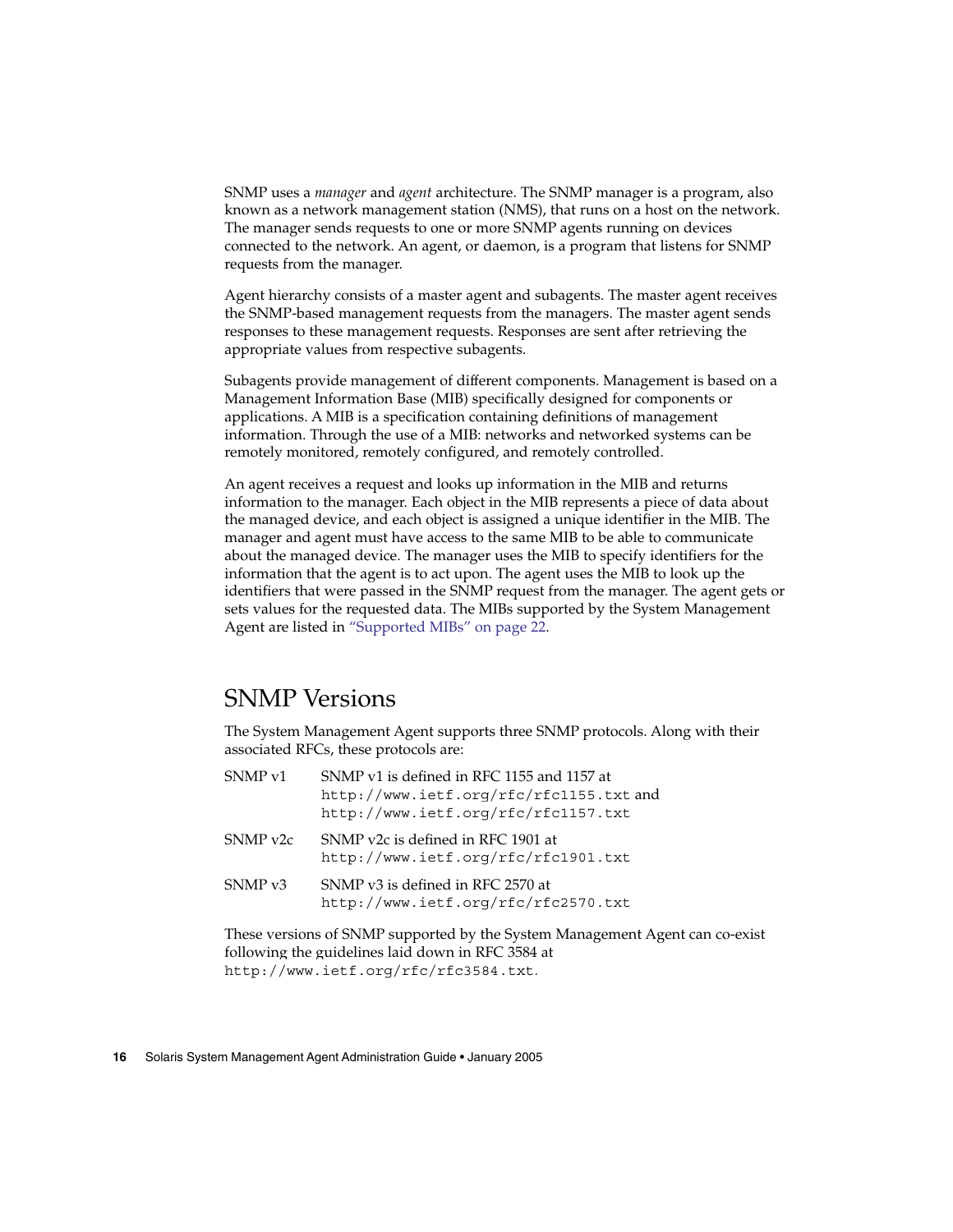SNMP uses a *manager* and *agent* architecture. The SNMP manager is a program, also known as a network management station (NMS), that runs on a host on the network. The manager sends requests to one or more SNMP agents running on devices connected to the network. An agent, or daemon, is a program that listens for SNMP requests from the manager.

Agent hierarchy consists of a master agent and subagents. The master agent receives the SNMP-based management requests from the managers. The master agent sends responses to these management requests. Responses are sent after retrieving the appropriate values from respective subagents.

Subagents provide management of different components. Management is based on a Management Information Base (MIB) specifically designed for components or applications. A MIB is a specification containing definitions of management information. Through the use of a MIB: networks and networked systems can be remotely monitored, remotely configured, and remotely controlled.

An agent receives a request and looks up information in the MIB and returns information to the manager. Each object in the MIB represents a piece of data about the managed device, and each object is assigned a unique identifier in the MIB. The manager and agent must have access to the same MIB to be able to communicate about the managed device. The manager uses the MIB to specify identifiers for the information that the agent is to act upon. The agent uses the MIB to look up the identifiers that were passed in the SNMP request from the manager. The agent gets or sets values for the requested data. The MIBs supported by the System Management Agent are listed in "Supported MIBs" on page 22.

## SNMP Versions

The System Management Agent supports three SNMP protocols. Along with their associated RFCs, these protocols are:

SNMP v1
: SNMP v1 is defined in RFC 1155 and 1157 at `http://www.ietf.org/rfc/rfc1155.txt` and `http://www.ietf.org/rfc/rfc1157.txt`

SNMP v2c
: SNMP v2c is defined in RFC 1901 at `http://www.ietf.org/rfc/rfc1901.txt`

SNMP v3
: SNMP v3 is defined in RFC 2570 at `http://www.ietf.org/rfc/rfc2570.txt`

These versions of SNMP supported by the System Management Agent can co-exist following the guidelines laid down in RFC 3584 at `http://www.ietf.org/rfc/rfc3584.txt`.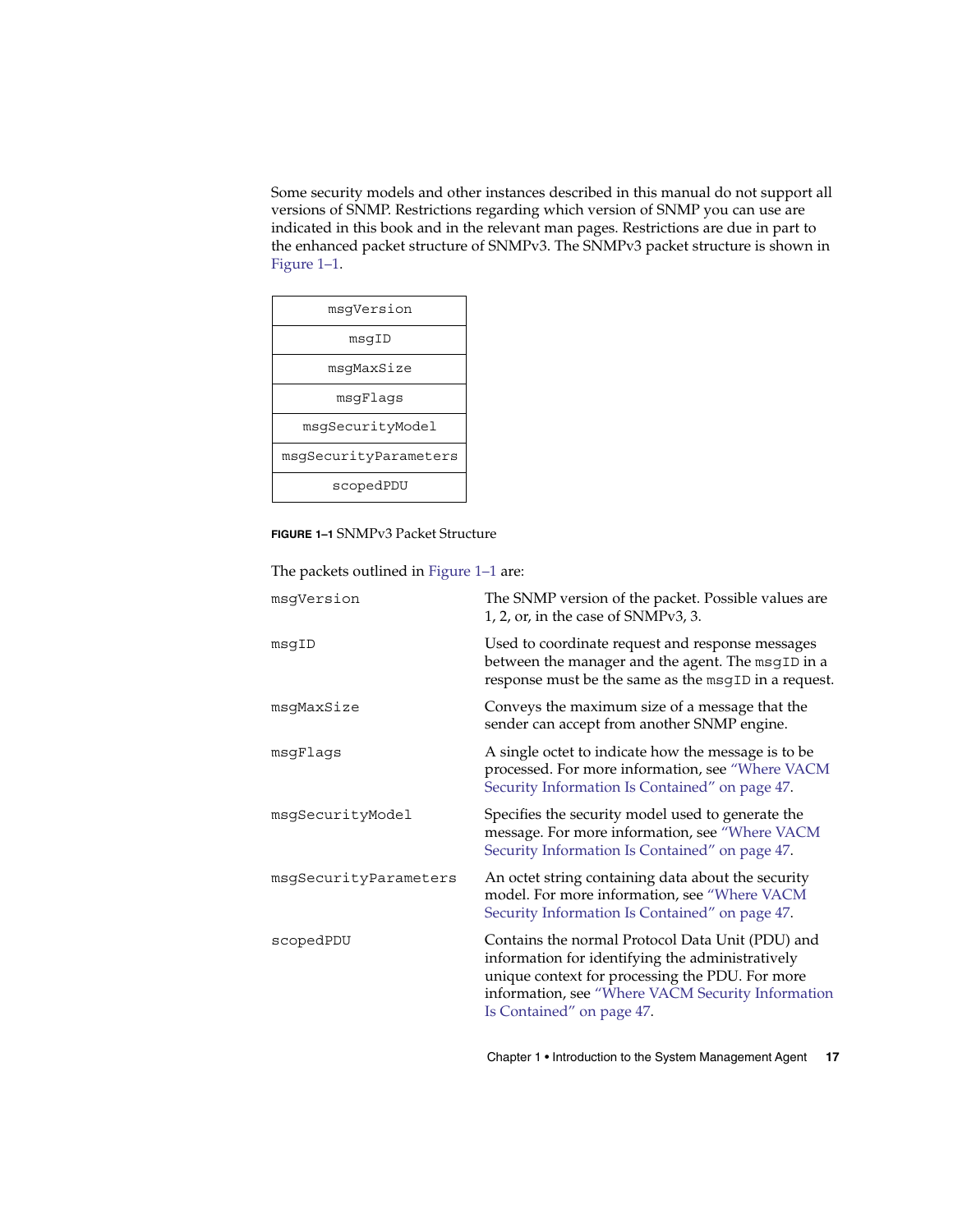Some security models and other instances described in this manual do not support all versions of SNMP. Restrictions regarding which version of SNMP you can use are indicated in this book and in the relevant man pages. Restrictions are due in part to the enhanced packet structure of SNMPv3. The SNMPv3 packet structure is shown in Figure 1–1.

| msgVersion |
| --- |
| msgID |
| msgMaxSize |
| msgFlags |
| msgSecurityModel |
| msgSecurityParameters |
| scopedPDU |

**FIGURE 1–1** SNMPv3 Packet Structure

The packets outlined in Figure 1–1 are:

`msgVersion`
: The SNMP version of the packet. Possible values are 1, 2, or, in the case of SNMPv3, 3.

`msgID`
: Used to coordinate request and response messages between the manager and the agent. The `msgID` in a response must be the same as the `msgID` in a request.

`msgMaxSize`
: Conveys the maximum size of a message that the sender can accept from another SNMP engine.

`msgFlags`
: A single octet to indicate how the message is to be processed. For more information, see "Where VACM Security Information Is Contained" on page 47.

`msgSecurityModel`
: Specifies the security model used to generate the message. For more information, see "Where VACM Security Information Is Contained" on page 47.

`msgSecurityParameters`
: An octet string containing data about the security model. For more information, see "Where VACM Security Information Is Contained" on page 47.

`scopedPDU`
: Contains the normal Protocol Data Unit (PDU) and information for identifying the administratively unique context for processing the PDU. For more information, see "Where VACM Security Information Is Contained" on page 47.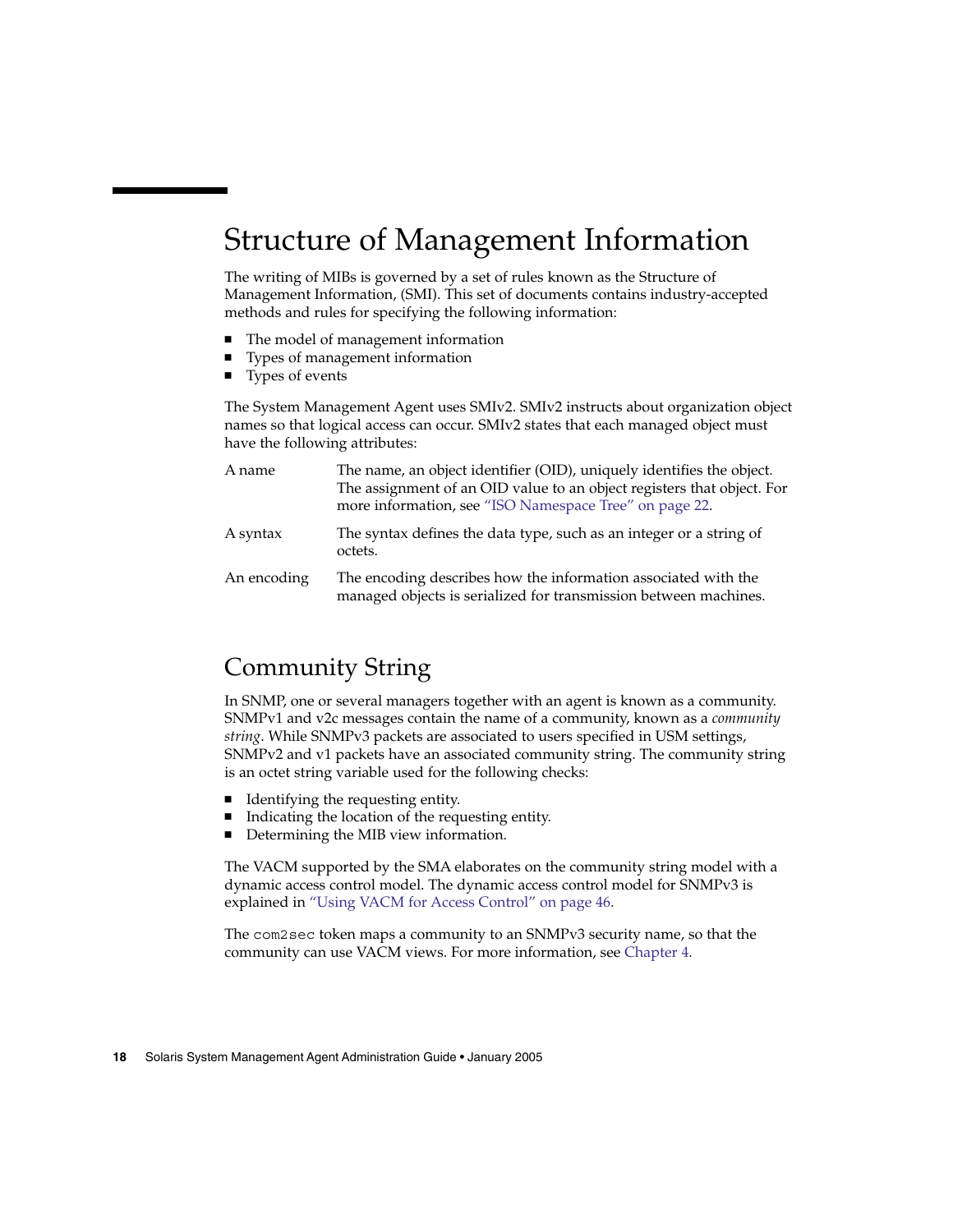## Structure of Management Information

The writing of MIBs is governed by a set of rules known as the Structure of Management Information, (SMI). This set of documents contains industry-accepted methods and rules for specifying the following information:

- The model of management information
- Types of management information
- Types of events

The System Management Agent uses SMIv2. SMIv2 instructs about organization object names so that logical access can occur. SMIv2 states that each managed object must have the following attributes:

| | |
|---|---|
| A name | The name, an object identifier (OID), uniquely identifies the object. The assignment of an OID value to an object registers that object. For more information, see "ISO Namespace Tree" on page 22. |
| A syntax | The syntax defines the data type, such as an integer or a string of octets. |
| An encoding | The encoding describes how the information associated with the managed objects is serialized for transmission between machines. |

## Community String

In SNMP, one or several managers together with an agent is known as a community. SNMPv1 and v2c messages contain the name of a community, known as a *community string*. While SNMPv3 packets are associated to users specified in USM settings, SNMPv2 and v1 packets have an associated community string. The community string is an octet string variable used for the following checks:

- Identifying the requesting entity.
- Indicating the location of the requesting entity.
- Determining the MIB view information.

The VACM supported by the SMA elaborates on the community string model with a dynamic access control model. The dynamic access control model for SNMPv3 is explained in "Using VACM for Access Control" on page 46.

The `com2sec` token maps a community to an SNMPv3 security name, so that the community can use VACM views. For more information, see Chapter 4.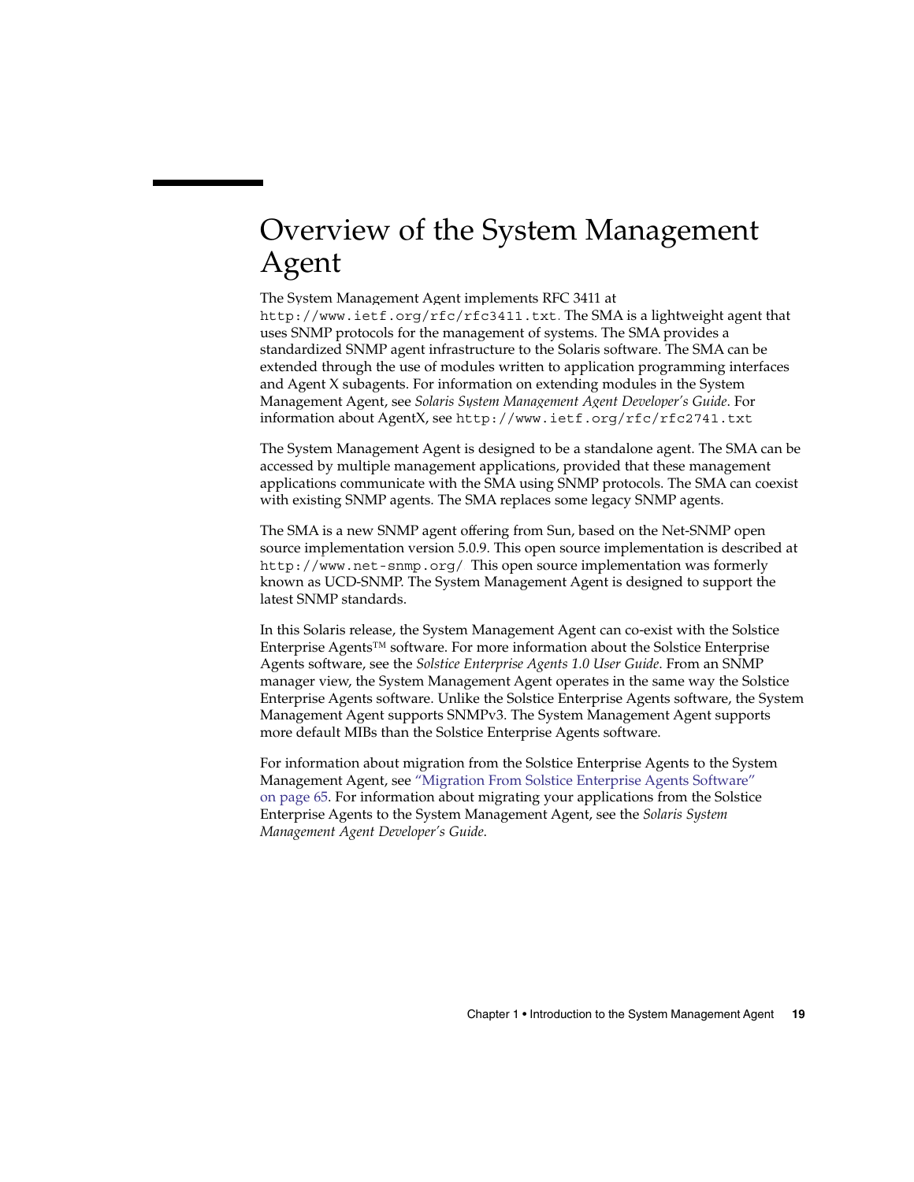# Overview of the System Management Agent

The System Management Agent implements RFC 3411 at `http://www.ietf.org/rfc/rfc3411.txt`. The SMA is a lightweight agent that uses SNMP protocols for the management of systems. The SMA provides a standardized SNMP agent infrastructure to the Solaris software. The SMA can be extended through the use of modules written to application programming interfaces and Agent X subagents. For information on extending modules in the System Management Agent, see *Solaris System Management Agent Developer's Guide*. For information about AgentX, see `http://www.ietf.org/rfc/rfc2741.txt`

The System Management Agent is designed to be a standalone agent. The SMA can be accessed by multiple management applications, provided that these management applications communicate with the SMA using SNMP protocols. The SMA can coexist with existing SNMP agents. The SMA replaces some legacy SNMP agents.

The SMA is a new SNMP agent offering from Sun, based on the Net-SNMP open source implementation version 5.0.9. This open source implementation is described at `http://www.net-snmp.org/` This open source implementation was formerly known as UCD-SNMP. The System Management Agent is designed to support the latest SNMP standards.

In this Solaris release, the System Management Agent can co-exist with the Solstice Enterprise Agents™ software. For more information about the Solstice Enterprise Agents software, see the *Solstice Enterprise Agents 1.0 User Guide*. From an SNMP manager view, the System Management Agent operates in the same way the Solstice Enterprise Agents software. Unlike the Solstice Enterprise Agents software, the System Management Agent supports SNMPv3. The System Management Agent supports more default MIBs than the Solstice Enterprise Agents software.

For information about migration from the Solstice Enterprise Agents to the System Management Agent, see "Migration From Solstice Enterprise Agents Software" on page 65. For information about migrating your applications from the Solstice Enterprise Agents to the System Management Agent, see the *Solaris System Management Agent Developer's Guide*.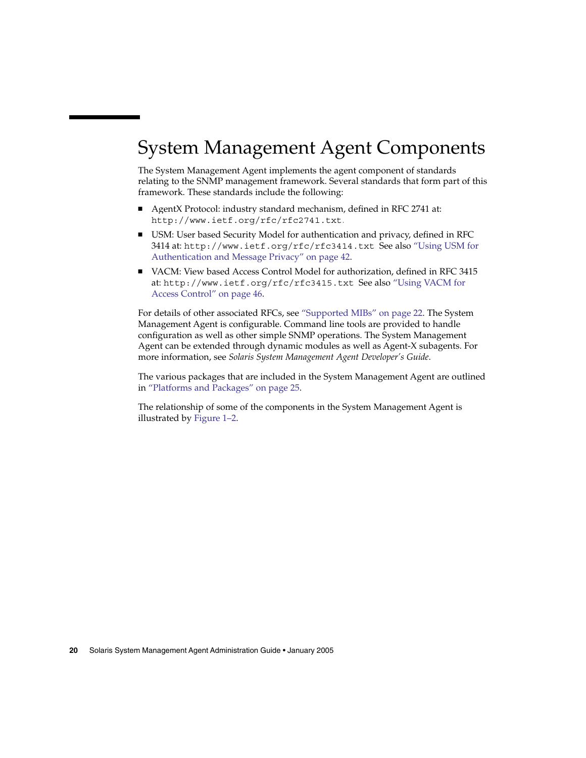# System Management Agent Components

The System Management Agent implements the agent component of standards relating to the SNMP management framework. Several standards that form part of this framework. These standards include the following:

- AgentX Protocol: industry standard mechanism, defined in RFC 2741 at: `http://www.ietf.org/rfc/rfc2741.txt`.
- USM: User based Security Model for authentication and privacy, defined in RFC 3414 at: `http://www.ietf.org/rfc/rfc3414.txt` See also "Using USM for Authentication and Message Privacy" on page 42.
- VACM: View based Access Control Model for authorization, defined in RFC 3415 at: `http://www.ietf.org/rfc/rfc3415.txt` See also "Using VACM for Access Control" on page 46.

For details of other associated RFCs, see "Supported MIBs" on page 22. The System Management Agent is configurable. Command line tools are provided to handle configuration as well as other simple SNMP operations. The System Management Agent can be extended through dynamic modules as well as Agent-X subagents. For more information, see *Solaris System Management Agent Developer's Guide*.

The various packages that are included in the System Management Agent are outlined in "Platforms and Packages" on page 25.

The relationship of some of the components in the System Management Agent is illustrated by Figure 1–2.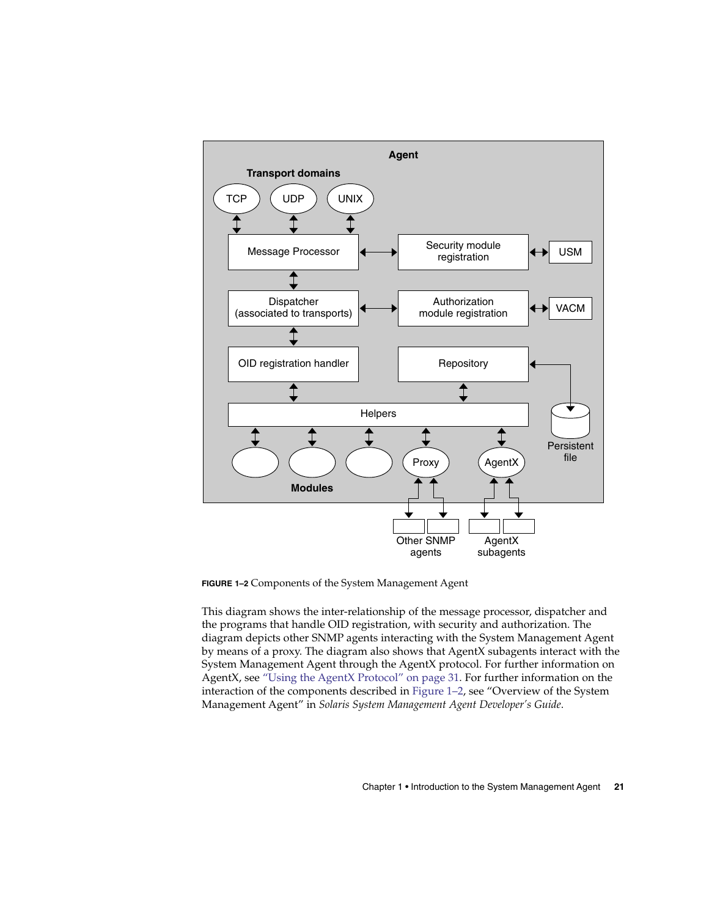**FIGURE 1–2** Components of the System Management Agent

This diagram shows the inter-relationship of the message processor, dispatcher and the programs that handle OID registration, with security and authorization. The diagram depicts other SNMP agents interacting with the System Management Agent by means of a proxy. The diagram also shows that AgentX subagents interact with the System Management Agent through the AgentX protocol. For further information on AgentX, see "Using the AgentX Protocol" on page 31. For further information on the interaction of the components described in Figure 1–2, see "Overview of the System Management Agent" in *Solaris System Management Agent Developer's Guide*.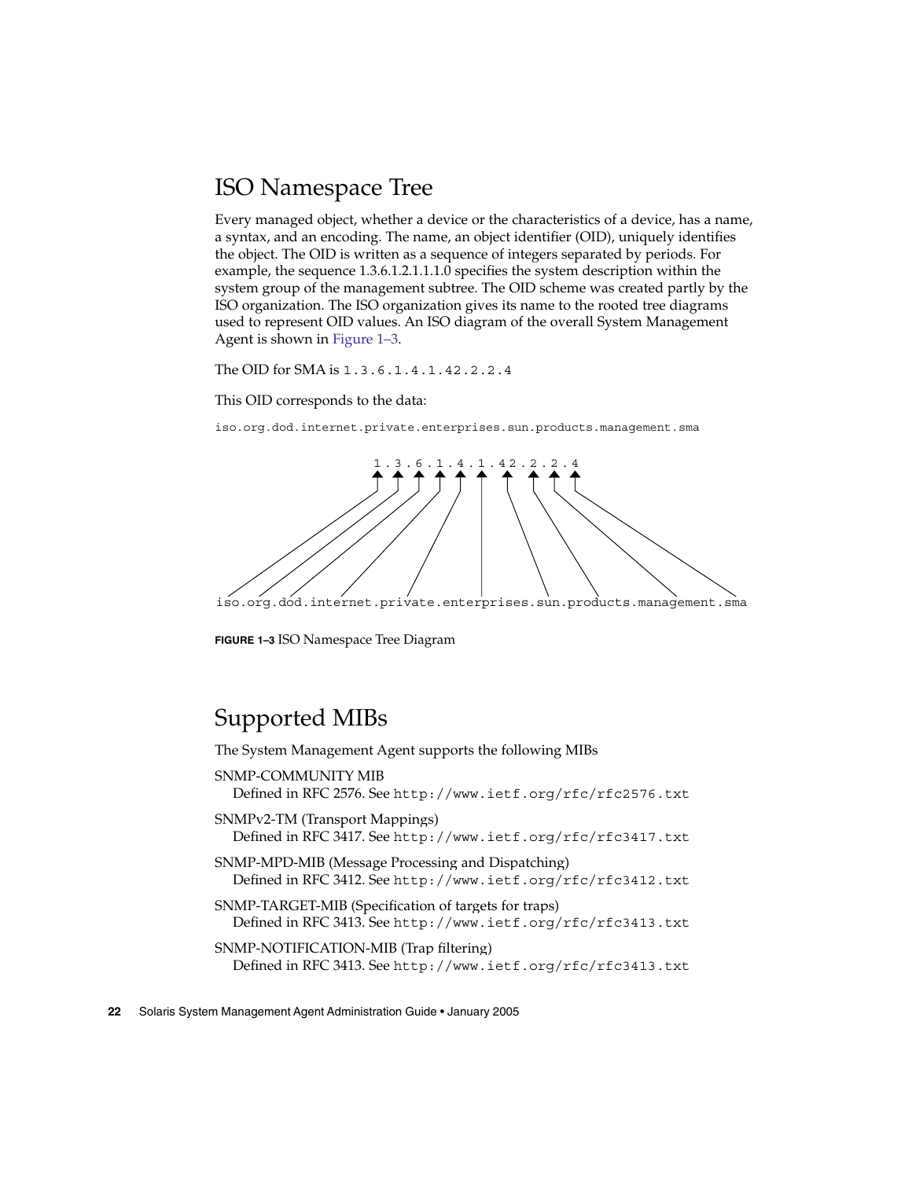## ISO Namespace Tree

Every managed object, whether a device or the characteristics of a device, has a name, a syntax, and an encoding. The name, an object identifier (OID), uniquely identifies the object. The OID is written as a sequence of integers separated by periods. For example, the sequence 1.3.6.1.2.1.1.1.0 specifies the system description within the system group of the management subtree. The OID scheme was created partly by the ISO organization. The ISO organization gives its name to the rooted tree diagrams used to represent OID values. An ISO diagram of the overall System Management Agent is shown in Figure 1–3.

The OID for SMA is `1.3.6.1.4.1.42.2.2.4`

This OID corresponds to the data:

```
iso.org.dod.internet.private.enterprises.sun.products.management.sma
```

```
1.3.6.1.4.1.42.2.2.4

iso.org.dod.internet.private.enterprises.sun.products.management.sma
```

**FIGURE 1–3** ISO Namespace Tree Diagram

## Supported MIBs

The System Management Agent supports the following MIBs

SNMP-COMMUNITY MIB
: Defined in RFC 2576. See `http://www.ietf.org/rfc/rfc2576.txt`

SNMPv2-TM (Transport Mappings)
: Defined in RFC 3417. See `http://www.ietf.org/rfc/rfc3417.txt`

SNMP-MPD-MIB (Message Processing and Dispatching)
: Defined in RFC 3412. See `http://www.ietf.org/rfc/rfc3412.txt`

SNMP-TARGET-MIB (Specification of targets for traps)
: Defined in RFC 3413. See `http://www.ietf.org/rfc/rfc3413.txt`

SNMP-NOTIFICATION-MIB (Trap filtering)
: Defined in RFC 3413. See `http://www.ietf.org/rfc/rfc3413.txt`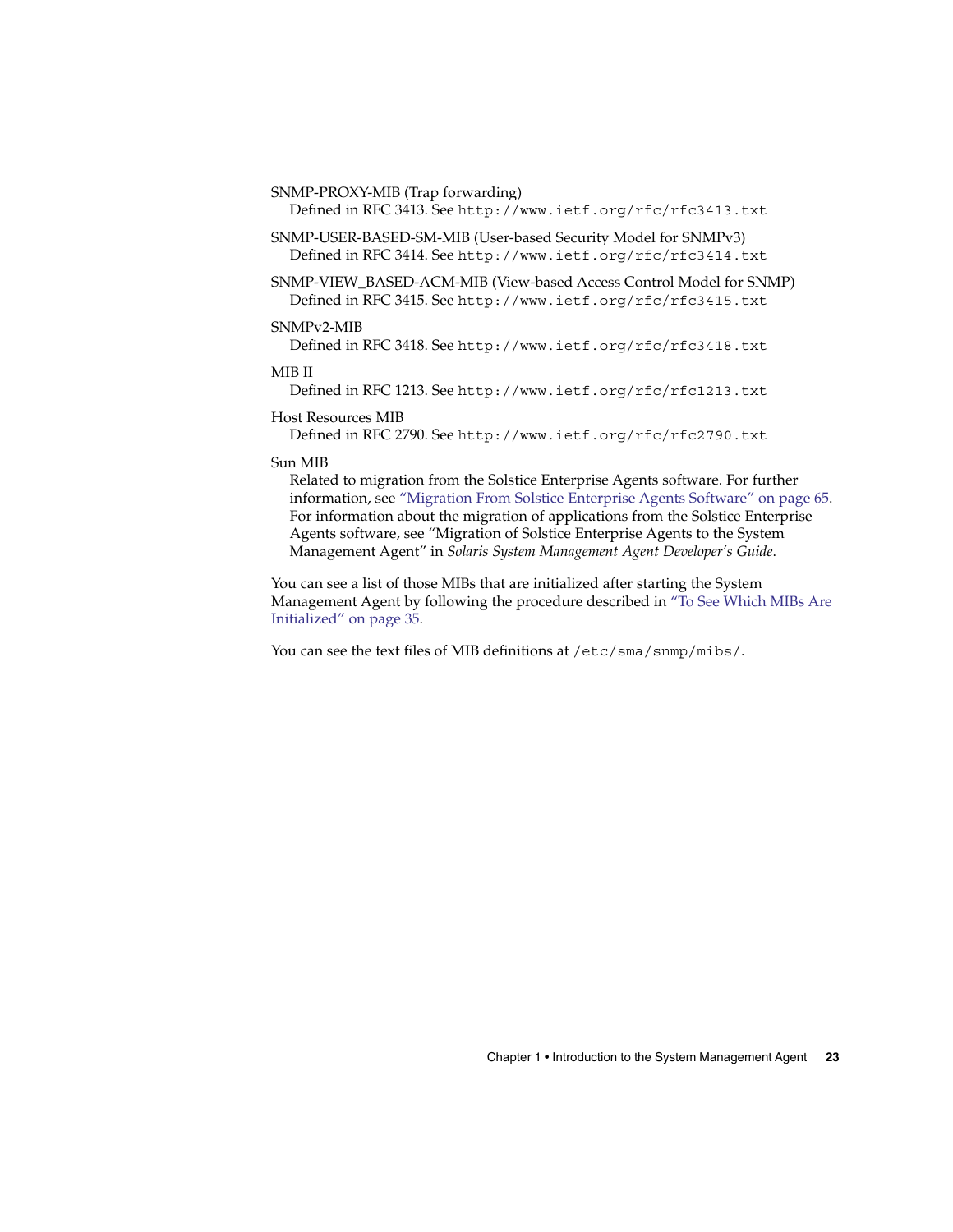SNMP-PROXY-MIB (Trap forwarding)
Defined in RFC 3413. See `http://www.ietf.org/rfc/rfc3413.txt`

SNMP-USER-BASED-SM-MIB (User-based Security Model for SNMPv3)
Defined in RFC 3414. See `http://www.ietf.org/rfc/rfc3414.txt`

SNMP-VIEW_BASED-ACM-MIB (View-based Access Control Model for SNMP)
Defined in RFC 3415. See `http://www.ietf.org/rfc/rfc3415.txt`

SNMPv2-MIB
Defined in RFC 3418. See `http://www.ietf.org/rfc/rfc3418.txt`

MIB II
Defined in RFC 1213. See `http://www.ietf.org/rfc/rfc1213.txt`

Host Resources MIB
Defined in RFC 2790. See `http://www.ietf.org/rfc/rfc2790.txt`

Sun MIB
Related to migration from the Solstice Enterprise Agents software. For further information, see "Migration From Solstice Enterprise Agents Software" on page 65. For information about the migration of applications from the Solstice Enterprise Agents software, see "Migration of Solstice Enterprise Agents to the System Management Agent" in *Solaris System Management Agent Developer's Guide*.

You can see a list of those MIBs that are initialized after starting the System Management Agent by following the procedure described in "To See Which MIBs Are Initialized" on page 35.

You can see the text files of MIB definitions at `/etc/sma/snmp/mibs/`.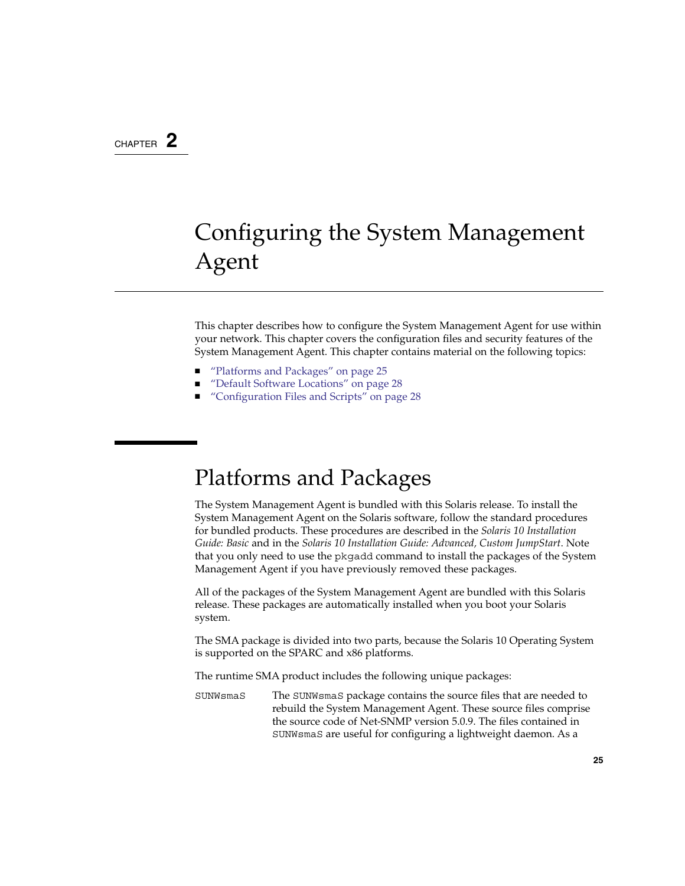CHAPTER 2

# Configuring the System Management Agent

This chapter describes how to configure the System Management Agent for use within your network. This chapter covers the configuration files and security features of the System Management Agent. This chapter contains material on the following topics:

- "Platforms and Packages" on page 25
- "Default Software Locations" on page 28
- "Configuration Files and Scripts" on page 28

## Platforms and Packages

The System Management Agent is bundled with this Solaris release. To install the System Management Agent on the Solaris software, follow the standard procedures for bundled products. These procedures are described in the *Solaris 10 Installation Guide: Basic* and in the *Solaris 10 Installation Guide: Advanced, Custom JumpStart*. Note that you only need to use the `pkgadd` command to install the packages of the System Management Agent if you have previously removed these packages.

All of the packages of the System Management Agent are bundled with this Solaris release. These packages are automatically installed when you boot your Solaris system.

The SMA package is divided into two parts, because the Solaris 10 Operating System is supported on the SPARC and x86 platforms.

The runtime SMA product includes the following unique packages:

`SUNWsmaS` The `SUNWsmaS` package contains the source files that are needed to rebuild the System Management Agent. These source files comprise the source code of Net-SNMP version 5.0.9. The files contained in `SUNWsmaS` are useful for configuring a lightweight daemon. As a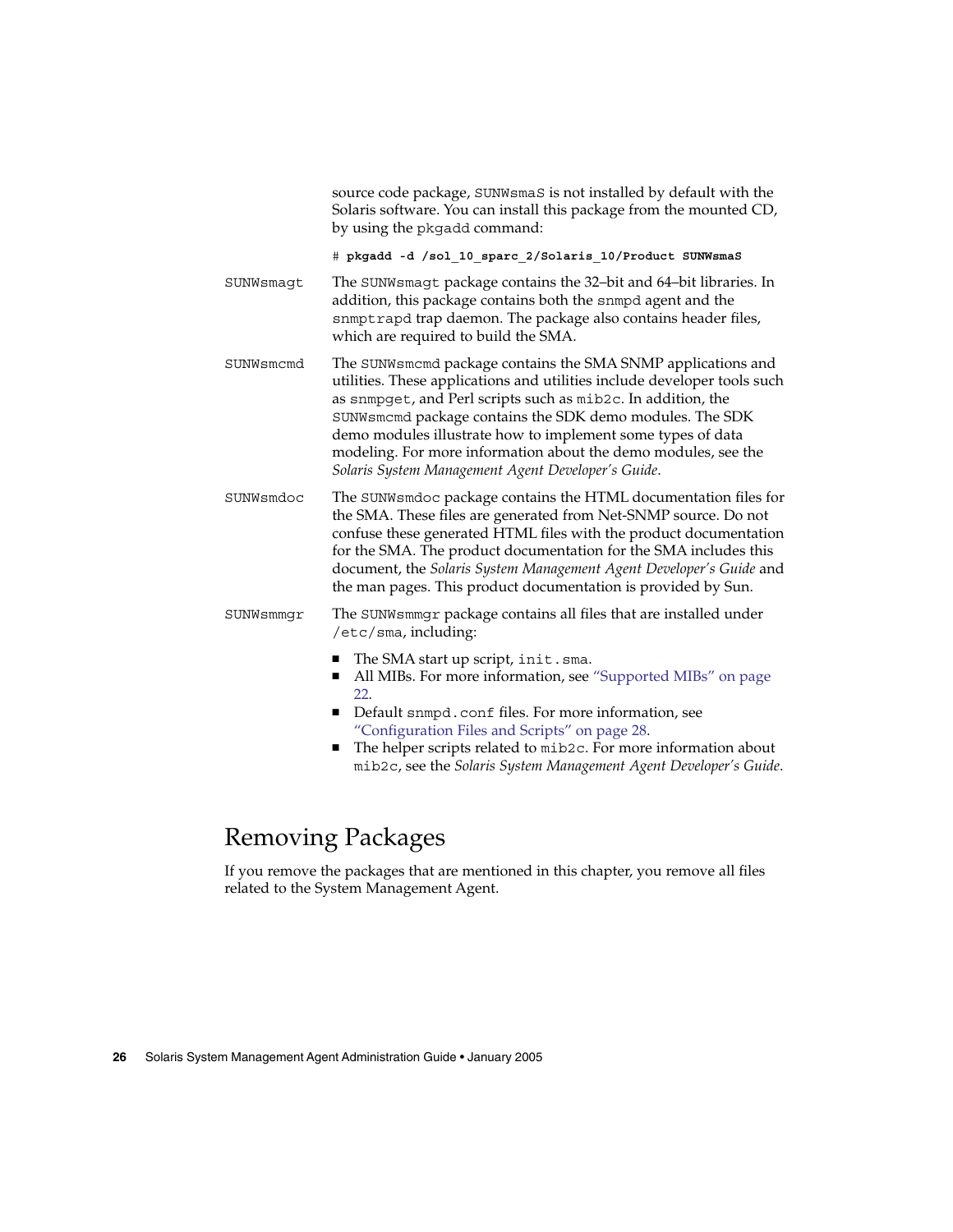source code package, SUNWsmaS is not installed by default with the Solaris software. You can install this package from the mounted CD, by using the pkgadd command:

```
# pkgadd -d /sol_10_sparc_2/Solaris_10/Product SUNWsmaS
```

SUNWsmagt
: The SUNWsmagt package contains the 32–bit and 64–bit libraries. In addition, this package contains both the snmpd agent and the snmptrapd trap daemon. The package also contains header files, which are required to build the SMA.

SUNWsmcmd
: The SUNWsmcmd package contains the SMA SNMP applications and utilities. These applications and utilities include developer tools such as snmpget, and Perl scripts such as mib2c. In addition, the SUNWsmcmd package contains the SDK demo modules. The SDK demo modules illustrate how to implement some types of data modeling. For more information about the demo modules, see the *Solaris System Management Agent Developer's Guide*.

SUNWsmdoc
: The SUNWsmdoc package contains the HTML documentation files for the SMA. These files are generated from Net-SNMP source. Do not confuse these generated HTML files with the product documentation for the SMA. The product documentation for the SMA includes this document, the *Solaris System Management Agent Developer's Guide* and the man pages. This product documentation is provided by Sun.

SUNWsmmgr
: The SUNWsmmgr package contains all files that are installed under /etc/sma, including:

- The SMA start up script, init.sma.
- All MIBs. For more information, see "Supported MIBs" on page 22.
- Default snmpd.conf files. For more information, see "Configuration Files and Scripts" on page 28.
- The helper scripts related to mib2c. For more information about mib2c, see the *Solaris System Management Agent Developer's Guide*.

## Removing Packages

If you remove the packages that are mentioned in this chapter, you remove all files related to the System Management Agent.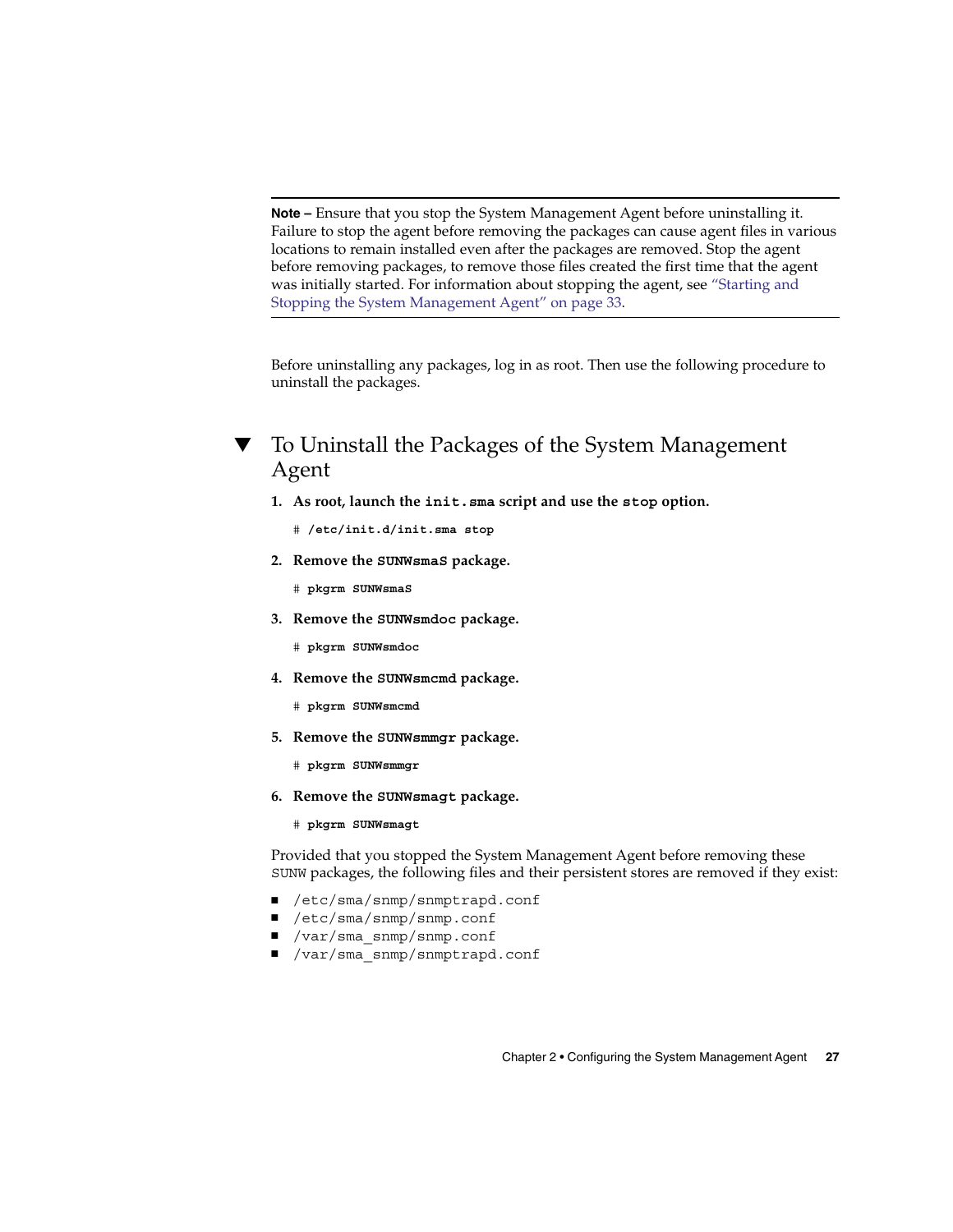**Note –** Ensure that you stop the System Management Agent before uninstalling it. Failure to stop the agent before removing the packages can cause agent files in various locations to remain installed even after the packages are removed. Stop the agent before removing packages, to remove those files created the first time that the agent was initially started. For information about stopping the agent, see "Starting and Stopping the System Management Agent" on page 33.

Before uninstalling any packages, log in as root. Then use the following procedure to uninstall the packages.

## ▼ To Uninstall the Packages of the System Management Agent

1. **As root, launch the `init.sma` script and use the `stop` option.**

   ```
   # /etc/init.d/init.sma stop
   ```

2. **Remove the `SUNWsmaS` package.**

   ```
   # pkgrm SUNWsmaS
   ```

3. **Remove the `SUNWsmdoc` package.**

   ```
   # pkgrm SUNWsmdoc
   ```

4. **Remove the `SUNWsmcmd` package.**

   ```
   # pkgrm SUNWsmcmd
   ```

5. **Remove the `SUNWsmmgr` package.**

   ```
   # pkgrm SUNWsmmgr
   ```

6. **Remove the `SUNWsmagt` package.**

   ```
   # pkgrm SUNWsmagt
   ```

   Provided that you stopped the System Management Agent before removing these `SUNW` packages, the following files and their persistent stores are removed if they exist:

   - `/etc/sma/snmp/snmptrapd.conf`
   - `/etc/sma/snmp/snmp.conf`
   - `/var/sma_snmp/snmp.conf`
   - `/var/sma_snmp/snmptrapd.conf`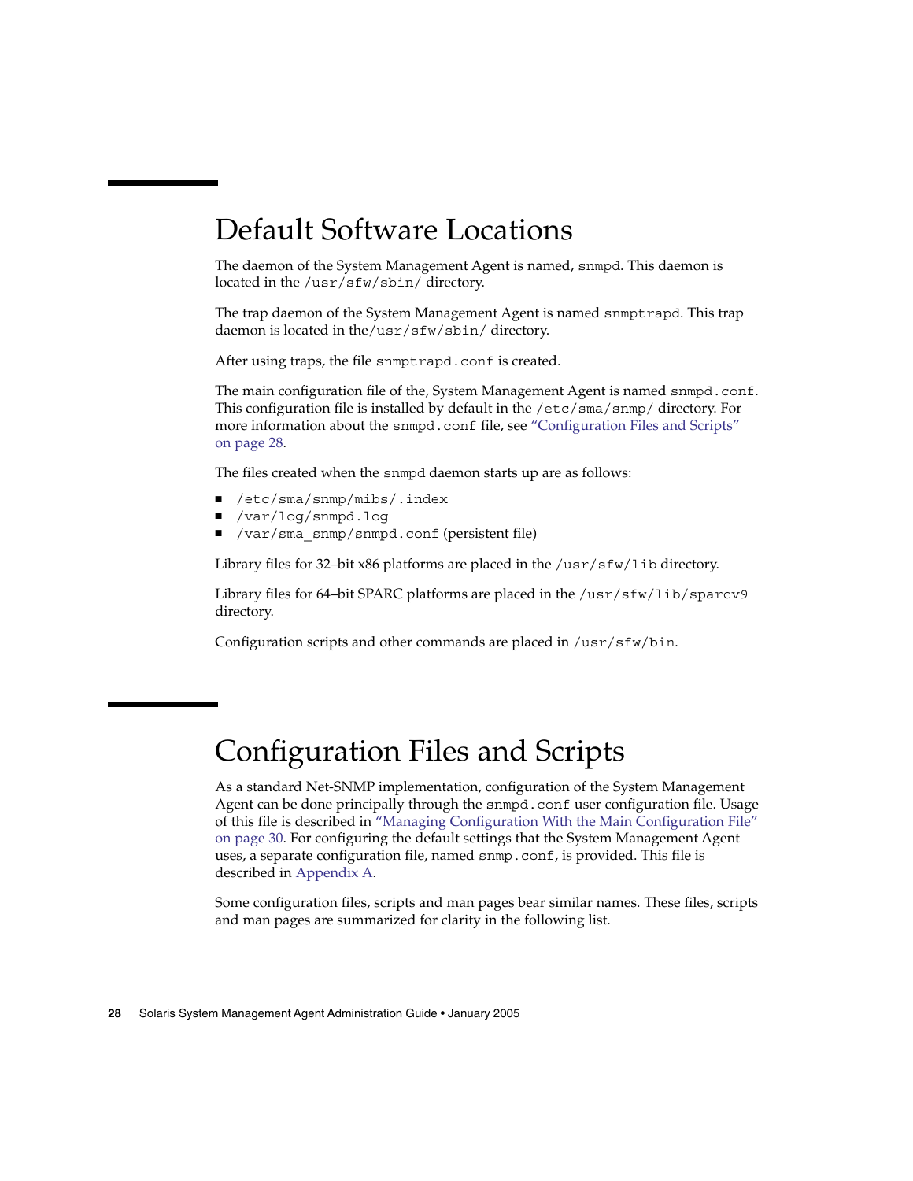## Default Software Locations

The daemon of the System Management Agent is named, `snmpd`. This daemon is located in the `/usr/sfw/sbin/` directory.

The trap daemon of the System Management Agent is named `snmptrapd`. This trap daemon is located in the`/usr/sfw/sbin/` directory.

After using traps, the file `snmptrapd.conf` is created.

The main configuration file of the, System Management Agent is named `snmpd.conf`. This configuration file is installed by default in the `/etc/sma/snmp/` directory. For more information about the `snmpd.conf` file, see "Configuration Files and Scripts" on page 28.

The files created when the `snmpd` daemon starts up are as follows:

- `/etc/sma/snmp/mibs/.index`
- `/var/log/snmpd.log`
- `/var/sma_snmp/snmpd.conf` (persistent file)

Library files for 32–bit x86 platforms are placed in the `/usr/sfw/lib` directory.

Library files for 64–bit SPARC platforms are placed in the `/usr/sfw/lib/sparcv9` directory.

Configuration scripts and other commands are placed in `/usr/sfw/bin`.

## Configuration Files and Scripts

As a standard Net-SNMP implementation, configuration of the System Management Agent can be done principally through the `snmpd.conf` user configuration file. Usage of this file is described in "Managing Configuration With the Main Configuration File" on page 30. For configuring the default settings that the System Management Agent uses, a separate configuration file, named `snmp.conf`, is provided. This file is described in Appendix A.

Some configuration files, scripts and man pages bear similar names. These files, scripts and man pages are summarized for clarity in the following list.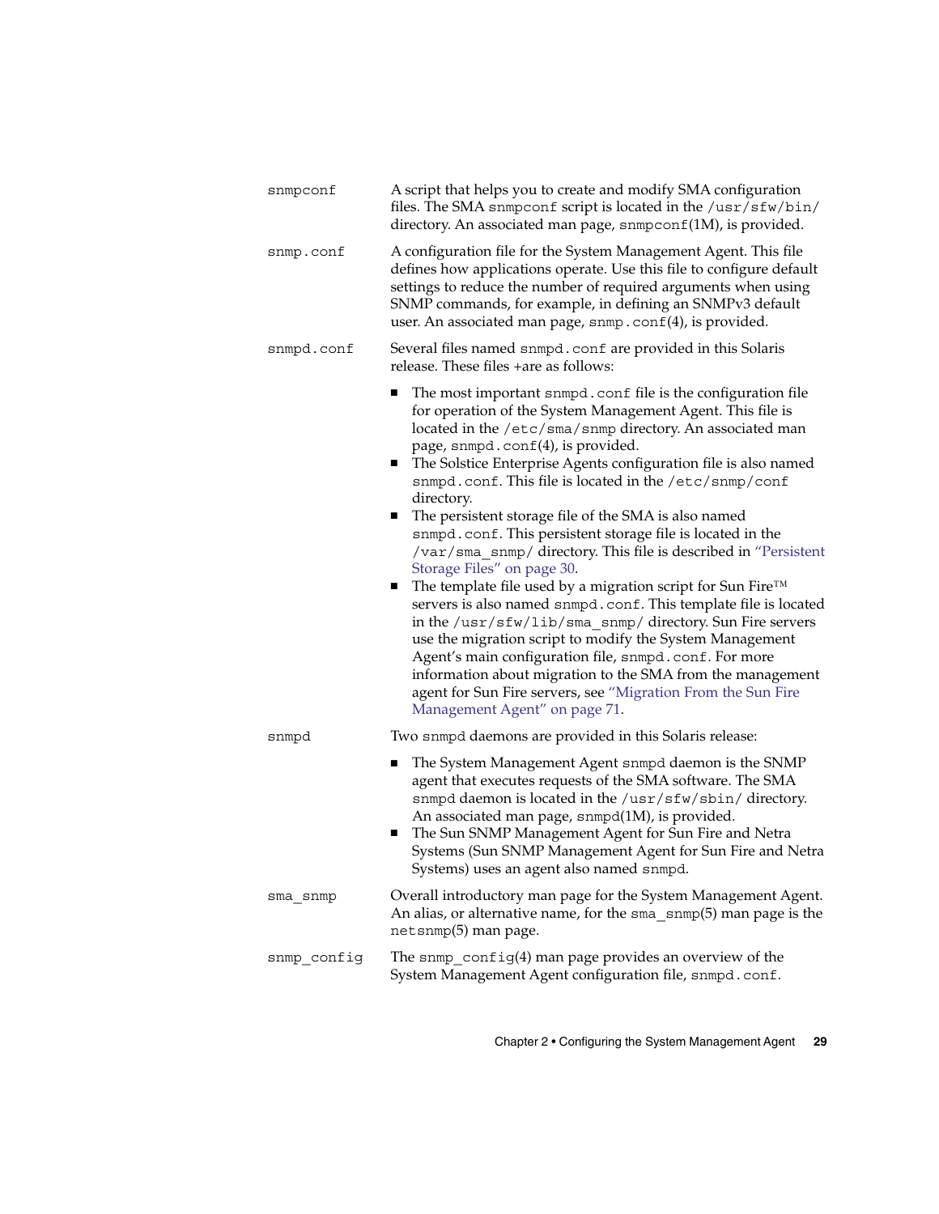snmpconf
: A script that helps you to create and modify SMA configuration files. The SMA `snmpconf` script is located in the `/usr/sfw/bin/` directory. An associated man page, `snmpconf`(1M), is provided.

snmp.conf
: A configuration file for the System Management Agent. This file defines how applications operate. Use this file to configure default settings to reduce the number of required arguments when using SNMP commands, for example, in defining an SNMPv3 default user. An associated man page, `snmp.conf`(4), is provided.

snmpd.conf
: Several files named `snmpd.conf` are provided in this Solaris release. These files +are as follows:

  - The most important `snmpd.conf` file is the configuration file for operation of the System Management Agent. This file is located in the `/etc/sma/snmp` directory. An associated man page, `snmpd.conf`(4), is provided.
  - The Solstice Enterprise Agents configuration file is also named `snmpd.conf`. This file is located in the `/etc/snmp/conf` directory.
  - The persistent storage file of the SMA is also named `snmpd.conf`. This persistent storage file is located in the `/var/sma_snmp/` directory. This file is described in "Persistent Storage Files" on page 30.
  - The template file used by a migration script for Sun Fire™ servers is also named `snmpd.conf`. This template file is located in the `/usr/sfw/lib/sma_snmp/` directory. Sun Fire servers use the migration script to modify the System Management Agent's main configuration file, `snmpd.conf`. For more information about migration to the SMA from the management agent for Sun Fire servers, see "Migration From the Sun Fire Management Agent" on page 71.

snmpd
: Two `snmpd` daemons are provided in this Solaris release:

  - The System Management Agent `snmpd` daemon is the SNMP agent that executes requests of the SMA software. The SMA `snmpd` daemon is located in the `/usr/sfw/sbin/` directory. An associated man page, `snmpd`(1M), is provided.
  - The Sun SNMP Management Agent for Sun Fire and Netra Systems (Sun SNMP Management Agent for Sun Fire and Netra Systems) uses an agent also named `snmpd`.

sma_snmp
: Overall introductory man page for the System Management Agent. An alias, or alternative name, for the `sma_snmp`(5) man page is the `netsnmp`(5) man page.

snmp_config
: The `snmp_config`(4) man page provides an overview of the System Management Agent configuration file, `snmpd.conf`.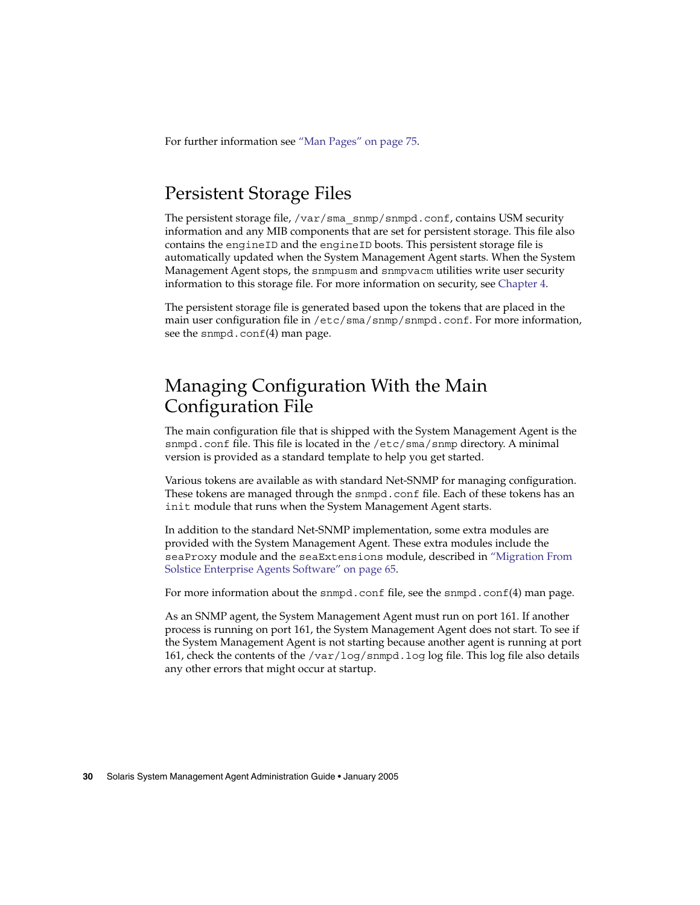For further information see "Man Pages" on page 75.

## Persistent Storage Files

The persistent storage file, `/var/sma_snmp/snmpd.conf`, contains USM security information and any MIB components that are set for persistent storage. This file also contains the `engineID` and the `engineID` boots. This persistent storage file is automatically updated when the System Management Agent starts. When the System Management Agent stops, the `snmpusm` and `snmpvacm` utilities write user security information to this storage file. For more information on security, see Chapter 4.

The persistent storage file is generated based upon the tokens that are placed in the main user configuration file in `/etc/sma/snmp/snmpd.conf`. For more information, see the `snmpd.conf`(4) man page.

## Managing Configuration With the Main Configuration File

The main configuration file that is shipped with the System Management Agent is the `snmpd.conf` file. This file is located in the `/etc/sma/snmp` directory. A minimal version is provided as a standard template to help you get started.

Various tokens are available as with standard Net-SNMP for managing configuration. These tokens are managed through the `snmpd.conf` file. Each of these tokens has an `init` module that runs when the System Management Agent starts.

In addition to the standard Net-SNMP implementation, some extra modules are provided with the System Management Agent. These extra modules include the `seaProxy` module and the `seaExtensions` module, described in "Migration From Solstice Enterprise Agents Software" on page 65.

For more information about the `snmpd.conf` file, see the `snmpd.conf`(4) man page.

As an SNMP agent, the System Management Agent must run on port 161. If another process is running on port 161, the System Management Agent does not start. To see if the System Management Agent is not starting because another agent is running at port 161, check the contents of the `/var/log/snmpd.log` log file. This log file also details any other errors that might occur at startup.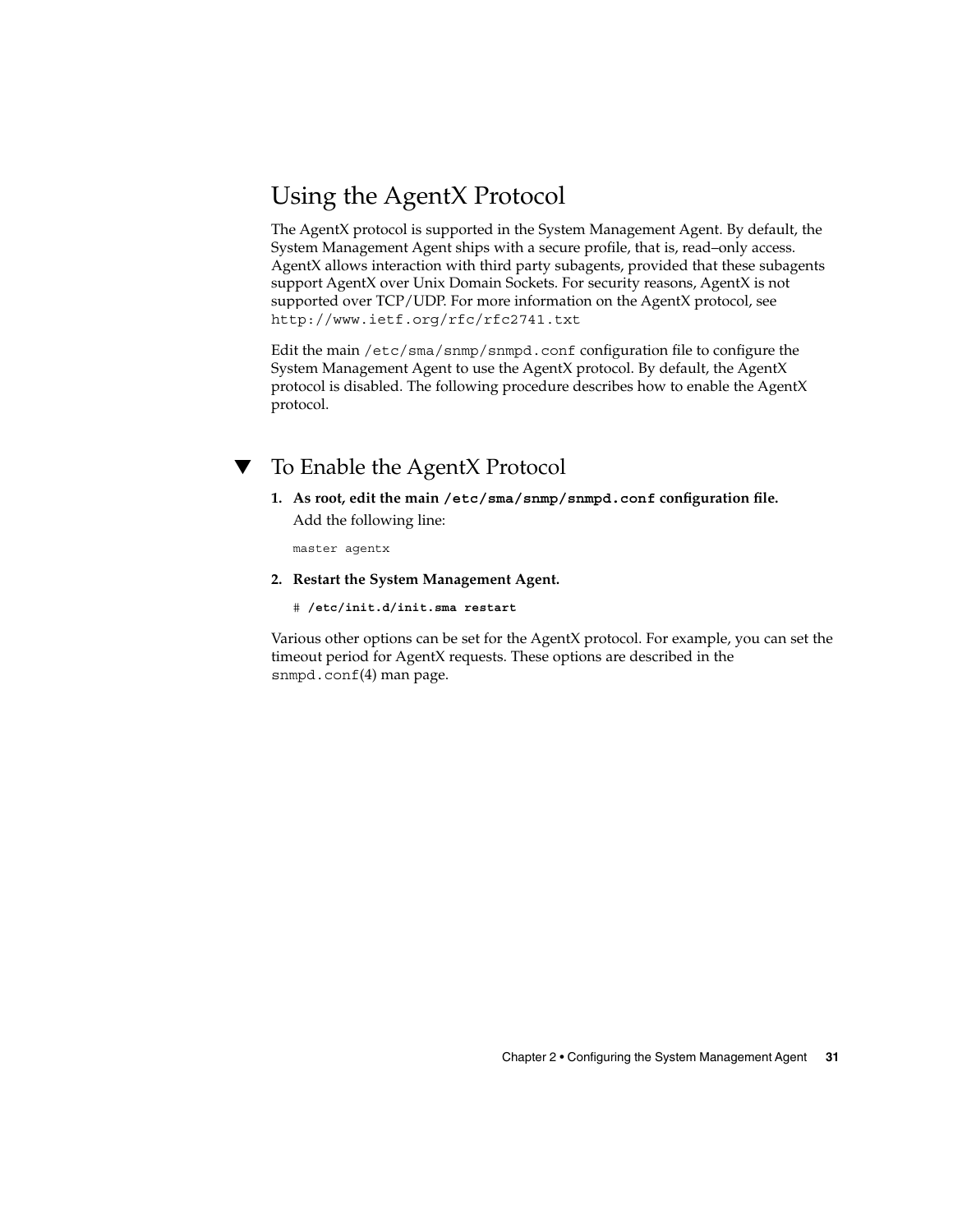## Using the AgentX Protocol

The AgentX protocol is supported in the System Management Agent. By default, the System Management Agent ships with a secure profile, that is, read–only access. AgentX allows interaction with third party subagents, provided that these subagents support AgentX over Unix Domain Sockets. For security reasons, AgentX is not supported over TCP/UDP. For more information on the AgentX protocol, see `http://www.ietf.org/rfc/rfc2741.txt`

Edit the main `/etc/sma/snmp/snmpd.conf` configuration file to configure the System Management Agent to use the AgentX protocol. By default, the AgentX protocol is disabled. The following procedure describes how to enable the AgentX protocol.

### ▼ To Enable the AgentX Protocol

1. **As root, edit the main `/etc/sma/snmp/snmpd.conf` configuration file.**

   Add the following line:

   ```
   master agentx
   ```

2. **Restart the System Management Agent.**

   ```
   # /etc/init.d/init.sma restart
   ```

Various other options can be set for the AgentX protocol. For example, you can set the timeout period for AgentX requests. These options are described in the `snmpd.conf`(4) man page.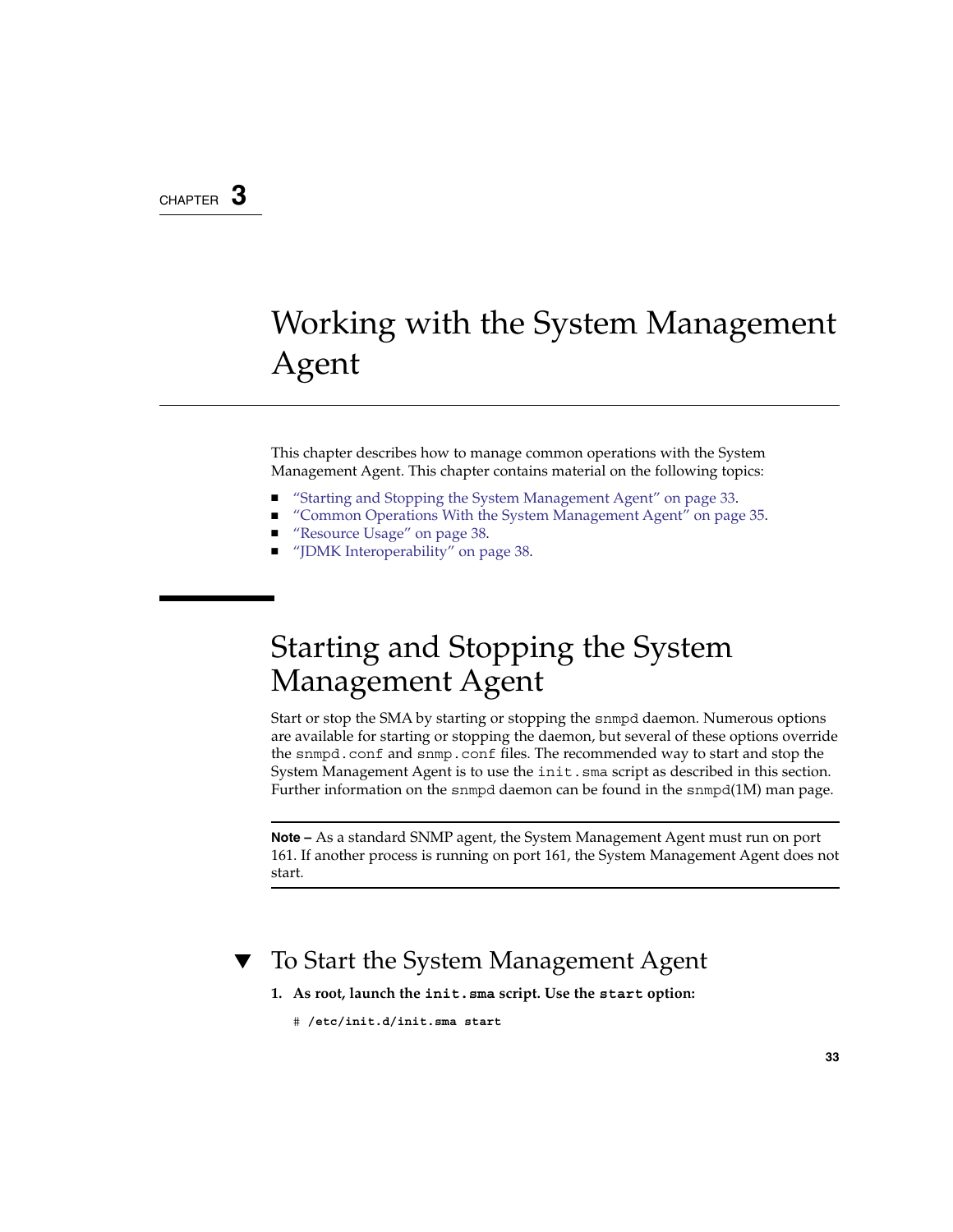CHAPTER 3

# Working with the System Management Agent

This chapter describes how to manage common operations with the System Management Agent. This chapter contains material on the following topics:

- "Starting and Stopping the System Management Agent" on page 33.
- "Common Operations With the System Management Agent" on page 35.
- "Resource Usage" on page 38.
- "JDMK Interoperability" on page 38.

## Starting and Stopping the System Management Agent

Start or stop the SMA by starting or stopping the `snmpd` daemon. Numerous options are available for starting or stopping the daemon, but several of these options override the `snmpd.conf` and `snmp.conf` files. The recommended way to start and stop the System Management Agent is to use the `init.sma` script as described in this section. Further information on the `snmpd` daemon can be found in the `snmpd`(1M) man page.

---

**Note –** As a standard SNMP agent, the System Management Agent must run on port 161. If another process is running on port 161, the System Management Agent does not start.

---

### ▼ To Start the System Management Agent

1. **As root, launch the `init.sma` script. Use the `start` option:**

```
# /etc/init.d/init.sma start
```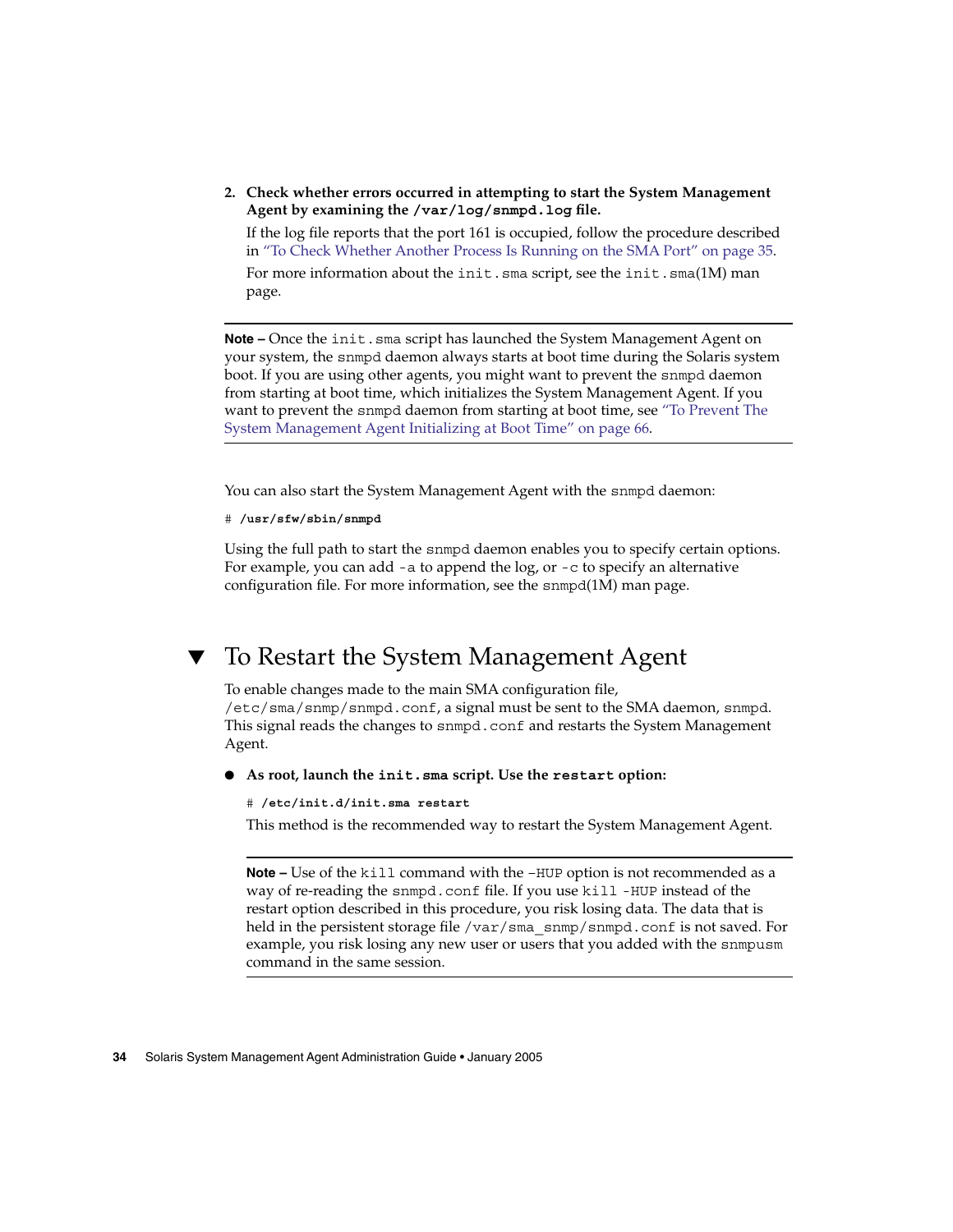2. **Check whether errors occurred in attempting to start the System Management Agent by examining the `/var/log/snmpd.log` file.**

   If the log file reports that the port 161 is occupied, follow the procedure described in "To Check Whether Another Process Is Running on the SMA Port" on page 35.

   For more information about the `init.sma` script, see the `init.sma`(1M) man page.

---

**Note –** Once the `init.sma` script has launched the System Management Agent on your system, the `snmpd` daemon always starts at boot time during the Solaris system boot. If you are using other agents, you might want to prevent the `snmpd` daemon from starting at boot time, which initializes the System Management Agent. If you want to prevent the `snmpd` daemon from starting at boot time, see "To Prevent The System Management Agent Initializing at Boot Time" on page 66.

---

You can also start the System Management Agent with the `snmpd` daemon:

```
# /usr/sfw/sbin/snmpd
```

Using the full path to start the `snmpd` daemon enables you to specify certain options. For example, you can add `-a` to append the log, or `-c` to specify an alternative configuration file. For more information, see the `snmpd`(1M) man page.

## ▼ To Restart the System Management Agent

To enable changes made to the main SMA configuration file, `/etc/sma/snmp/snmpd.conf`, a signal must be sent to the SMA daemon, `snmpd`. This signal reads the changes to `snmpd.conf` and restarts the System Management Agent.

- **As root, launch the `init.sma` script. Use the `restart` option:**

  ```
  # /etc/init.d/init.sma restart
  ```

  This method is the recommended way to restart the System Management Agent.

---

**Note –** Use of the `kill` command with the `-HUP` option is not recommended as a way of re-reading the `snmpd.conf` file. If you use `kill -HUP` instead of the restart option described in this procedure, you risk losing data. The data that is held in the persistent storage file `/var/sma_snmp/snmpd.conf` is not saved. For example, you risk losing any new user or users that you added with the `snmpusm` command in the same session.

---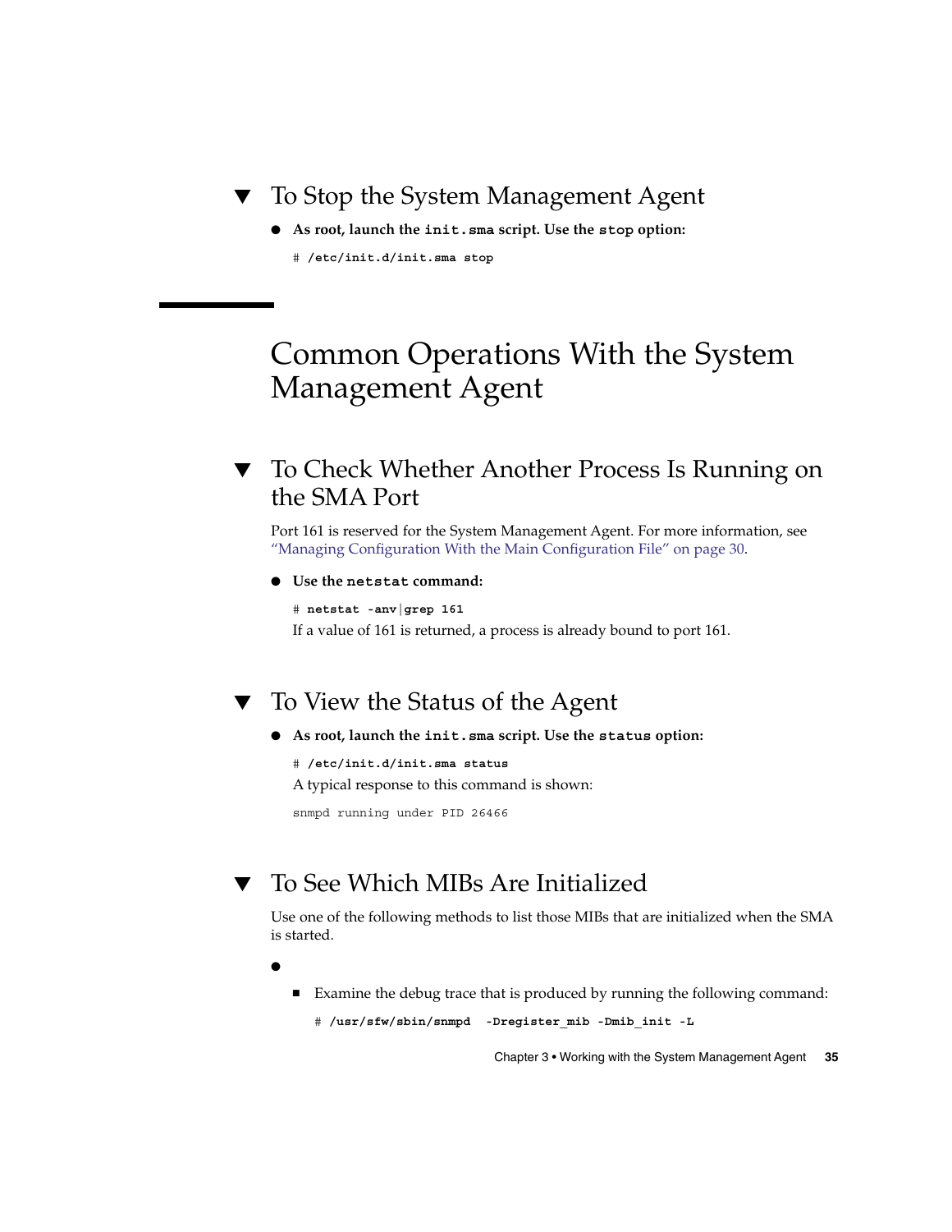### ▼ To Stop the System Management Agent

- **As root, launch the `init.sma` script. Use the `stop` option:**

  ```
  # /etc/init.d/init.sma stop
  ```

## Common Operations With the System Management Agent

### ▼ To Check Whether Another Process Is Running on the SMA Port

Port 161 is reserved for the System Management Agent. For more information, see "Managing Configuration With the Main Configuration File" on page 30.

- **Use the `netstat` command:**

  ```
  # netstat -anv|grep 161
  ```

  If a value of 161 is returned, a process is already bound to port 161.

### ▼ To View the Status of the Agent

- **As root, launch the `init.sma` script. Use the `status` option:**

  ```
  # /etc/init.d/init.sma status
  ```

  A typical response to this command is shown:

  ```
  snmpd running under PID 26466
  ```

### ▼ To See Which MIBs Are Initialized

Use one of the following methods to list those MIBs that are initialized when the SMA is started.

- 
  - Examine the debug trace that is produced by running the following command:

    ```
    # /usr/sfw/sbin/snmpd  -Dregister_mib -Dmib_init -L
    ```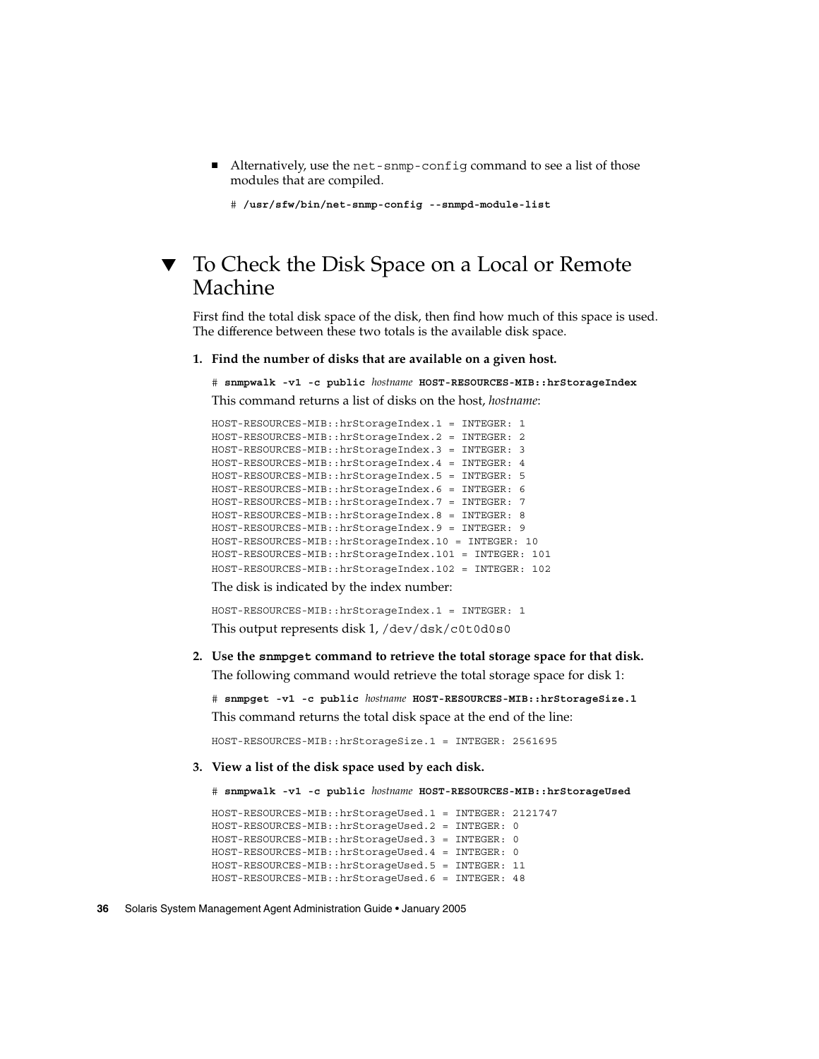- Alternatively, use the `net-snmp-config` command to see a list of those modules that are compiled.

  ```
  # /usr/sfw/bin/net-snmp-config --snmpd-module-list
  ```

## ▼ To Check the Disk Space on a Local or Remote Machine

First find the total disk space of the disk, then find how much of this space is used. The difference between these two totals is the available disk space.

1. **Find the number of disks that are available on a given host.**

   ```
   # snmpwalk -v1 -c public hostname HOST-RESOURCES-MIB::hrStorageIndex
   ```

   This command returns a list of disks on the host, *hostname*:

   ```
   HOST-RESOURCES-MIB::hrStorageIndex.1 = INTEGER: 1
   HOST-RESOURCES-MIB::hrStorageIndex.2 = INTEGER: 2
   HOST-RESOURCES-MIB::hrStorageIndex.3 = INTEGER: 3
   HOST-RESOURCES-MIB::hrStorageIndex.4 = INTEGER: 4
   HOST-RESOURCES-MIB::hrStorageIndex.5 = INTEGER: 5
   HOST-RESOURCES-MIB::hrStorageIndex.6 = INTEGER: 6
   HOST-RESOURCES-MIB::hrStorageIndex.7 = INTEGER: 7
   HOST-RESOURCES-MIB::hrStorageIndex.8 = INTEGER: 8
   HOST-RESOURCES-MIB::hrStorageIndex.9 = INTEGER: 9
   HOST-RESOURCES-MIB::hrStorageIndex.10 = INTEGER: 10
   HOST-RESOURCES-MIB::hrStorageIndex.101 = INTEGER: 101
   HOST-RESOURCES-MIB::hrStorageIndex.102 = INTEGER: 102
   ```

   The disk is indicated by the index number:

   ```
   HOST-RESOURCES-MIB::hrStorageIndex.1 = INTEGER: 1
   ```

   This output represents disk 1, `/dev/dsk/c0t0d0s0`

2. **Use the `snmpget` command to retrieve the total storage space for that disk.**

   The following command would retrieve the total storage space for disk 1:

   ```
   # snmpget -v1 -c public hostname HOST-RESOURCES-MIB::hrStorageSize.1
   ```

   This command returns the total disk space at the end of the line:

   ```
   HOST-RESOURCES-MIB::hrStorageSize.1 = INTEGER: 2561695
   ```

3. **View a list of the disk space used by each disk.**

   ```
   # snmpwalk -v1 -c public hostname HOST-RESOURCES-MIB::hrStorageUsed
   ```

   ```
   HOST-RESOURCES-MIB::hrStorageUsed.1 = INTEGER: 2121747
   HOST-RESOURCES-MIB::hrStorageUsed.2 = INTEGER: 0
   HOST-RESOURCES-MIB::hrStorageUsed.3 = INTEGER: 0
   HOST-RESOURCES-MIB::hrStorageUsed.4 = INTEGER: 0
   HOST-RESOURCES-MIB::hrStorageUsed.5 = INTEGER: 11
   HOST-RESOURCES-MIB::hrStorageUsed.6 = INTEGER: 48
   ```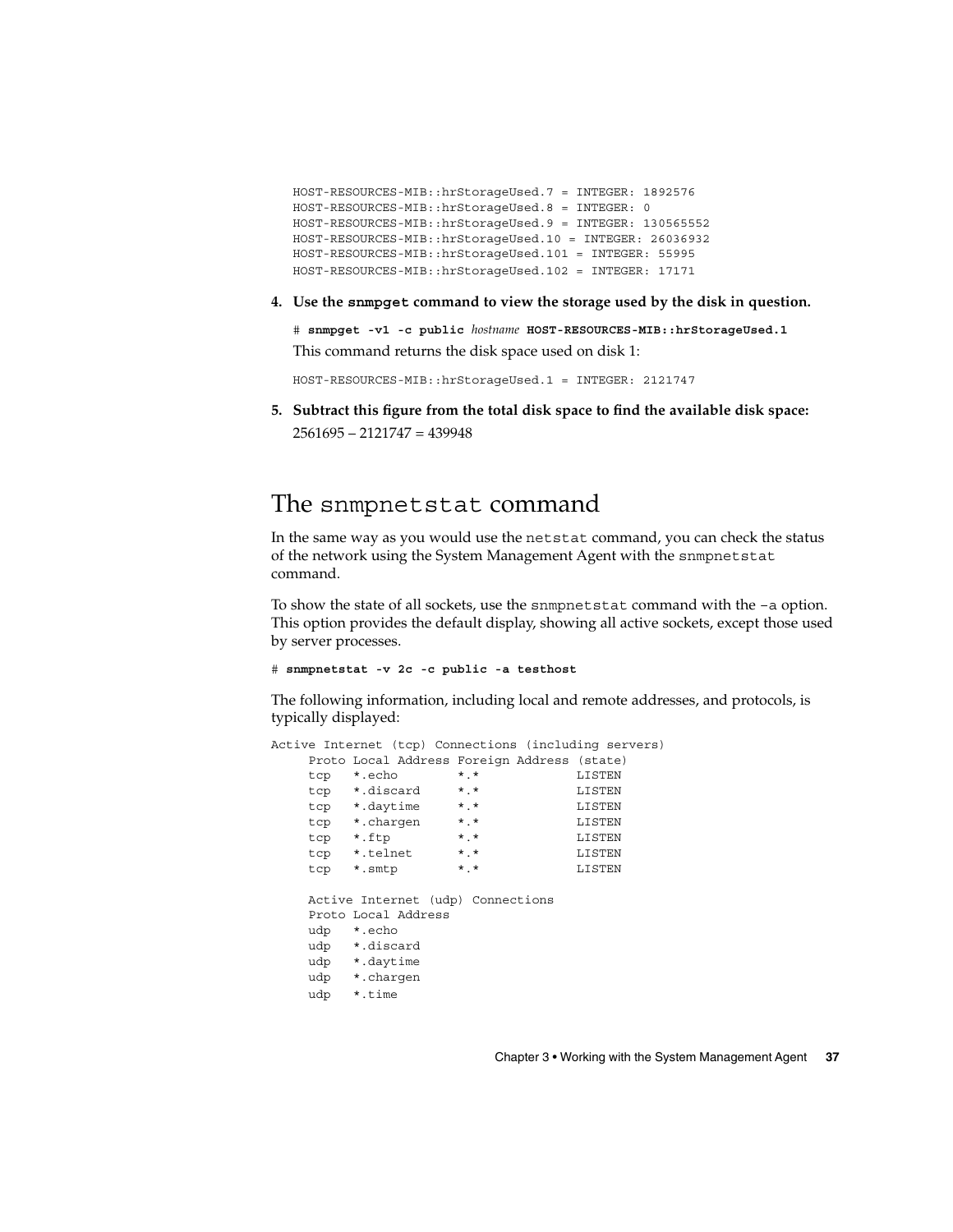```
HOST-RESOURCES-MIB::hrStorageUsed.7 = INTEGER: 1892576
HOST-RESOURCES-MIB::hrStorageUsed.8 = INTEGER: 0
HOST-RESOURCES-MIB::hrStorageUsed.9 = INTEGER: 130565552
HOST-RESOURCES-MIB::hrStorageUsed.10 = INTEGER: 26036932
HOST-RESOURCES-MIB::hrStorageUsed.101 = INTEGER: 55995
HOST-RESOURCES-MIB::hrStorageUsed.102 = INTEGER: 17171
```

4. **Use the `snmpget` command to view the storage used by the disk in question.**

   ```
   # snmpget -v1 -c public hostname HOST-RESOURCES-MIB::hrStorageUsed.1
   ```

   This command returns the disk space used on disk 1:

   ```
   HOST-RESOURCES-MIB::hrStorageUsed.1 = INTEGER: 2121747
   ```

5. **Subtract this figure from the total disk space to find the available disk space:**

   2561695 – 2121747 = 439948

## The snmpnetstat command

In the same way as you would use the netstat command, you can check the status of the network using the System Management Agent with the snmpnetstat command.

To show the state of all sockets, use the snmpnetstat command with the -a option. This option provides the default display, showing all active sockets, except those used by server processes.

```
# snmpnetstat -v 2c -c public -a testhost
```

The following information, including local and remote addresses, and protocols, is typically displayed:

```
Active Internet (tcp) Connections (including servers)
     Proto Local Address Foreign Address (state)
     tcp   *.echo        *.*             LISTEN
     tcp   *.discard     *.*             LISTEN
     tcp   *.daytime     *.*             LISTEN
     tcp   *.chargen     *.*             LISTEN
     tcp   *.ftp         *.*             LISTEN
     tcp   *.telnet      *.*             LISTEN
     tcp   *.smtp        *.*             LISTEN

     Active Internet (udp) Connections
     Proto Local Address
     udp   *.echo
     udp   *.discard
     udp   *.daytime
     udp   *.chargen
     udp   *.time
```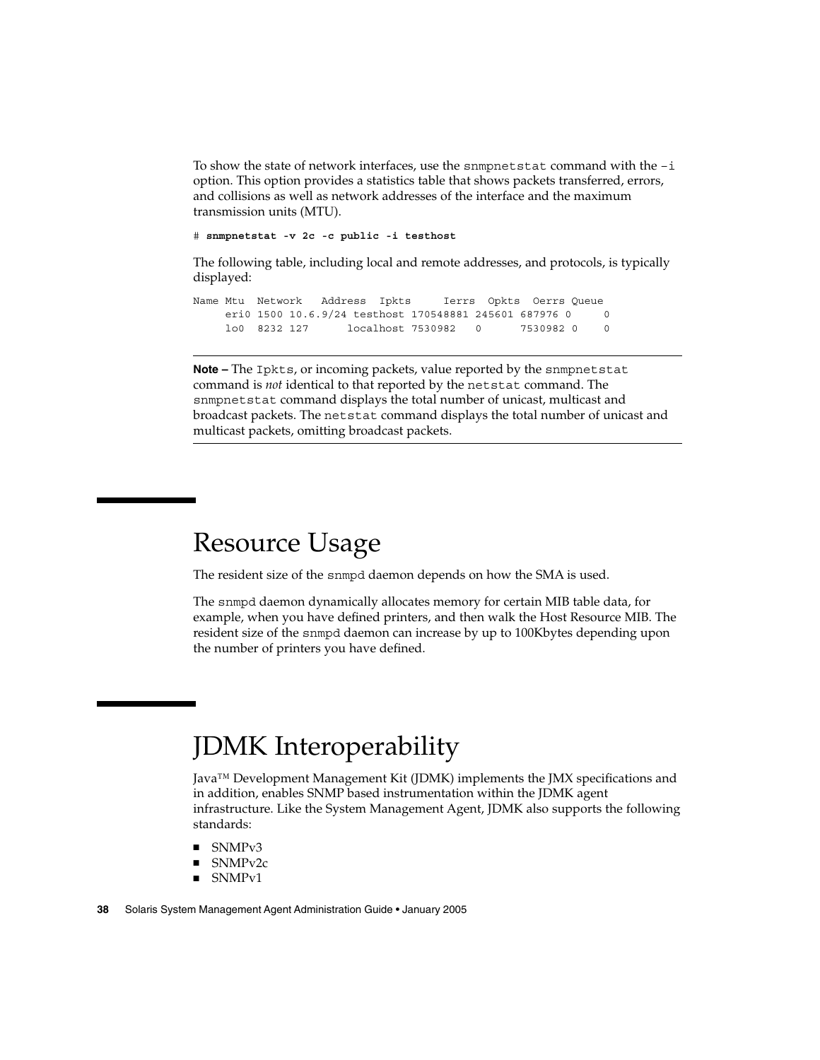To show the state of network interfaces, use the `snmpnetstat` command with the `-i` option. This option provides a statistics table that shows packets transferred, errors, and collisions as well as network addresses of the interface and the maximum transmission units (MTU).

```
# snmpnetstat -v 2c -c public -i testhost
```

The following table, including local and remote addresses, and protocols, is typically displayed:

```
Name Mtu  Network   Address  Ipkts     Ierrs  Opkts  Oerrs Queue
     eri0 1500 10.6.9/24 testhost 170548881 245601 687976 0     0
     lo0  8232 127      localhost 7530982   0      7530982 0    0
```

---

**Note –** The `Ipkts`, or incoming packets, value reported by the `snmpnetstat` command is *not* identical to that reported by the `netstat` command. The `snmpnetstat` command displays the total number of unicast, multicast and broadcast packets. The `netstat` command displays the total number of unicast and multicast packets, omitting broadcast packets.

---

# Resource Usage

The resident size of the `snmpd` daemon depends on how the SMA is used.

The `snmpd` daemon dynamically allocates memory for certain MIB table data, for example, when you have defined printers, and then walk the Host Resource MIB. The resident size of the `snmpd` daemon can increase by up to 100Kbytes depending upon the number of printers you have defined.

# JDMK Interoperability

Java™ Development Management Kit (JDMK) implements the JMX specifications and in addition, enables SNMP based instrumentation within the JDMK agent infrastructure. Like the System Management Agent, JDMK also supports the following standards:

- SNMPv3
- SNMPv2c
- SNMPv1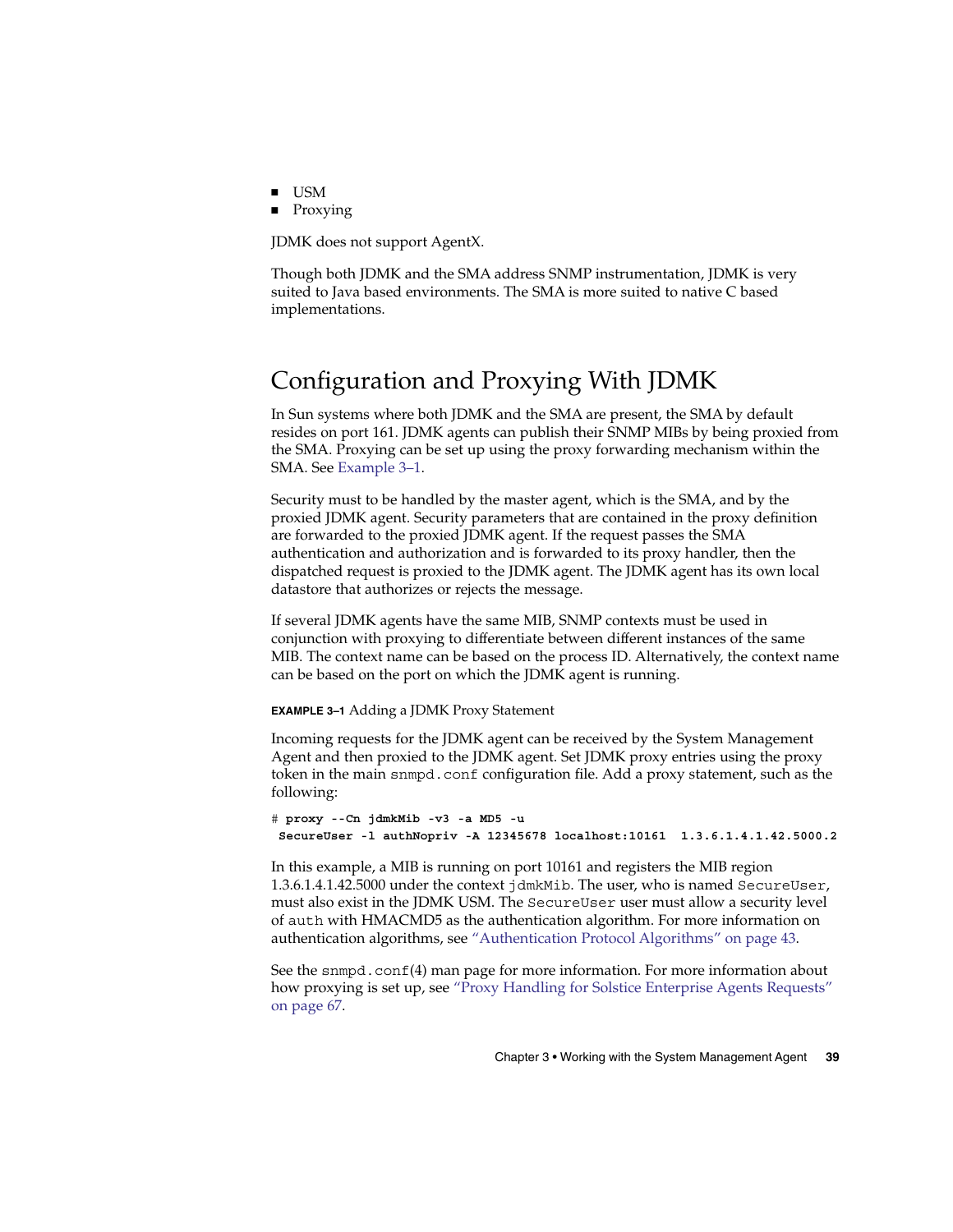- USM
- Proxying

JDMK does not support AgentX.

Though both JDMK and the SMA address SNMP instrumentation, JDMK is very suited to Java based environments. The SMA is more suited to native C based implementations.

## Configuration and Proxying With JDMK

In Sun systems where both JDMK and the SMA are present, the SMA by default resides on port 161. JDMK agents can publish their SNMP MIBs by being proxied from the SMA. Proxying can be set up using the proxy forwarding mechanism within the SMA. See Example 3–1.

Security must to be handled by the master agent, which is the SMA, and by the proxied JDMK agent. Security parameters that are contained in the proxy definition are forwarded to the proxied JDMK agent. If the request passes the SMA authentication and authorization and is forwarded to its proxy handler, then the dispatched request is proxied to the JDMK agent. The JDMK agent has its own local datastore that authorizes or rejects the message.

If several JDMK agents have the same MIB, SNMP contexts must be used in conjunction with proxying to differentiate between different instances of the same MIB. The context name can be based on the process ID. Alternatively, the context name can be based on the port on which the JDMK agent is running.

**EXAMPLE 3–1** Adding a JDMK Proxy Statement

Incoming requests for the JDMK agent can be received by the System Management Agent and then proxied to the JDMK agent. Set JDMK proxy entries using the proxy token in the main `snmpd.conf` configuration file. Add a proxy statement, such as the following:

```
# proxy --Cn jdmkMib -v3 -a MD5 -u
 SecureUser -l authNopriv -A 12345678 localhost:10161  1.3.6.1.4.1.42.5000.2
```

In this example, a MIB is running on port 10161 and registers the MIB region 1.3.6.1.4.1.42.5000 under the context `jdmkMib`. The user, who is named `SecureUser`, must also exist in the JDMK USM. The `SecureUser` user must allow a security level of `auth` with HMACMD5 as the authentication algorithm. For more information on authentication algorithms, see "Authentication Protocol Algorithms" on page 43.

See the `snmpd.conf`(4) man page for more information. For more information about how proxying is set up, see "Proxy Handling for Solstice Enterprise Agents Requests" on page 67.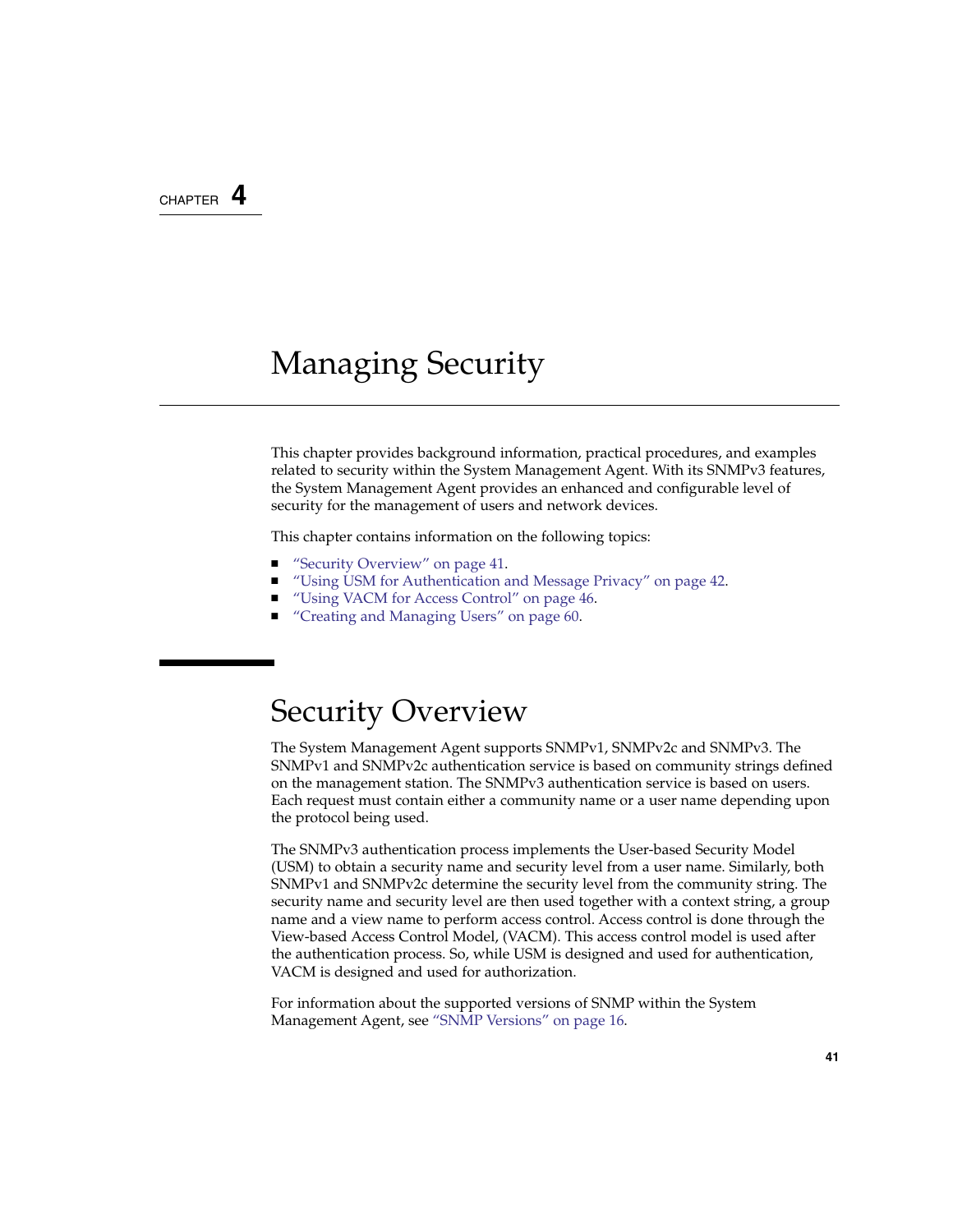CHAPTER 4

# Managing Security

This chapter provides background information, practical procedures, and examples related to security within the System Management Agent. With its SNMPv3 features, the System Management Agent provides an enhanced and configurable level of security for the management of users and network devices.

This chapter contains information on the following topics:

- "Security Overview" on page 41.
- "Using USM for Authentication and Message Privacy" on page 42.
- "Using VACM for Access Control" on page 46.
- "Creating and Managing Users" on page 60.

## Security Overview

The System Management Agent supports SNMPv1, SNMPv2c and SNMPv3. The SNMPv1 and SNMPv2c authentication service is based on community strings defined on the management station. The SNMPv3 authentication service is based on users. Each request must contain either a community name or a user name depending upon the protocol being used.

The SNMPv3 authentication process implements the User-based Security Model (USM) to obtain a security name and security level from a user name. Similarly, both SNMPv1 and SNMPv2c determine the security level from the community string. The security name and security level are then used together with a context string, a group name and a view name to perform access control. Access control is done through the View-based Access Control Model, (VACM). This access control model is used after the authentication process. So, while USM is designed and used for authentication, VACM is designed and used for authorization.

For information about the supported versions of SNMP within the System Management Agent, see "SNMP Versions" on page 16.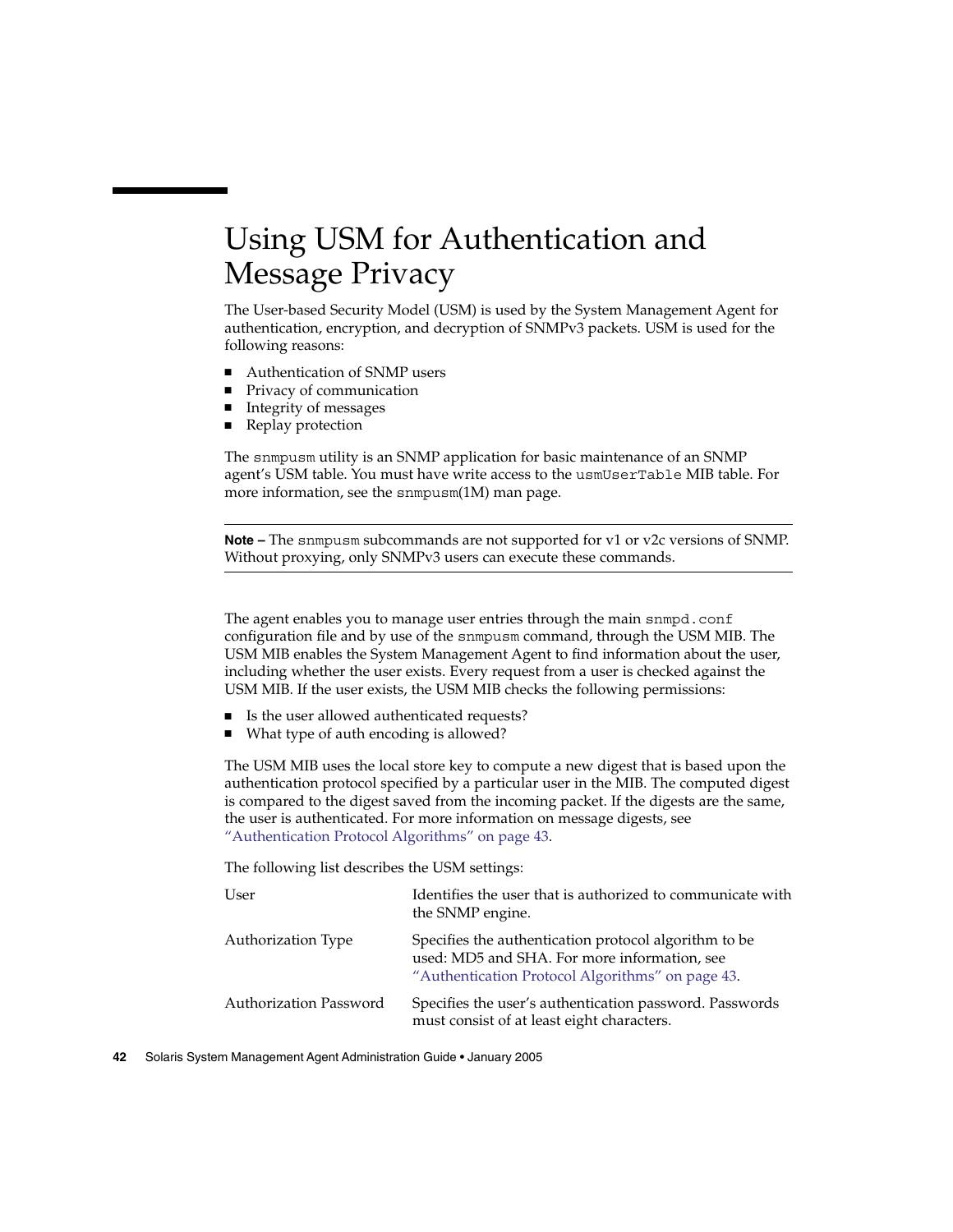# Using USM for Authentication and Message Privacy

The User-based Security Model (USM) is used by the System Management Agent for authentication, encryption, and decryption of SNMPv3 packets. USM is used for the following reasons:

- Authentication of SNMP users
- Privacy of communication
- Integrity of messages
- Replay protection

The `snmpusm` utility is an SNMP application for basic maintenance of an SNMP agent's USM table. You must have write access to the `usmUserTable` MIB table. For more information, see the `snmpusm`(1M) man page.

---

**Note –** The `snmpusm` subcommands are not supported for v1 or v2c versions of SNMP. Without proxying, only SNMPv3 users can execute these commands.

---

The agent enables you to manage user entries through the main `snmpd.conf` configuration file and by use of the `snmpusm` command, through the USM MIB. The USM MIB enables the System Management Agent to find information about the user, including whether the user exists. Every request from a user is checked against the USM MIB. If the user exists, the USM MIB checks the following permissions:

- Is the user allowed authenticated requests?
- What type of auth encoding is allowed?

The USM MIB uses the local store key to compute a new digest that is based upon the authentication protocol specified by a particular user in the MIB. The computed digest is compared to the digest saved from the incoming packet. If the digests are the same, the user is authenticated. For more information on message digests, see "Authentication Protocol Algorithms" on page 43.

The following list describes the USM settings:

| | |
|---|---|
| User | Identifies the user that is authorized to communicate with the SNMP engine. |
| Authorization Type | Specifies the authentication protocol algorithm to be used: MD5 and SHA. For more information, see "Authentication Protocol Algorithms" on page 43. |
| Authorization Password | Specifies the user's authentication password. Passwords must consist of at least eight characters. |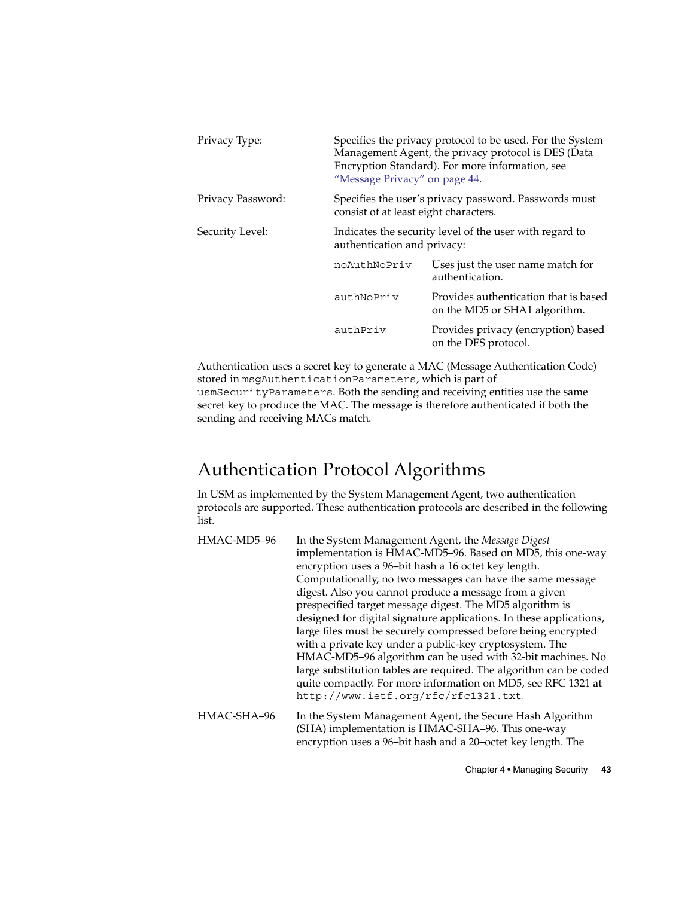| | |
|---|---|
| Privacy Type: | Specifies the privacy protocol to be used. For the System Management Agent, the privacy protocol is DES (Data Encryption Standard). For more information, see "Message Privacy" on page 44. |
| Privacy Password: | Specifies the user's privacy password. Passwords must consist of at least eight characters. |
| Security Level: | Indicates the security level of the user with regard to authentication and privacy: |

| | |
|---|---|
| `noAuthNoPriv` | Uses just the user name match for authentication. |
| `authNoPriv` | Provides authentication that is based on the MD5 or SHA1 algorithm. |
| `authPriv` | Provides privacy (encryption) based on the DES protocol. |

Authentication uses a secret key to generate a MAC (Message Authentication Code) stored in `msgAuthenticationParameters`, which is part of `usmSecurityParameters`. Both the sending and receiving entities use the same secret key to produce the MAC. The message is therefore authenticated if both the sending and receiving MACs match.

## Authentication Protocol Algorithms

In USM as implemented by the System Management Agent, two authentication protocols are supported. These authentication protocols are described in the following list.

HMAC-MD5–96
: In the System Management Agent, the *Message Digest* implementation is HMAC-MD5–96. Based on MD5, this one-way encryption uses a 96–bit hash a 16 octet key length. Computationally, no two messages can have the same message digest. Also you cannot produce a message from a given prespecified target message digest. The MD5 algorithm is designed for digital signature applications. In these applications, large files must be securely compressed before being encrypted with a private key under a public-key cryptosystem. The HMAC-MD5–96 algorithm can be used with 32-bit machines. No large substitution tables are required. The algorithm can be coded quite compactly. For more information on MD5, see RFC 1321 at `http://www.ietf.org/rfc/rfc1321.txt`.

HMAC-SHA–96
: In the System Management Agent, the Secure Hash Algorithm (SHA) implementation is HMAC-SHA–96. This one-way encryption uses a 96–bit hash and a 20–octet key length. The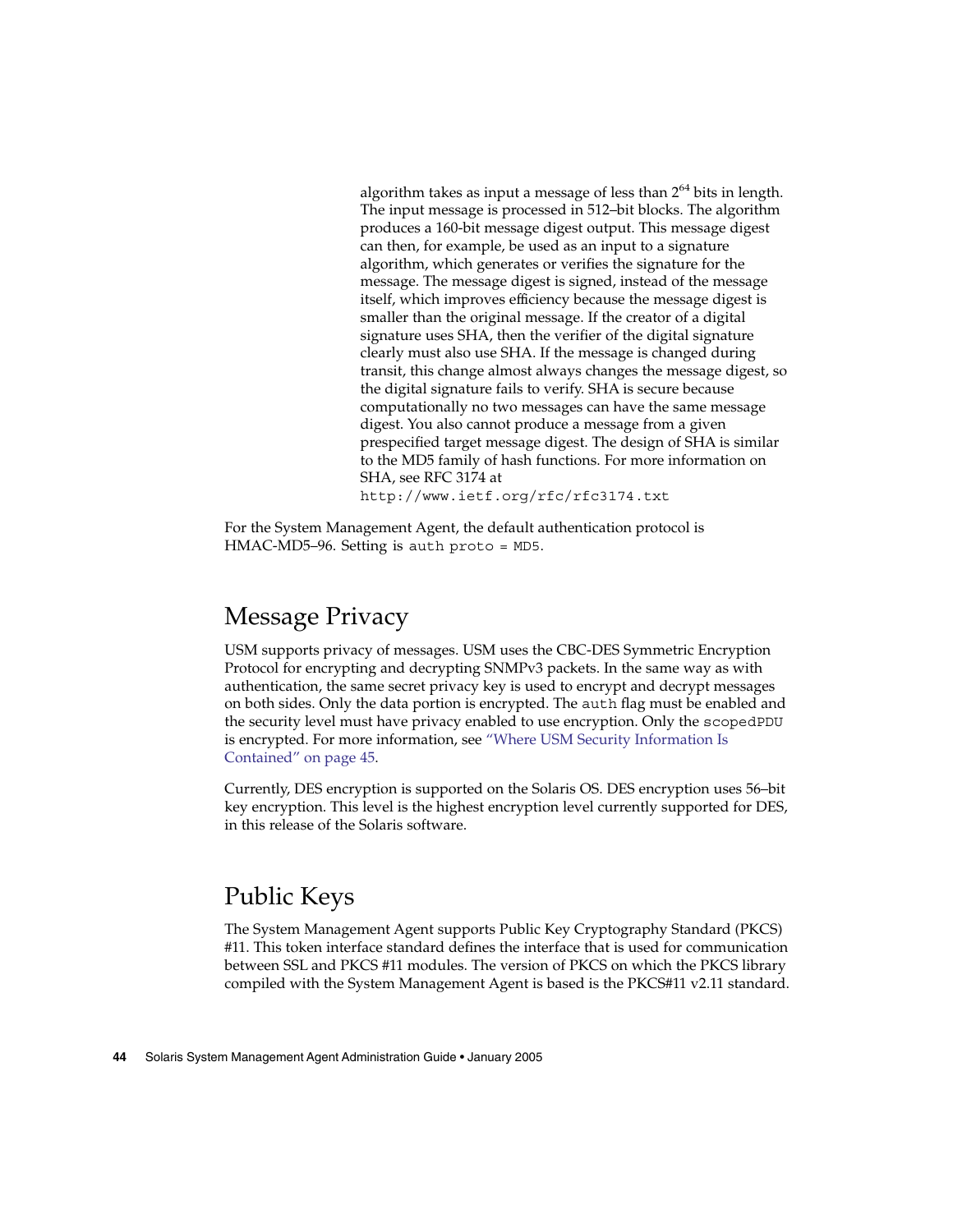algorithm takes as input a message of less than $2^{64}$ bits in length. The input message is processed in 512–bit blocks. The algorithm produces a 160-bit message digest output. This message digest can then, for example, be used as an input to a signature algorithm, which generates or verifies the signature for the message. The message digest is signed, instead of the message itself, which improves efficiency because the message digest is smaller than the original message. If the creator of a digital signature uses SHA, then the verifier of the digital signature clearly must also use SHA. If the message is changed during transit, this change almost always changes the message digest, so the digital signature fails to verify. SHA is secure because computationally no two messages can have the same message digest. You also cannot produce a message from a given prespecified target message digest. The design of SHA is similar to the MD5 family of hash functions. For more information on SHA, see RFC 3174 at `http://www.ietf.org/rfc/rfc3174.txt`

For the System Management Agent, the default authentication protocol is HMAC-MD5–96. Setting is `auth proto = MD5`.

## Message Privacy

USM supports privacy of messages. USM uses the CBC-DES Symmetric Encryption Protocol for encrypting and decrypting SNMPv3 packets. In the same way as with authentication, the same secret privacy key is used to encrypt and decrypt messages on both sides. Only the data portion is encrypted. The `auth` flag must be enabled and the security level must have privacy enabled to use encryption. Only the `scopedPDU` is encrypted. For more information, see "Where USM Security Information Is Contained" on page 45.

Currently, DES encryption is supported on the Solaris OS. DES encryption uses 56–bit key encryption. This level is the highest encryption level currently supported for DES, in this release of the Solaris software.

## Public Keys

The System Management Agent supports Public Key Cryptography Standard (PKCS) #11. This token interface standard defines the interface that is used for communication between SSL and PKCS #11 modules. The version of PKCS on which the PKCS library compiled with the System Management Agent is based is the PKCS#11 v2.11 standard.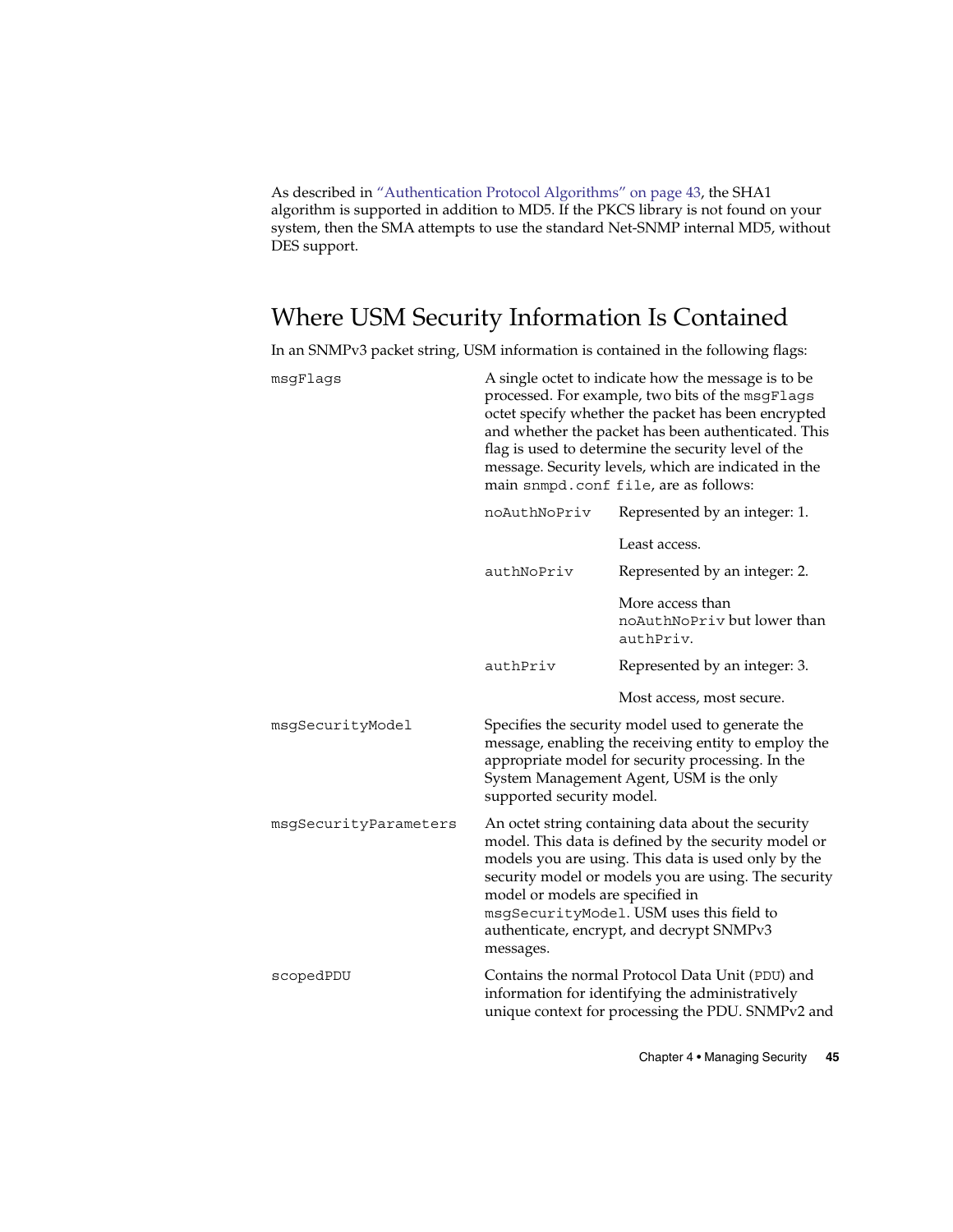As described in "Authentication Protocol Algorithms" on page 43, the SHA1 algorithm is supported in addition to MD5. If the PKCS library is not found on your system, then the SMA attempts to use the standard Net-SNMP internal MD5, without DES support.

## Where USM Security Information Is Contained

In an SNMPv3 packet string, USM information is contained in the following flags:

`msgFlags`

A single octet to indicate how the message is to be processed. For example, two bits of the `msgFlags` octet specify whether the packet has been encrypted and whether the packet has been authenticated. This flag is used to determine the security level of the message. Security levels, which are indicated in the main `snmpd.conf file`, are as follows:

- `noAuthNoPriv` — Represented by an integer: 1.

  Least access.

- `authNoPriv` — Represented by an integer: 2.

  More access than `noAuthNoPriv` but lower than `authPriv`.

- `authPriv` — Represented by an integer: 3.

  Most access, most secure.

`msgSecurityModel`

Specifies the security model used to generate the message, enabling the receiving entity to employ the appropriate model for security processing. In the System Management Agent, USM is the only supported security model.

`msgSecurityParameters`

An octet string containing data about the security model. This data is defined by the security model or models you are using. This data is used only by the security model or models you are using. The security model or models are specified in `msgSecurityModel`. USM uses this field to authenticate, encrypt, and decrypt SNMPv3 messages.

`scopedPDU`

Contains the normal Protocol Data Unit (`PDU`) and information for identifying the administratively unique context for processing the PDU. SNMPv2 and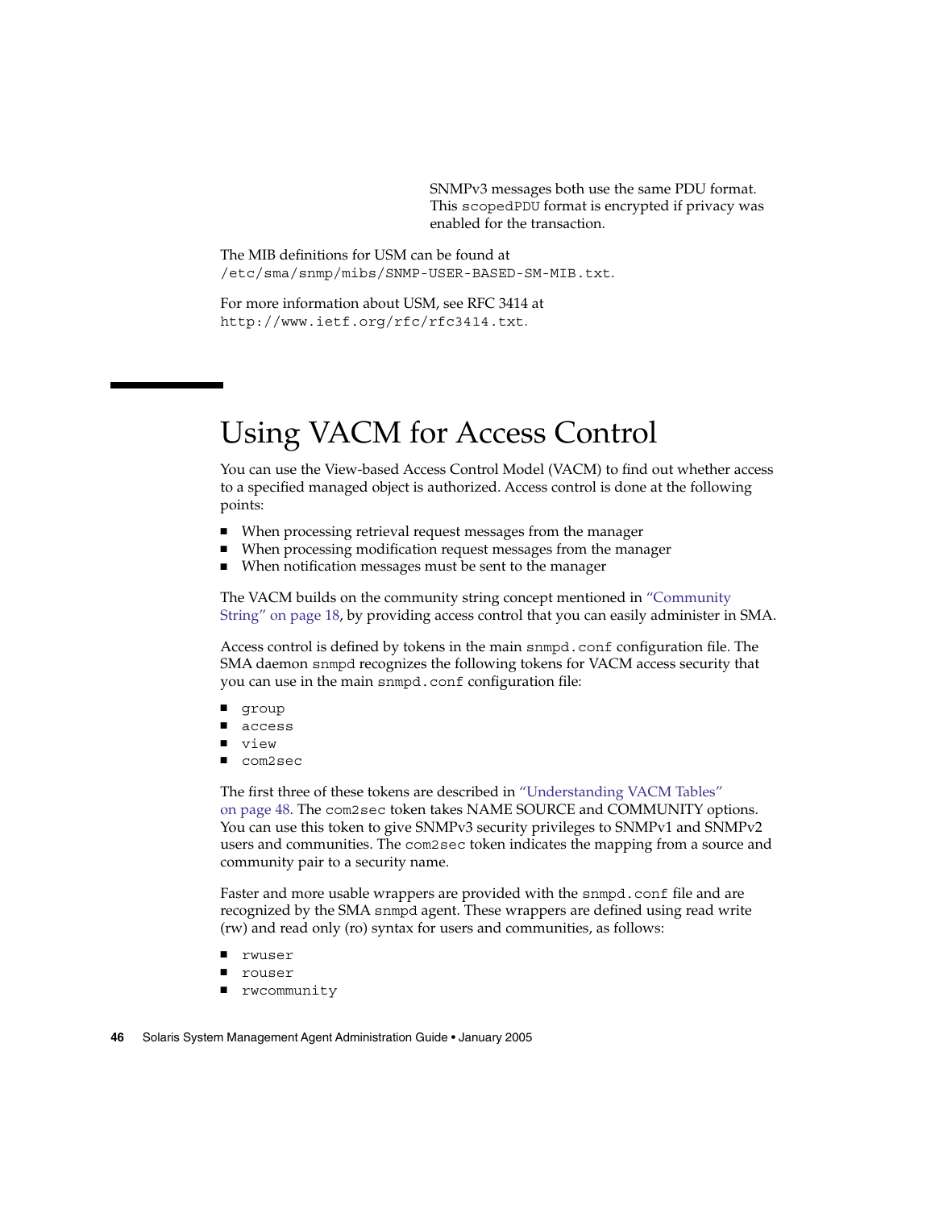SNMPv3 messages both use the same PDU format. This `scopedPDU` format is encrypted if privacy was enabled for the transaction.

The MIB definitions for USM can be found at `/etc/sma/snmp/mibs/SNMP-USER-BASED-SM-MIB.txt`.

For more information about USM, see RFC 3414 at `http://www.ietf.org/rfc/rfc3414.txt`.

# Using VACM for Access Control

You can use the View-based Access Control Model (VACM) to find out whether access to a specified managed object is authorized. Access control is done at the following points:

- When processing retrieval request messages from the manager
- When processing modification request messages from the manager
- When notification messages must be sent to the manager

The VACM builds on the community string concept mentioned in "Community String" on page 18, by providing access control that you can easily administer in SMA.

Access control is defined by tokens in the main `snmpd.conf` configuration file. The SMA daemon `snmpd` recognizes the following tokens for VACM access security that you can use in the main `snmpd.conf` configuration file:

- `group`
- `access`
- `view`
- `com2sec`

The first three of these tokens are described in "Understanding VACM Tables" on page 48. The `com2sec` token takes NAME SOURCE and COMMUNITY options. You can use this token to give SNMPv3 security privileges to SNMPv1 and SNMPv2 users and communities. The `com2sec` token indicates the mapping from a source and community pair to a security name.

Faster and more usable wrappers are provided with the `snmpd.conf` file and are recognized by the SMA `snmpd` agent. These wrappers are defined using read write (rw) and read only (ro) syntax for users and communities, as follows:

- `rwuser`
- `rouser`
- `rwcommunity`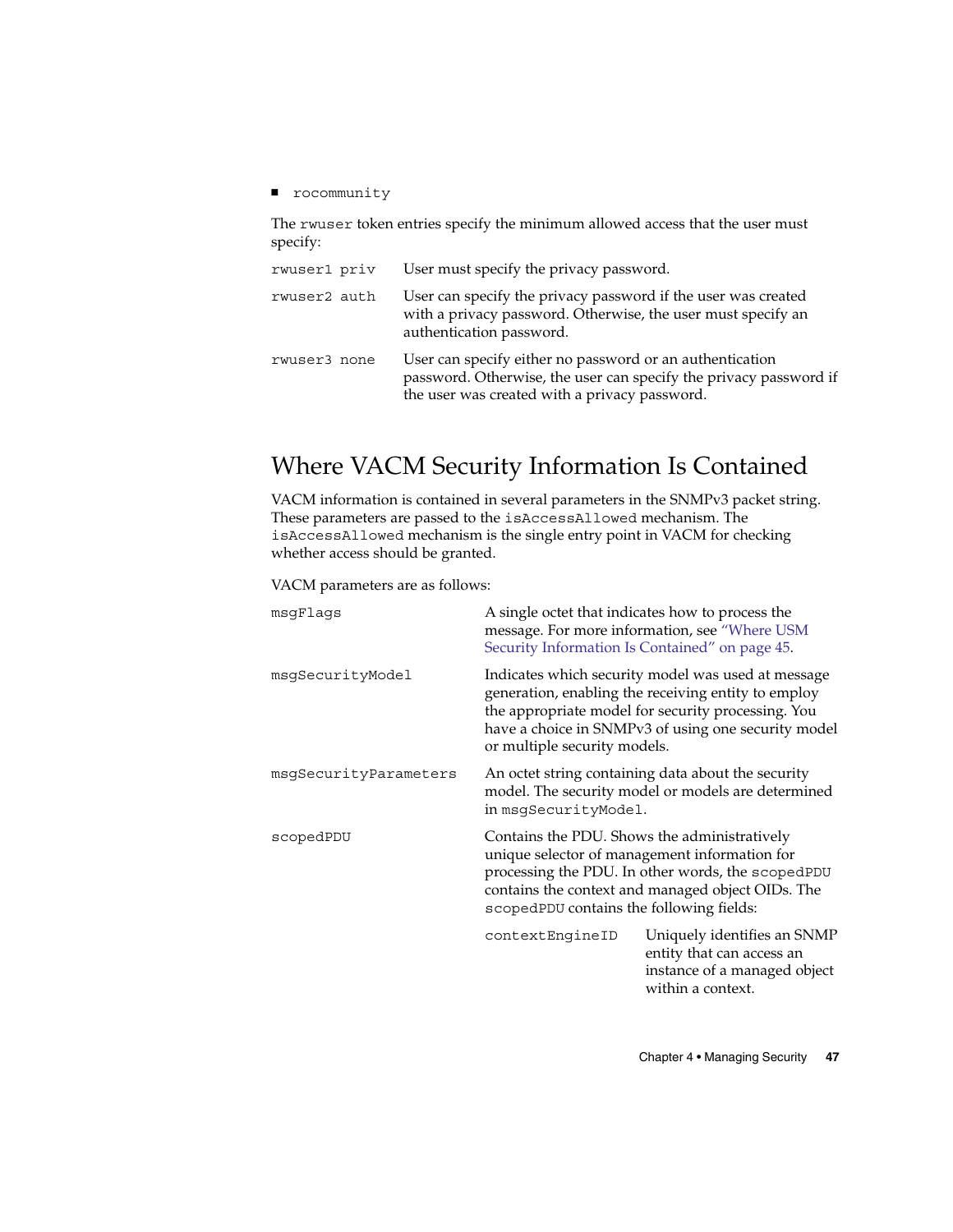- `rocommunity`

The `rwuser` token entries specify the minimum allowed access that the user must specify:

| | |
|---|---|
| `rwuser1 priv` | User must specify the privacy password. |
| `rwuser2 auth` | User can specify the privacy password if the user was created with a privacy password. Otherwise, the user must specify an authentication password. |
| `rwuser3 none` | User can specify either no password or an authentication password. Otherwise, the user can specify the privacy password if the user was created with a privacy password. |

## Where VACM Security Information Is Contained

VACM information is contained in several parameters in the SNMPv3 packet string. These parameters are passed to the `isAccessAllowed` mechanism. The `isAccessAllowed` mechanism is the single entry point in VACM for checking whether access should be granted.

VACM parameters are as follows:

`msgFlags`
: A single octet that indicates how to process the message. For more information, see "Where USM Security Information Is Contained" on page 45.

`msgSecurityModel`
: Indicates which security model was used at message generation, enabling the receiving entity to employ the appropriate model for security processing. You have a choice in SNMPv3 of using one security model or multiple security models.

`msgSecurityParameters`
: An octet string containing data about the security model. The security model or models are determined in `msgSecurityModel`.

`scopedPDU`
: Contains the PDU. Shows the administratively unique selector of management information for processing the PDU. In other words, the `scopedPDU` contains the context and managed object OIDs. The `scopedPDU` contains the following fields:

  `contextEngineID`
  : Uniquely identifies an SNMP entity that can access an instance of a managed object within a context.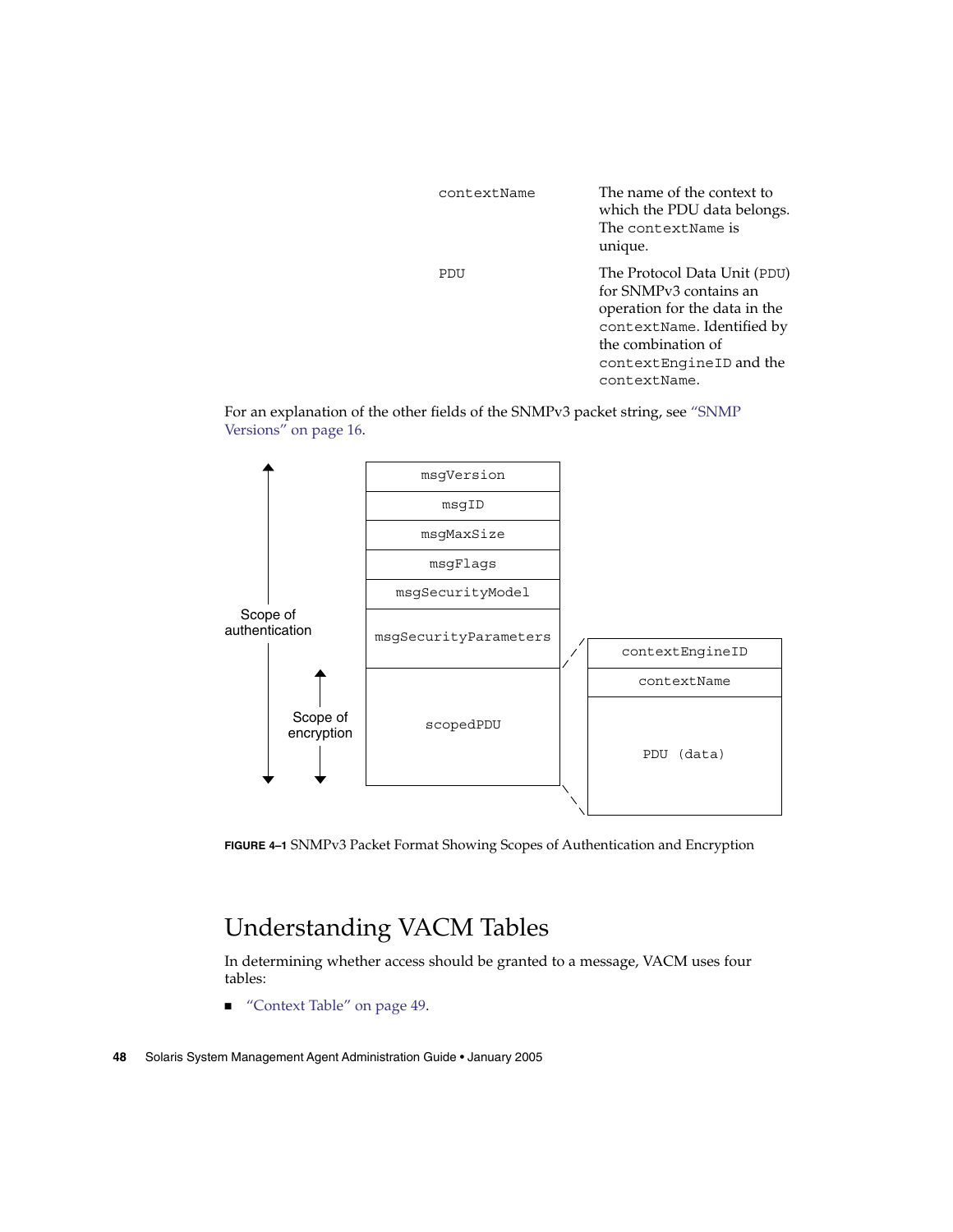| | |
|---|---|
| `contextName` | The name of the context to which the PDU data belongs. The `contextName` is unique. |
| `PDU` | The Protocol Data Unit (`PDU`) for SNMPv3 contains an operation for the data in the `contextName`. Identified by the combination of `contextEngineID` and the `contextName`. |

For an explanation of the other fields of the SNMPv3 packet string, see "SNMP Versions" on page 16.

**FIGURE 4–1** SNMPv3 Packet Format Showing Scopes of Authentication and Encryption

## Understanding VACM Tables

In determining whether access should be granted to a message, VACM uses four tables:

- "Context Table" on page 49.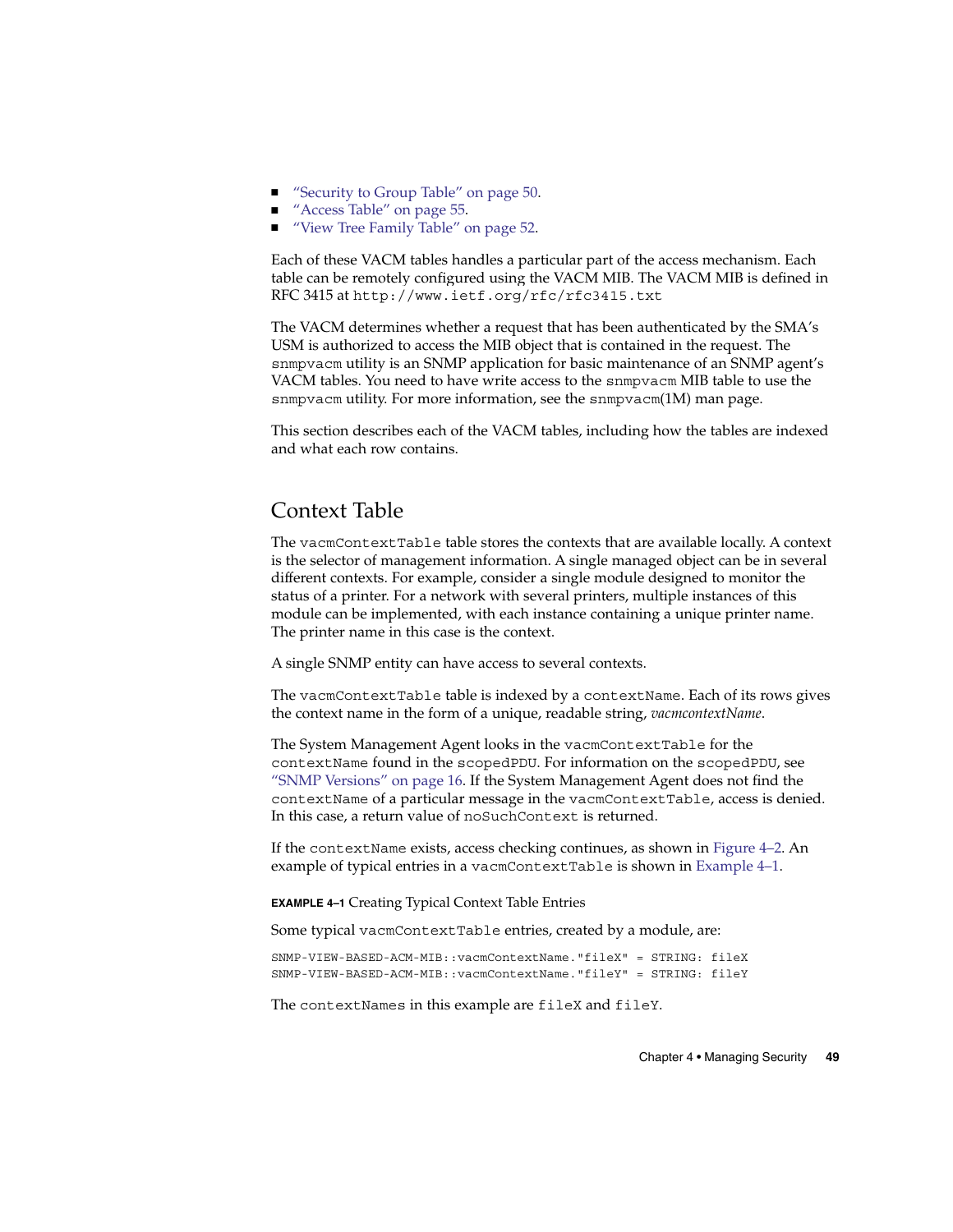- "Security to Group Table" on page 50.
- "Access Table" on page 55.
- "View Tree Family Table" on page 52.

Each of these VACM tables handles a particular part of the access mechanism. Each table can be remotely configured using the VACM MIB. The VACM MIB is defined in RFC 3415 at `http://www.ietf.org/rfc/rfc3415.txt`

The VACM determines whether a request that has been authenticated by the SMA's USM is authorized to access the MIB object that is contained in the request. The `snmpvacm` utility is an SNMP application for basic maintenance of an SNMP agent's VACM tables. You need to have write access to the `snmpvacm` MIB table to use the `snmpvacm` utility. For more information, see the `snmpvacm`(1M) man page.

This section describes each of the VACM tables, including how the tables are indexed and what each row contains.

## Context Table

The `vacmContextTable` table stores the contexts that are available locally. A context is the selector of management information. A single managed object can be in several different contexts. For example, consider a single module designed to monitor the status of a printer. For a network with several printers, multiple instances of this module can be implemented, with each instance containing a unique printer name. The printer name in this case is the context.

A single SNMP entity can have access to several contexts.

The `vacmContextTable` table is indexed by a `contextName`. Each of its rows gives the context name in the form of a unique, readable string, *vacmcontextName*.

The System Management Agent looks in the `vacmContextTable` for the `contextName` found in the `scopedPDU`. For information on the `scopedPDU`, see "SNMP Versions" on page 16. If the System Management Agent does not find the `contextName` of a particular message in the `vacmContextTable`, access is denied. In this case, a return value of `noSuchContext` is returned.

If the `contextName` exists, access checking continues, as shown in Figure 4–2. An example of typical entries in a `vacmContextTable` is shown in Example 4–1.

**EXAMPLE 4–1** Creating Typical Context Table Entries

Some typical `vacmContextTable` entries, created by a module, are:

```
SNMP-VIEW-BASED-ACM-MIB::vacmContextName."fileX" = STRING: fileX
SNMP-VIEW-BASED-ACM-MIB::vacmContextName."fileY" = STRING: fileY
```

The `contextNames` in this example are `fileX` and `fileY`.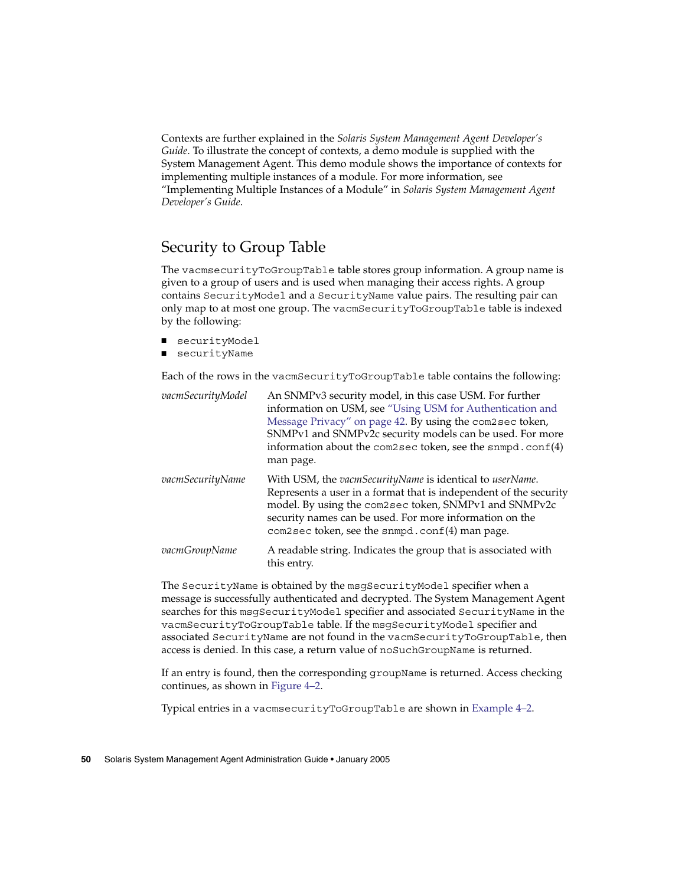Contexts are further explained in the *Solaris System Management Agent Developer's Guide*. To illustrate the concept of contexts, a demo module is supplied with the System Management Agent. This demo module shows the importance of contexts for implementing multiple instances of a module. For more information, see "Implementing Multiple Instances of a Module" in *Solaris System Management Agent Developer's Guide*.

## Security to Group Table

The `vacmsecurityToGroupTable` table stores group information. A group name is given to a group of users and is used when managing their access rights. A group contains `SecurityModel` and a `SecurityName` value pairs. The resulting pair can only map to at most one group. The `vacmSecurityToGroupTable` table is indexed by the following:

- `securityModel`
- `securityName`

Each of the rows in the `vacmSecurityToGroupTable` table contains the following:

*vacmSecurityModel*
: An SNMPv3 security model, in this case USM. For further information on USM, see "Using USM for Authentication and Message Privacy" on page 42. By using the `com2sec` token, SNMPv1 and SNMPv2c security models can be used. For more information about the `com2sec` token, see the `snmpd.conf`(4) man page.

*vacmSecurityName*
: With USM, the *vacmSecurityName* is identical to *userName*. Represents a user in a format that is independent of the security model. By using the `com2sec` token, SNMPv1 and SNMPv2c security names can be used. For more information on the `com2sec` token, see the `snmpd.conf`(4) man page.

*vacmGroupName*
: A readable string. Indicates the group that is associated with this entry.

The `SecurityName` is obtained by the `msgSecurityModel` specifier when a message is successfully authenticated and decrypted. The System Management Agent searches for this `msgSecurityModel` specifier and associated `SecurityName` in the `vacmSecurityToGroupTable` table. If the `msgSecurityModel` specifier and associated `SecurityName` are not found in the `vacmSecurityToGroupTable`, then access is denied. In this case, a return value of `noSuchGroupName` is returned.

If an entry is found, then the corresponding `groupName` is returned. Access checking continues, as shown in Figure 4–2.

Typical entries in a `vacmsecurityToGroupTable` are shown in Example 4–2.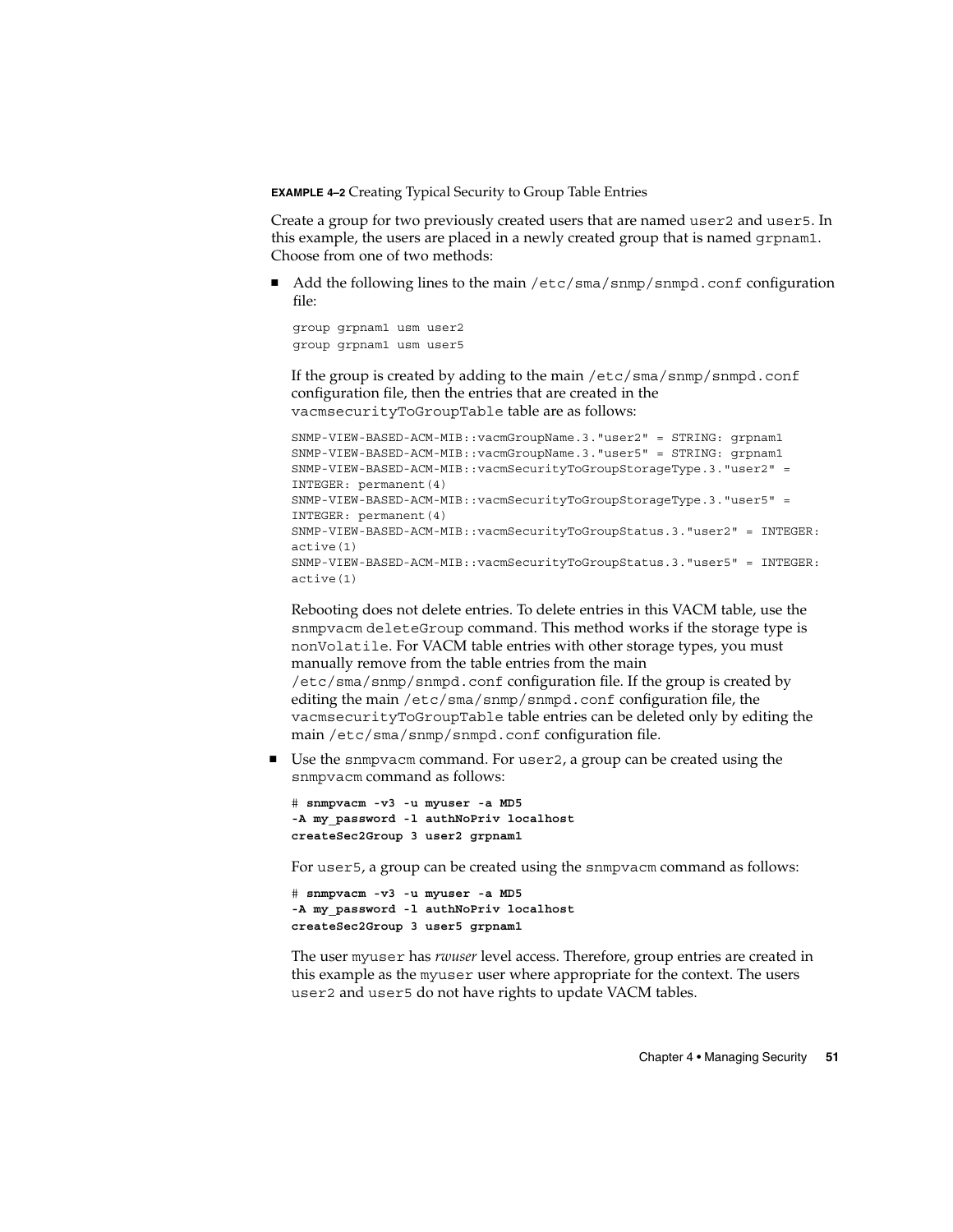**EXAMPLE 4–2** Creating Typical Security to Group Table Entries

Create a group for two previously created users that are named `user2` and `user5`. In this example, the users are placed in a newly created group that is named `grpnam1`. Choose from one of two methods:

- Add the following lines to the main `/etc/sma/snmp/snmpd.conf` configuration file:

  ```
  group grpnam1 usm user2
  group grpnam1 usm user5
  ```

  If the group is created by adding to the main `/etc/sma/snmp/snmpd.conf` configuration file, then the entries that are created in the `vacmsecurityToGroupTable` table are as follows:

  ```
  SNMP-VIEW-BASED-ACM-MIB::vacmGroupName.3."user2" = STRING: grpnam1
  SNMP-VIEW-BASED-ACM-MIB::vacmGroupName.3."user5" = STRING: grpnam1
  SNMP-VIEW-BASED-ACM-MIB::vacmSecurityToGroupStorageType.3."user2" =
  INTEGER: permanent(4)
  SNMP-VIEW-BASED-ACM-MIB::vacmSecurityToGroupStorageType.3."user5" =
  INTEGER: permanent(4)
  SNMP-VIEW-BASED-ACM-MIB::vacmSecurityToGroupStatus.3."user2" = INTEGER:
  active(1)
  SNMP-VIEW-BASED-ACM-MIB::vacmSecurityToGroupStatus.3."user5" = INTEGER:
  active(1)
  ```

  Rebooting does not delete entries. To delete entries in this VACM table, use the `snmpvacm deleteGroup` command. This method works if the storage type is `nonVolatile`. For VACM table entries with other storage types, you must manually remove from the table entries from the main `/etc/sma/snmp/snmpd.conf` configuration file. If the group is created by editing the main `/etc/sma/snmp/snmpd.conf` configuration file, the `vacmsecurityToGroupTable` table entries can be deleted only by editing the main `/etc/sma/snmp/snmpd.conf` configuration file.

- Use the `snmpvacm` command. For `user2`, a group can be created using the `snmpvacm` command as follows:

  ```
  # snmpvacm -v3 -u myuser -a MD5
  -A my_password -l authNoPriv localhost
  createSec2Group 3 user2 grpnam1
  ```

  For `user5`, a group can be created using the `snmpvacm` command as follows:

  ```
  # snmpvacm -v3 -u myuser -a MD5
  -A my_password -l authNoPriv localhost
  createSec2Group 3 user5 grpnam1
  ```

  The user `myuser` has *rwuser* level access. Therefore, group entries are created in this example as the `myuser` user where appropriate for the context. The users `user2` and `user5` do not have rights to update VACM tables.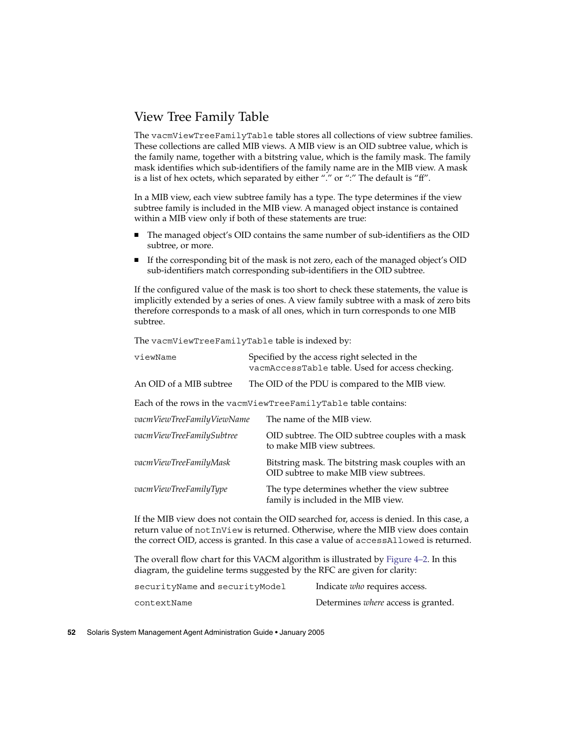## View Tree Family Table

The `vacmViewTreeFamilyTable` table stores all collections of view subtree families. These collections are called MIB views. A MIB view is an OID subtree value, which is the family name, together with a bitstring value, which is the family mask. The family mask identifies which sub-identifiers of the family name are in the MIB view. A mask is a list of hex octets, which separated by either "." or ":" The default is "ff".

In a MIB view, each view subtree family has a type. The type determines if the view subtree family is included in the MIB view. A managed object instance is contained within a MIB view only if both of these statements are true:

- The managed object's OID contains the same number of sub-identifiers as the OID subtree, or more.
- If the corresponding bit of the mask is not zero, each of the managed object's OID sub-identifiers match corresponding sub-identifiers in the OID subtree.

If the configured value of the mask is too short to check these statements, the value is implicitly extended by a series of ones. A view family subtree with a mask of zero bits therefore corresponds to a mask of all ones, which in turn corresponds to one MIB subtree.

The `vacmViewTreeFamilyTable` table is indexed by:

| | |
|---|---|
| `viewName` | Specified by the access right selected in the `vacmAccessTable` table. Used for access checking. |
| An OID of a MIB subtree | The OID of the PDU is compared to the MIB view. |

Each of the rows in the `vacmViewTreeFamilyTable` table contains:

| | |
|---|---|
| *vacmViewTreeFamilyViewName* | The name of the MIB view. |
| *vacmViewTreeFamilySubtree* | OID subtree. The OID subtree couples with a mask to make MIB view subtrees. |
| *vacmViewTreeFamilyMask* | Bitstring mask. The bitstring mask couples with an OID subtree to make MIB view subtrees. |
| *vacmViewTreeFamilyType* | The type determines whether the view subtree family is included in the MIB view. |

If the MIB view does not contain the OID searched for, access is denied. In this case, a return value of `notInView` is returned. Otherwise, where the MIB view does contain the correct OID, access is granted. In this case a value of `accessAllowed` is returned.

The overall flow chart for this VACM algorithm is illustrated by Figure 4–2. In this diagram, the guideline terms suggested by the RFC are given for clarity:

| | |
|---|---|
| `securityName` and `securityModel` | Indicate *who* requires access. |
| `contextName` | Determines *where* access is granted. |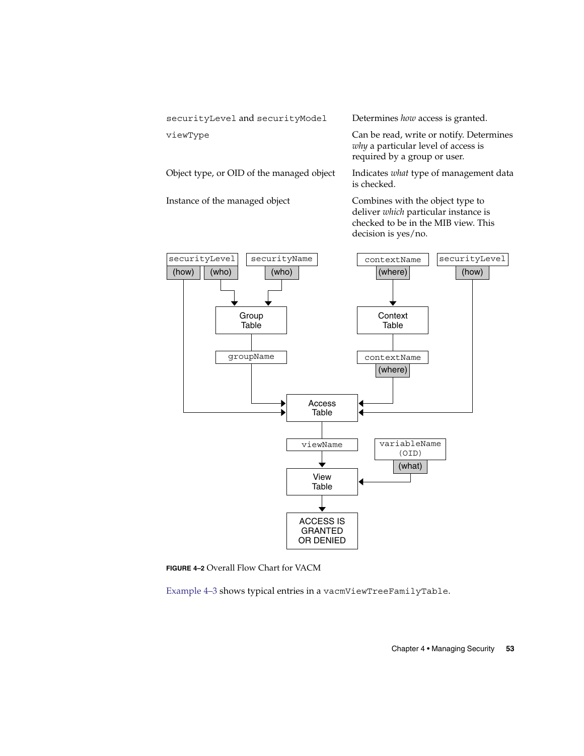| | |
|---|---|
| `securityLevel` and `securityModel` | Determines *how* access is granted. |
| `viewType` | Can be read, write or notify. Determines *why* a particular level of access is required by a group or user. |
| Object type, or OID of the managed object | Indicates *what* type of management data is checked. |
| Instance of the managed object | Combines with the object type to deliver *which* particular instance is checked to be in the MIB view. This decision is yes/no. |

**FIGURE 4–2** Overall Flow Chart for VACM

Example 4–3 shows typical entries in a `vacmViewTreeFamilyTable`.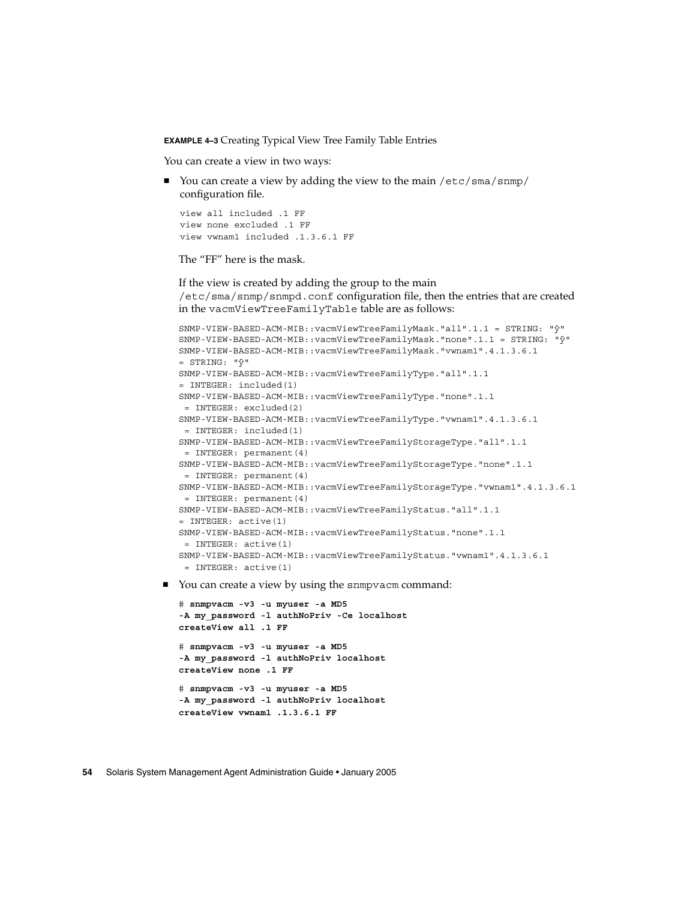**EXAMPLE 4–3** Creating Typical View Tree Family Table Entries

You can create a view in two ways:

- You can create a view by adding the view to the main `/etc/sma/snmp/` configuration file.

  ```
  view all included .1 FF
  view none excluded .1 FF
  view vwnam1 included .1.3.6.1 FF
  ```

  The “FF” here is the mask.

  If the view is created by adding the group to the main `/etc/sma/snmp/snmpd.conf` configuration file, then the entries that are created in the `vacmViewTreeFamilyTable` table are as follows:

  ```
  SNMP-VIEW-BASED-ACM-MIB::vacmViewTreeFamilyMask."all".1.1 = STRING: "ÿ"
  SNMP-VIEW-BASED-ACM-MIB::vacmViewTreeFamilyMask."none".1.1 = STRING: "ÿ"
  SNMP-VIEW-BASED-ACM-MIB::vacmViewTreeFamilyMask."vwnam1".4.1.3.6.1
  = STRING: "ÿ"
  SNMP-VIEW-BASED-ACM-MIB::vacmViewTreeFamilyType."all".1.1
  = INTEGER: included(1)
  SNMP-VIEW-BASED-ACM-MIB::vacmViewTreeFamilyType."none".1.1
   = INTEGER: excluded(2)
  SNMP-VIEW-BASED-ACM-MIB::vacmViewTreeFamilyType."vwnam1".4.1.3.6.1
   = INTEGER: included(1)
  SNMP-VIEW-BASED-ACM-MIB::vacmViewTreeFamilyStorageType."all".1.1
   = INTEGER: permanent(4)
  SNMP-VIEW-BASED-ACM-MIB::vacmViewTreeFamilyStorageType."none".1.1
   = INTEGER: permanent(4)
  SNMP-VIEW-BASED-ACM-MIB::vacmViewTreeFamilyStorageType."vwnam1".4.1.3.6.1
   = INTEGER: permanent(4)
  SNMP-VIEW-BASED-ACM-MIB::vacmViewTreeFamilyStatus."all".1.1
  = INTEGER: active(1)
  SNMP-VIEW-BASED-ACM-MIB::vacmViewTreeFamilyStatus."none".1.1
   = INTEGER: active(1)
  SNMP-VIEW-BASED-ACM-MIB::vacmViewTreeFamilyStatus."vwnam1".4.1.3.6.1
   = INTEGER: active(1)
  ```

- You can create a view by using the `snmpvacm` command:

  ```
  # snmpvacm -v3 -u myuser -a MD5
  -A my_password -l authNoPriv -Ce localhost
  createView all .1 FF

  # snmpvacm -v3 -u myuser -a MD5
  -A my_password -l authNoPriv localhost
  createView none .1 FF

  # snmpvacm -v3 -u myuser -a MD5
  -A my_password -l authNoPriv localhost
  createView vwnam1 .1.3.6.1 FF
  ```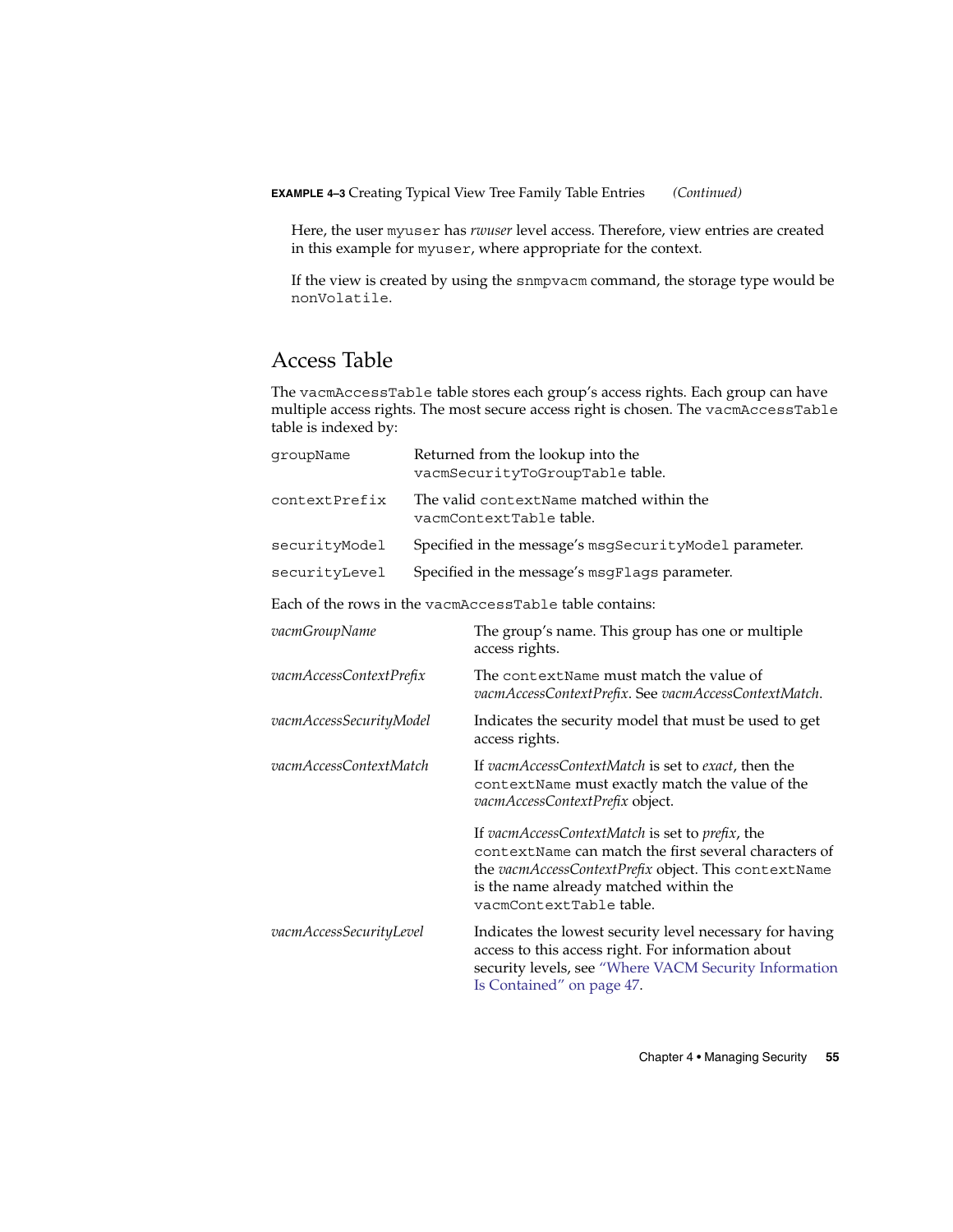**EXAMPLE 4–3** Creating Typical View Tree Family Table Entries *(Continued)*

Here, the user `myuser` has *rwuser* level access. Therefore, view entries are created in this example for `myuser`, where appropriate for the context.

If the view is created by using the `snmpvacm` command, the storage type would be `nonVolatile`.

## Access Table

The `vacmAccessTable` table stores each group's access rights. Each group can have multiple access rights. The most secure access right is chosen. The `vacmAccessTable` table is indexed by:

| | |
|---|---|
| `groupName` | Returned from the lookup into the `vacmSecurityToGroupTable` table. |
| `contextPrefix` | The valid `contextName` matched within the `vacmContextTable` table. |
| `securityModel` | Specified in the message's `msgSecurityModel` parameter. |
| `securityLevel` | Specified in the message's `msgFlags` parameter. |

Each of the rows in the `vacmAccessTable` table contains:

| | |
|---|---|
| *vacmGroupName* | The group's name. This group has one or multiple access rights. |
| *vacmAccessContextPrefix* | The `contextName` must match the value of *vacmAccessContextPrefix*. See *vacmAccessContextMatch*. |
| *vacmAccessSecurityModel* | Indicates the security model that must be used to get access rights. |
| *vacmAccessContextMatch* | If *vacmAccessContextMatch* is set to *exact*, then the `contextName` must exactly match the value of the *vacmAccessContextPrefix* object.<br><br>If *vacmAccessContextMatch* is set to *prefix*, the `contextName` can match the first several characters of the *vacmAccessContextPrefix* object. This `contextName` is the name already matched within the `vacmContextTable` table. |
| *vacmAccessSecurityLevel* | Indicates the lowest security level necessary for having access to this access right. For information about security levels, see "Where VACM Security Information Is Contained" on page 47. |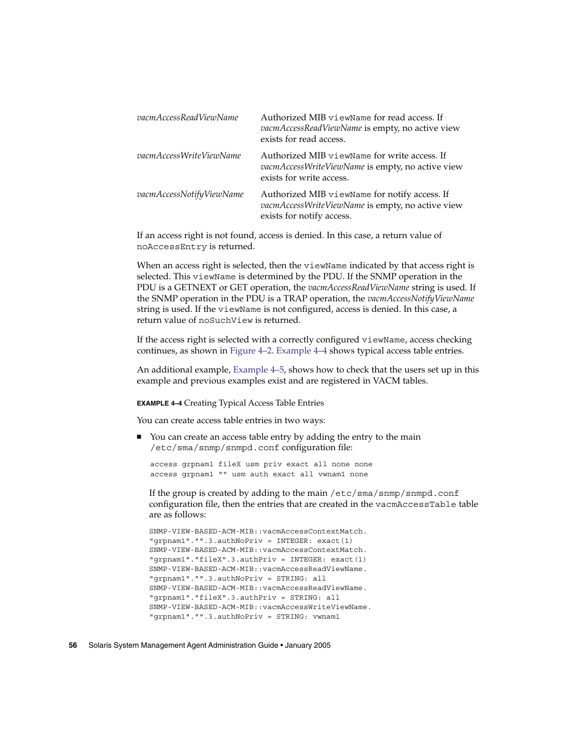| | |
|---|---|
| *vacmAccessReadViewName* | Authorized MIB `viewName` for read access. If *vacmAccessReadViewName* is empty, no active view exists for read access. |
| *vacmAccessWriteViewName* | Authorized MIB `viewName` for write access. If *vacmAccessWriteViewName* is empty, no active view exists for write access. |
| *vacmAccessNotifyViewName* | Authorized MIB `viewName` for notify access. If *vacmAccessWriteViewName* is empty, no active view exists for notify access. |

If an access right is not found, access is denied. In this case, a return value of `noAccessEntry` is returned.

When an access right is selected, then the `viewName` indicated by that access right is selected. This `viewName` is determined by the PDU. If the SNMP operation in the PDU is a GETNEXT or GET operation, the *vacmAccessReadViewName* string is used. If the SNMP operation in the PDU is a TRAP operation, the *vacmAccessNotifyViewName* string is used. If the `viewName` is not configured, access is denied. In this case, a return value of `noSuchView` is returned.

If the access right is selected with a correctly configured `viewName`, access checking continues, as shown in Figure 4–2. Example 4–4 shows typical access table entries.

An additional example, Example 4–5, shows how to check that the users set up in this example and previous examples exist and are registered in VACM tables.

**EXAMPLE 4–4** Creating Typical Access Table Entries

You can create access table entries in two ways:

- You can create an access table entry by adding the entry to the main `/etc/sma/snmp/snmpd.conf` configuration file:

  ```
  access grpnam1 fileX usm priv exact all none none
  access grpnam1 "" usm auth exact all vwnam1 none
  ```

  If the group is created by adding to the main `/etc/sma/snmp/snmpd.conf` configuration file, then the entries that are created in the `vacmAccessTable` table are as follows:

  ```
  SNMP-VIEW-BASED-ACM-MIB::vacmAccessContextMatch.
  "grpnam1"."".3.authNoPriv = INTEGER: exact(1)
  SNMP-VIEW-BASED-ACM-MIB::vacmAccessContextMatch.
  "grpnam1"."fileX".3.authPriv = INTEGER: exact(1)
  SNMP-VIEW-BASED-ACM-MIB::vacmAccessReadViewName.
  "grpnam1"."".3.authNoPriv = STRING: all
  SNMP-VIEW-BASED-ACM-MIB::vacmAccessReadViewName.
  "grpnam1"."fileX".3.authPriv = STRING: all
  SNMP-VIEW-BASED-ACM-MIB::vacmAccessWriteViewName.
  "grpnam1"."".3.authNoPriv = STRING: vwnam1
  ```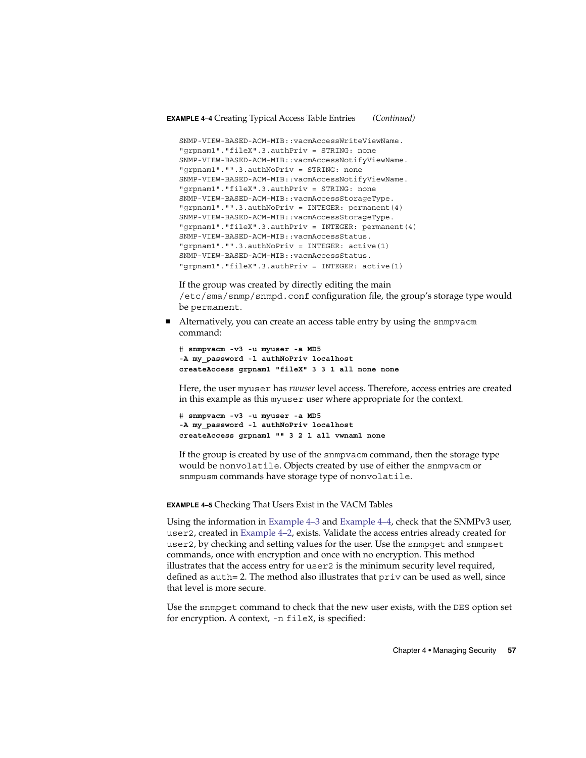**EXAMPLE 4–4** Creating Typical Access Table Entries *(Continued)*

```
SNMP-VIEW-BASED-ACM-MIB::vacmAccessWriteViewName.
"grpnam1"."fileX".3.authPriv = STRING: none
SNMP-VIEW-BASED-ACM-MIB::vacmAccessNotifyViewName.
"grpnam1"."".3.authNoPriv = STRING: none
SNMP-VIEW-BASED-ACM-MIB::vacmAccessNotifyViewName.
"grpnam1"."fileX".3.authPriv = STRING: none
SNMP-VIEW-BASED-ACM-MIB::vacmAccessStorageType.
"grpnam1"."".3.authNoPriv = INTEGER: permanent(4)
SNMP-VIEW-BASED-ACM-MIB::vacmAccessStorageType.
"grpnam1"."fileX".3.authPriv = INTEGER: permanent(4)
SNMP-VIEW-BASED-ACM-MIB::vacmAccessStatus.
"grpnam1"."".3.authNoPriv = INTEGER: active(1)
SNMP-VIEW-BASED-ACM-MIB::vacmAccessStatus.
"grpnam1"."fileX".3.authPriv = INTEGER: active(1)
```

If the group was created by directly editing the main `/etc/sma/snmp/snmpd.conf` configuration file, the group's storage type would be `permanent`.

- Alternatively, you can create an access table entry by using the `snmpvacm` command:

  ```
  # snmpvacm -v3 -u myuser -a MD5
  -A my_password -l authNoPriv localhost
  createAccess grpnam1 "fileX" 3 3 1 all none none
  ```

  Here, the user `myuser` has *rwuser* level access. Therefore, access entries are created in this example as this `myuser` user where appropriate for the context.

  ```
  # snmpvacm -v3 -u myuser -a MD5
  -A my_password -l authNoPriv localhost
  createAccess grpnam1 "" 3 2 1 all vwnam1 none
  ```

  If the group is created by use of the `snmpvacm` command, then the storage type would be `nonvolatile`. Objects created by use of either the `snmpvacm` or `snmpusm` commands have storage type of `nonvolatile`.

**EXAMPLE 4–5** Checking That Users Exist in the VACM Tables

Using the information in Example 4–3 and Example 4–4, check that the SNMPv3 user, `user2`, created in Example 4–2, exists. Validate the access entries already created for `user2`, by checking and setting values for the user. Use the `snmpget` and `snmpset` commands, once with encryption and once with no encryption. This method illustrates that the access entry for `user2` is the minimum security level required, defined as `auth`= 2. The method also illustrates that `priv` can be used as well, since that level is more secure.

Use the `snmpget` command to check that the new user exists, with the `DES` option set for encryption. A context, `-n fileX`, is specified: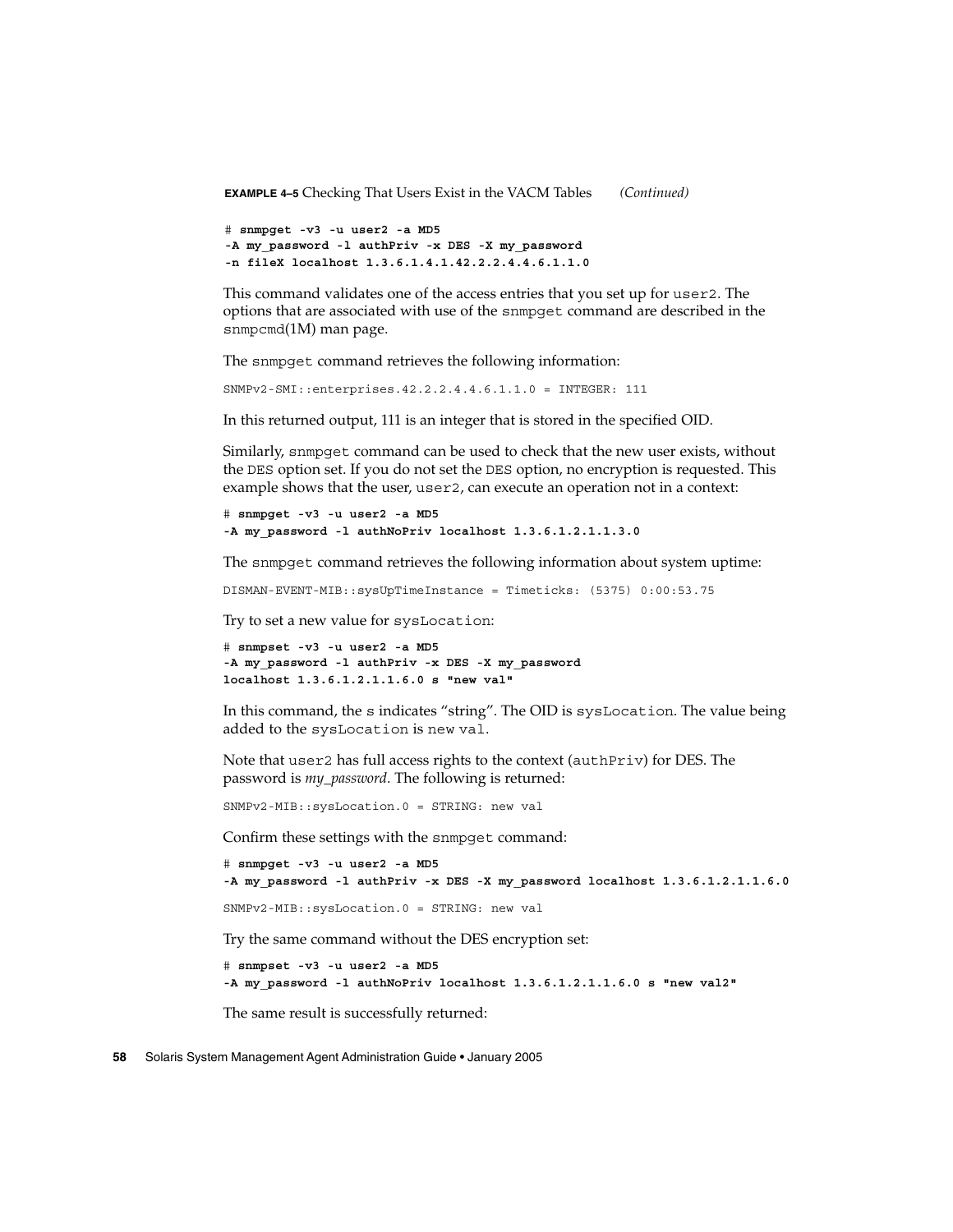**EXAMPLE 4–5** Checking That Users Exist in the VACM Tables *(Continued)*

```
# snmpget -v3 -u user2 -a MD5
-A my_password -l authPriv -x DES -X my_password
-n fileX localhost 1.3.6.1.4.1.42.2.2.4.4.6.1.1.0
```

This command validates one of the access entries that you set up for `user2`. The options that are associated with use of the `snmpget` command are described in the `snmpcmd`(1M) man page.

The `snmpget` command retrieves the following information:

```
SNMPv2-SMI::enterprises.42.2.2.4.4.6.1.1.0 = INTEGER: 111
```

In this returned output, 111 is an integer that is stored in the specified OID.

Similarly, `snmpget` command can be used to check that the new user exists, without the `DES` option set. If you do not set the `DES` option, no encryption is requested. This example shows that the user, `user2`, can execute an operation not in a context:

```
# snmpget -v3 -u user2 -a MD5
-A my_password -l authNoPriv localhost 1.3.6.1.2.1.1.3.0
```

The `snmpget` command retrieves the following information about system uptime:

```
DISMAN-EVENT-MIB::sysUpTimeInstance = Timeticks: (5375) 0:00:53.75
```

Try to set a new value for `sysLocation`:

```
# snmpset -v3 -u user2 -a MD5
-A my_password -l authPriv -x DES -X my_password
localhost 1.3.6.1.2.1.1.6.0 s "new val"
```

In this command, the `s` indicates "string". The OID is `sysLocation`. The value being added to the `sysLocation` is `new val`.

Note that `user2` has full access rights to the context (`authPriv`) for DES. The password is *my_password*. The following is returned:

```
SNMPv2-MIB::sysLocation.0 = STRING: new val
```

Confirm these settings with the `snmpget` command:

```
# snmpget -v3 -u user2 -a MD5
-A my_password -l authPriv -x DES -X my_password localhost 1.3.6.1.2.1.1.6.0
```

```
SNMPv2-MIB::sysLocation.0 = STRING: new val
```

Try the same command without the DES encryption set:

```
# snmpset -v3 -u user2 -a MD5
-A my_password -l authNoPriv localhost 1.3.6.1.2.1.1.6.0 s "new val2"
```

The same result is successfully returned: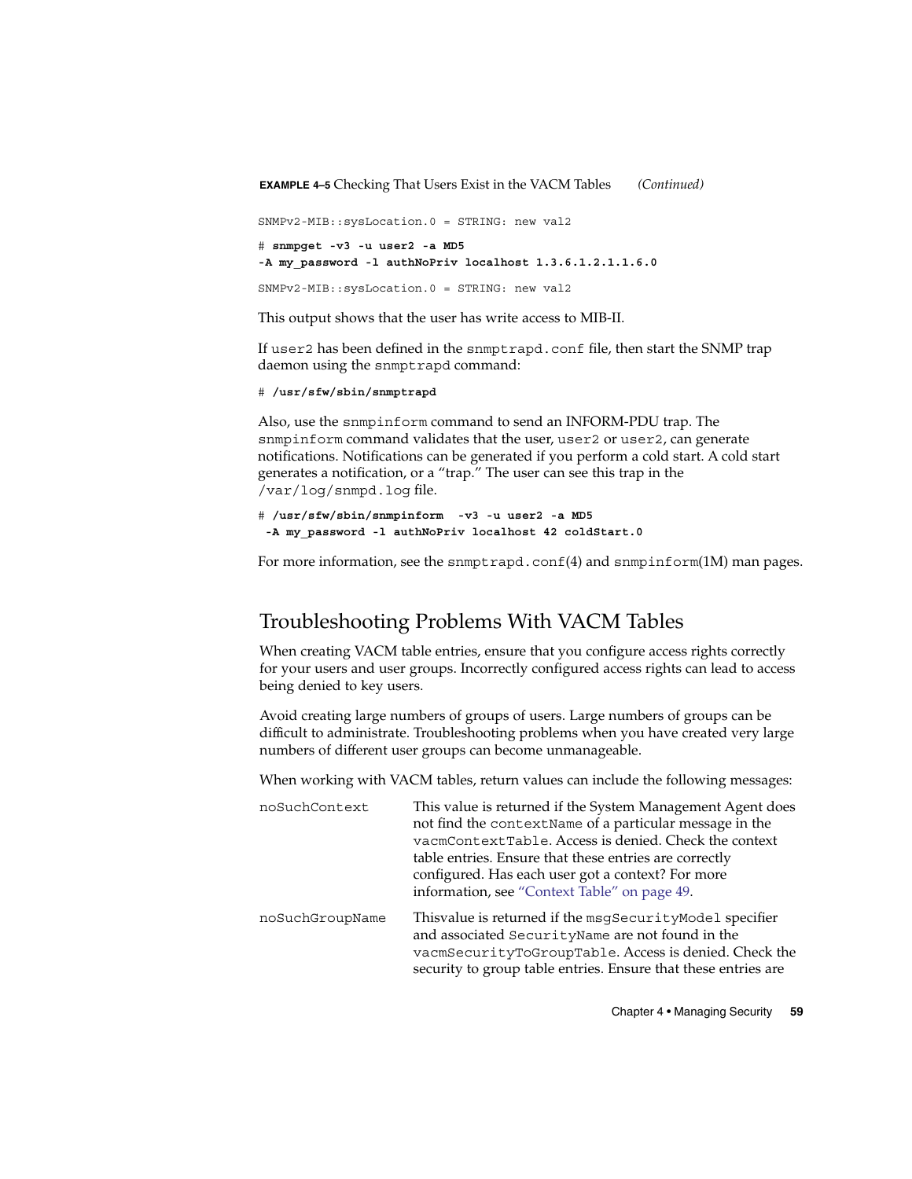**EXAMPLE 4–5** Checking That Users Exist in the VACM Tables *(Continued)*

```
SNMPv2-MIB::sysLocation.0 = STRING: new val2
```

```
# snmpget -v3 -u user2 -a MD5
-A my_password -l authNoPriv localhost 1.3.6.1.2.1.1.6.0
```

```
SNMPv2-MIB::sysLocation.0 = STRING: new val2
```

This output shows that the user has write access to MIB-II.

If `user2` has been defined in the `snmptrapd.conf` file, then start the SNMP trap daemon using the `snmptrapd` command:

```
# /usr/sfw/sbin/snmptrapd
```

Also, use the `snmpinform` command to send an INFORM-PDU trap. The `snmpinform` command validates that the user, `user2` or `user2`, can generate notifications. Notifications can be generated if you perform a cold start. A cold start generates a notification, or a "trap." The user can see this trap in the `/var/log/snmpd.log` file.

```
# /usr/sfw/sbin/snmpinform  -v3 -u user2 -a MD5
 -A my_password -l authNoPriv localhost 42 coldStart.0
```

For more information, see the `snmptrapd.conf`(4) and `snmpinform`(1M) man pages.

## Troubleshooting Problems With VACM Tables

When creating VACM table entries, ensure that you configure access rights correctly for your users and user groups. Incorrectly configured access rights can lead to access being denied to key users.

Avoid creating large numbers of groups of users. Large numbers of groups can be difficult to administrate. Troubleshooting problems when you have created very large numbers of different user groups can become unmanageable.

When working with VACM tables, return values can include the following messages:

`noSuchContext`
: This value is returned if the System Management Agent does not find the `contextName` of a particular message in the `vacmContextTable`. Access is denied. Check the context table entries. Ensure that these entries are correctly configured. Has each user got a context? For more information, see "Context Table" on page 49.

`noSuchGroupName`
: Thisvalue is returned if the `msgSecurityModel` specifier and associated `SecurityName` are not found in the `vacmSecurityToGroupTable`. Access is denied. Check the security to group table entries. Ensure that these entries are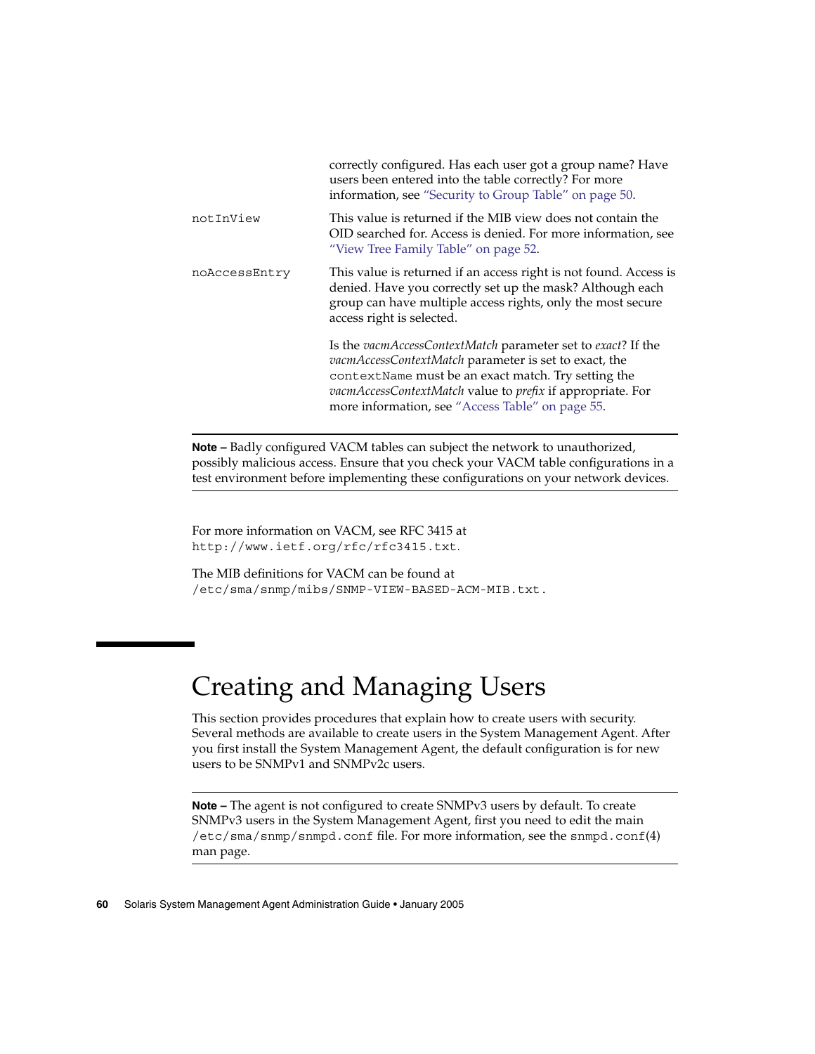| | |
|---|---|
| | correctly configured. Has each user got a group name? Have users been entered into the table correctly? For more information, see "Security to Group Table" on page 50. |
| `notInView` | This value is returned if the MIB view does not contain the OID searched for. Access is denied. For more information, see "View Tree Family Table" on page 52. |
| `noAccessEntry` | This value is returned if an access right is not found. Access is denied. Have you correctly set up the mask? Although each group can have multiple access rights, only the most secure access right is selected.<br><br>Is the *vacmAccessContextMatch* parameter set to *exact*? If the *vacmAccessContextMatch* parameter is set to exact, the `contextName` must be an exact match. Try setting the *vacmAccessContextMatch* value to *prefix* if appropriate. For more information, see "Access Table" on page 55. |

---

**Note –** Badly configured VACM tables can subject the network to unauthorized, possibly malicious access. Ensure that you check your VACM table configurations in a test environment before implementing these configurations on your network devices.

---

For more information on VACM, see RFC 3415 at `http://www.ietf.org/rfc/rfc3415.txt`.

The MIB definitions for VACM can be found at `/etc/sma/snmp/mibs/SNMP-VIEW-BASED-ACM-MIB.txt`.

# Creating and Managing Users

This section provides procedures that explain how to create users with security. Several methods are available to create users in the System Management Agent. After you first install the System Management Agent, the default configuration is for new users to be SNMPv1 and SNMPv2c users.

---

**Note –** The agent is not configured to create SNMPv3 users by default. To create SNMPv3 users in the System Management Agent, first you need to edit the main `/etc/sma/snmp/snmpd.conf` file. For more information, see the `snmpd.conf`(4) man page.

---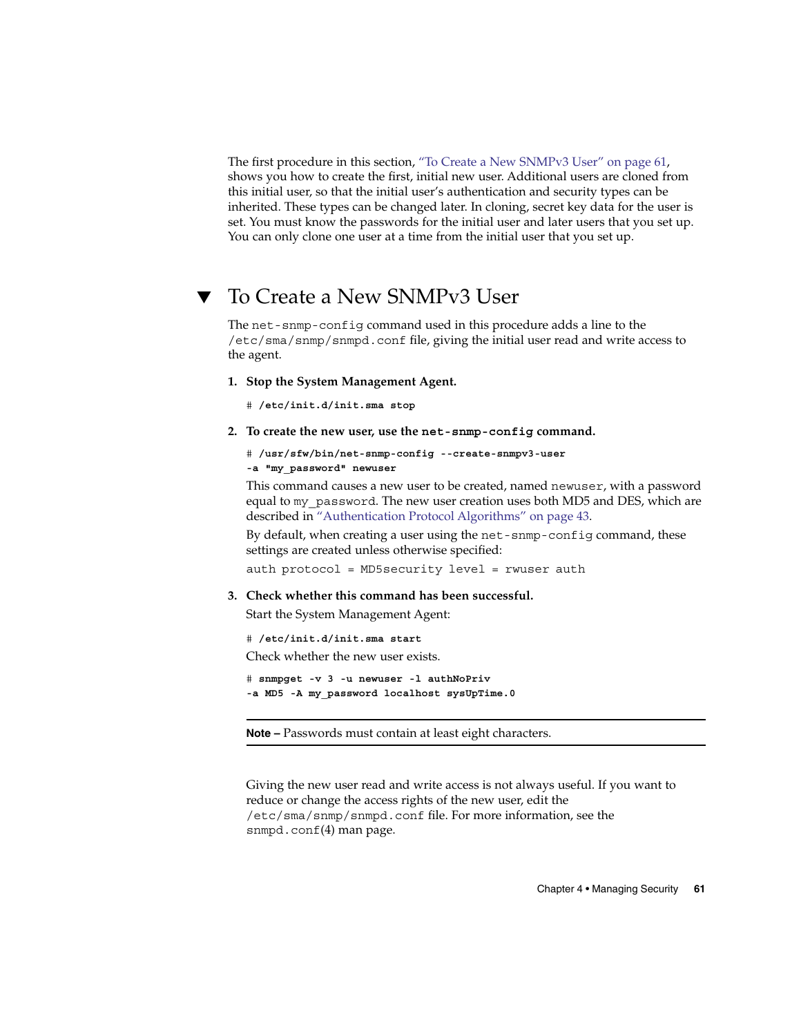The first procedure in this section, "To Create a New SNMPv3 User" on page 61, shows you how to create the first, initial new user. Additional users are cloned from this initial user, so that the initial user's authentication and security types can be inherited. These types can be changed later. In cloning, secret key data for the user is set. You must know the passwords for the initial user and later users that you set up. You can only clone one user at a time from the initial user that you set up.

## ▼ To Create a New SNMPv3 User

The `net-snmp-config` command used in this procedure adds a line to the `/etc/sma/snmp/snmpd.conf` file, giving the initial user read and write access to the agent.

1. **Stop the System Management Agent.**

   ```
   # /etc/init.d/init.sma stop
   ```

2. **To create the new user, use the `net-snmp-config` command.**

   ```
   # /usr/sfw/bin/net-snmp-config --create-snmpv3-user
   -a "my_password" newuser
   ```

   This command causes a new user to be created, named `newuser`, with a password equal to `my_password`. The new user creation uses both MD5 and DES, which are described in "Authentication Protocol Algorithms" on page 43.

   By default, when creating a user using the `net-snmp-config` command, these settings are created unless otherwise specified:

   ```
   auth protocol = MD5security level = rwuser auth
   ```

3. **Check whether this command has been successful.**

   Start the System Management Agent:

   ```
   # /etc/init.d/init.sma start
   ```

   Check whether the new user exists.

   ```
   # snmpget -v 3 -u newuser -l authNoPriv
   -a MD5 -A my_password localhost sysUpTime.0
   ```

---

**Note –** Passwords must contain at least eight characters.

---

Giving the new user read and write access is not always useful. If you want to reduce or change the access rights of the new user, edit the `/etc/sma/snmp/snmpd.conf` file. For more information, see the `snmpd.conf`(4) man page.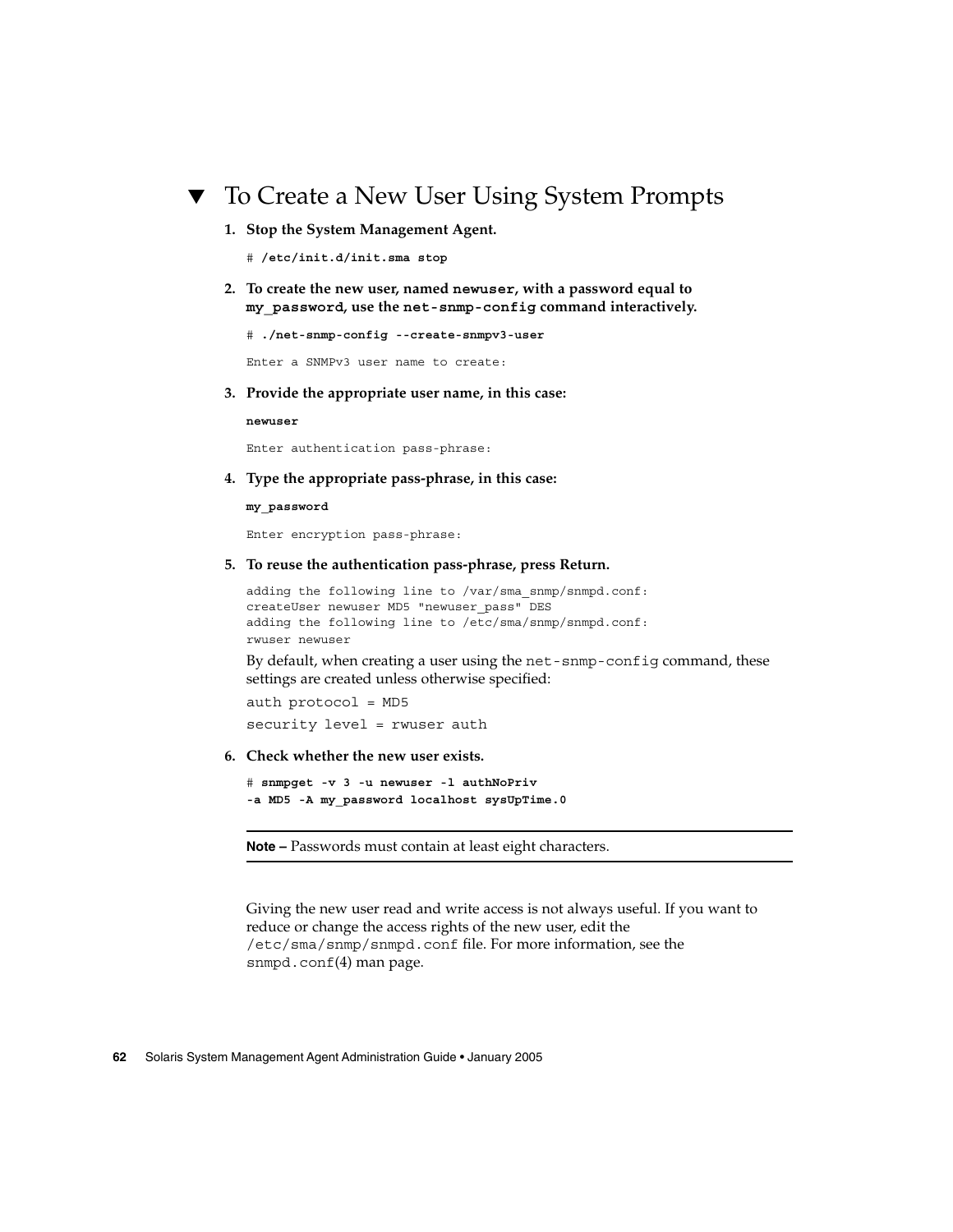## ▼ To Create a New User Using System Prompts

1. **Stop the System Management Agent.**

```
# /etc/init.d/init.sma stop
```

2. **To create the new user, named `newuser`, with a password equal to `my_password`, use the `net-snmp-config` command interactively.**

```
# ./net-snmp-config --create-snmpv3-user
Enter a SNMPv3 user name to create:
```

3. **Provide the appropriate user name, in this case:**

```
newuser
Enter authentication pass-phrase:
```

4. **Type the appropriate pass-phrase, in this case:**

```
my_password
Enter encryption pass-phrase:
```

5. **To reuse the authentication pass-phrase, press Return.**

```
adding the following line to /var/sma_snmp/snmpd.conf:
createUser newuser MD5 "newuser_pass" DES
adding the following line to /etc/sma/snmp/snmpd.conf:
rwuser newuser
```

   By default, when creating a user using the `net-snmp-config` command, these settings are created unless otherwise specified:

   `auth protocol = MD5`

   `security level = rwuser auth`

6. **Check whether the new user exists.**

```
# snmpget -v 3 -u newuser -l authNoPriv
-a MD5 -A my_password localhost sysUpTime.0
```

---

**Note –** Passwords must contain at least eight characters.

---

Giving the new user read and write access is not always useful. If you want to reduce or change the access rights of the new user, edit the `/etc/sma/snmp/snmpd.conf` file. For more information, see the `snmpd.conf`(4) man page.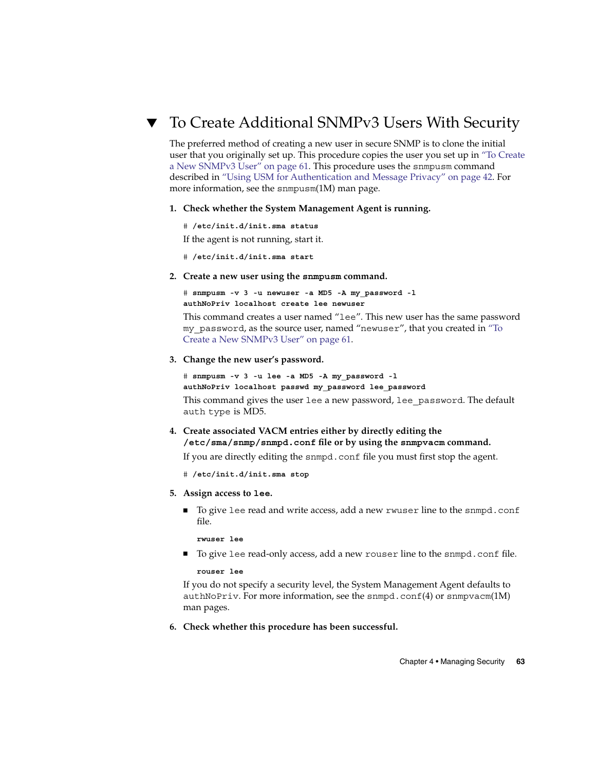## To Create Additional SNMPv3 Users With Security

The preferred method of creating a new user in secure SNMP is to clone the initial user that you originally set up. This procedure copies the user you set up in "To Create a New SNMPv3 User" on page 61. This procedure uses the `snmpusm` command described in "Using USM for Authentication and Message Privacy" on page 42. For more information, see the `snmpusm`(1M) man page.

1. **Check whether the System Management Agent is running.**

   ```
   # /etc/init.d/init.sma status
   ```

   If the agent is not running, start it.

   ```
   # /etc/init.d/init.sma start
   ```

2. **Create a new user using the `snmpusm` command.**

   ```
   # snmpusm -v 3 -u newuser -a MD5 -A my_password -l
   authNoPriv localhost create lee newuser
   ```

   This command creates a user named "`lee`". This new user has the same password `my_password`, as the source user, named "`newuser`", that you created in "To Create a New SNMPv3 User" on page 61.

3. **Change the new user's password.**

   ```
   # snmpusm -v 3 -u lee -a MD5 -A my_password -l
   authNoPriv localhost passwd my_password lee_password
   ```

   This command gives the user `lee` a new password, `lee_password`. The default `auth type` is MD5.

4. **Create associated VACM entries either by directly editing the `/etc/sma/snmp/snmpd.conf` file or by using the `snmpvacm` command.**

   If you are directly editing the `snmpd.conf` file you must first stop the agent.

   ```
   # /etc/init.d/init.sma stop
   ```

5. **Assign access to `lee`.**

   - To give `lee` read and write access, add a new `rwuser` line to the `snmpd.conf` file.

     ```
     rwuser lee
     ```

   - To give `lee` read-only access, add a new `rouser` line to the `snmpd.conf` file.

     ```
     rouser lee
     ```

   If you do not specify a security level, the System Management Agent defaults to `authNoPriv`. For more information, see the `snmpd.conf`(4) or `snmpvacm`(1M) man pages.

6. **Check whether this procedure has been successful.**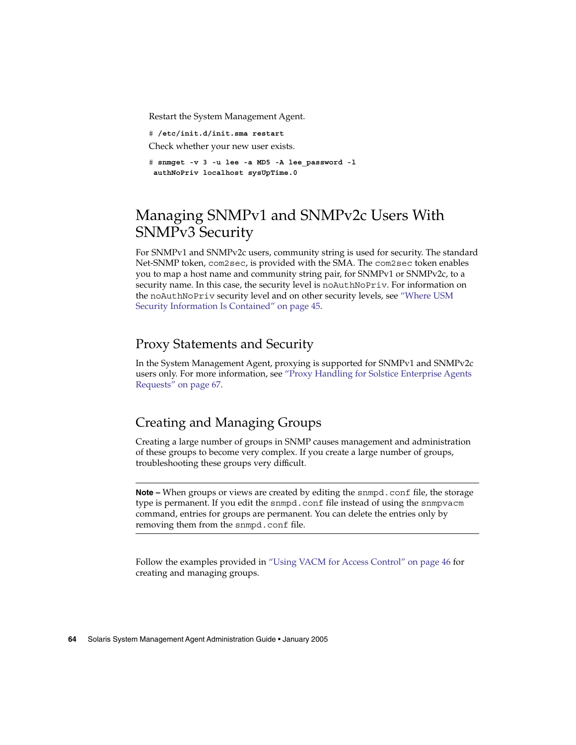Restart the System Management Agent.

```
# /etc/init.d/init.sma restart
```

Check whether your new user exists.

```
# snmpget -v 3 -u lee -a MD5 -A lee_password -l
 authNoPriv localhost sysUpTime.0
```

## Managing SNMPv1 and SNMPv2c Users With SNMPv3 Security

For SNMPv1 and SNMPv2c users, community string is used for security. The standard Net-SNMP token, `com2sec`, is provided with the SMA. The `com2sec` token enables you to map a host name and community string pair, for SNMPv1 or SNMPv2c, to a security name. In this case, the security level is `noAuthNoPriv`. For information on the `noAuthNoPriv` security level and on other security levels, see "Where USM Security Information Is Contained" on page 45.

### Proxy Statements and Security

In the System Management Agent, proxying is supported for SNMPv1 and SNMPv2c users only. For more information, see "Proxy Handling for Solstice Enterprise Agents Requests" on page 67.

### Creating and Managing Groups

Creating a large number of groups in SNMP causes management and administration of these groups to become very complex. If you create a large number of groups, troubleshooting these groups very difficult.

---

**Note –** When groups or views are created by editing the `snmpd.conf` file, the storage type is permanent. If you edit the `snmpd.conf` file instead of using the `snmpvacm` command, entries for groups are permanent. You can delete the entries only by removing them from the `snmpd.conf` file.

---

Follow the examples provided in "Using VACM for Access Control" on page 46 for creating and managing groups.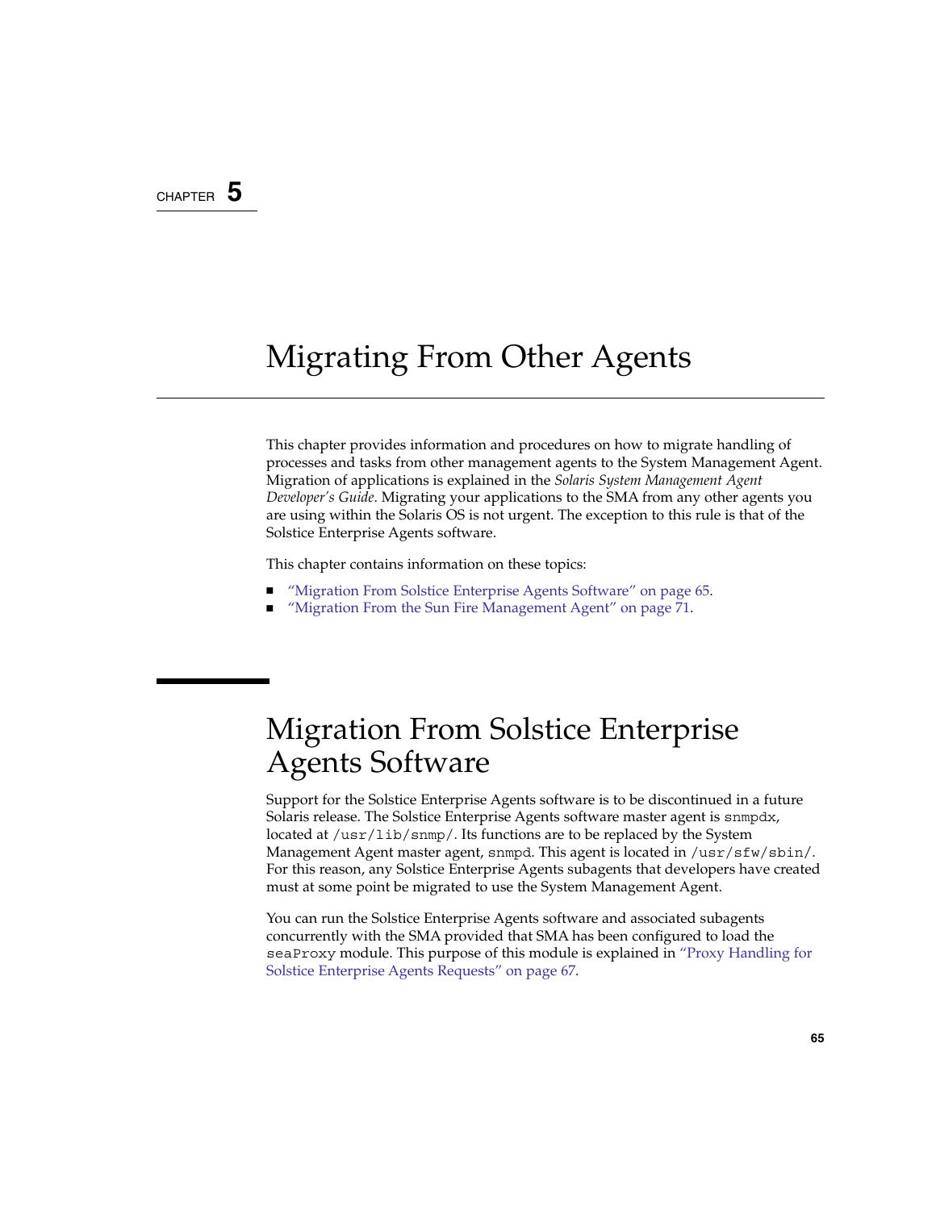CHAPTER 5

# Migrating From Other Agents

This chapter provides information and procedures on how to migrate handling of processes and tasks from other management agents to the System Management Agent. Migration of applications is explained in the *Solaris System Management Agent Developer's Guide*. Migrating your applications to the SMA from any other agents you are using within the Solaris OS is not urgent. The exception to this rule is that of the Solstice Enterprise Agents software.

This chapter contains information on these topics:

- "Migration From Solstice Enterprise Agents Software" on page 65.
- "Migration From the Sun Fire Management Agent" on page 71.

## Migration From Solstice Enterprise Agents Software

Support for the Solstice Enterprise Agents software is to be discontinued in a future Solaris release. The Solstice Enterprise Agents software master agent is `snmpdx`, located at `/usr/lib/snmp/`. Its functions are to be replaced by the System Management Agent master agent, `snmpd`. This agent is located in `/usr/sfw/sbin/`. For this reason, any Solstice Enterprise Agents subagents that developers have created must at some point be migrated to use the System Management Agent.

You can run the Solstice Enterprise Agents software and associated subagents concurrently with the SMA provided that SMA has been configured to load the `seaProxy` module. This purpose of this module is explained in "Proxy Handling for Solstice Enterprise Agents Requests" on page 67.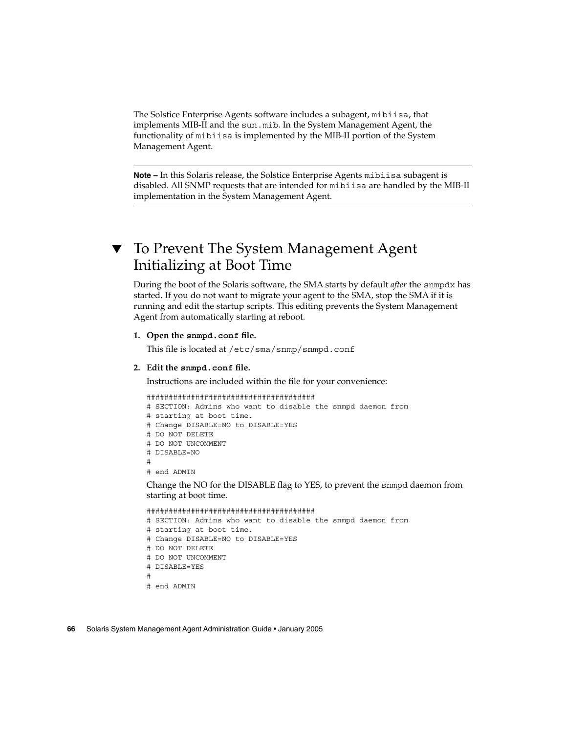The Solstice Enterprise Agents software includes a subagent, `mibiisa`, that implements MIB-II and the `sun.mib`. In the System Management Agent, the functionality of `mibiisa` is implemented by the MIB-II portion of the System Management Agent.

---

**Note –** In this Solaris release, the Solstice Enterprise Agents `mibiisa` subagent is disabled. All SNMP requests that are intended for `mibiisa` are handled by the MIB-II implementation in the System Management Agent.

---

## ▼ To Prevent The System Management Agent Initializing at Boot Time

During the boot of the Solaris software, the SMA starts by default *after* the `snmpdx` has started. If you do not want to migrate your agent to the SMA, stop the SMA if it is running and edit the startup scripts. This editing prevents the System Management Agent from automatically starting at reboot.

1. **Open the `snmpd.conf` file.**

   This file is located at `/etc/sma/snmp/snmpd.conf`

2. **Edit the `snmpd.conf` file.**

   Instructions are included within the file for your convenience:

   ```
   #####################################
   # SECTION: Admins who want to disable the snmpd daemon from
   # starting at boot time.
   # Change DISABLE=NO to DISABLE=YES
   # DO NOT DELETE
   # DO NOT UNCOMMENT
   # DISABLE=NO
   #
   # end ADMIN
   ```

   Change the NO for the DISABLE flag to YES, to prevent the `snmpd` daemon from starting at boot time.

   ```
   #####################################
   # SECTION: Admins who want to disable the snmpd daemon from
   # starting at boot time.
   # Change DISABLE=NO to DISABLE=YES
   # DO NOT DELETE
   # DO NOT UNCOMMENT
   # DISABLE=YES
   #
   # end ADMIN
   ```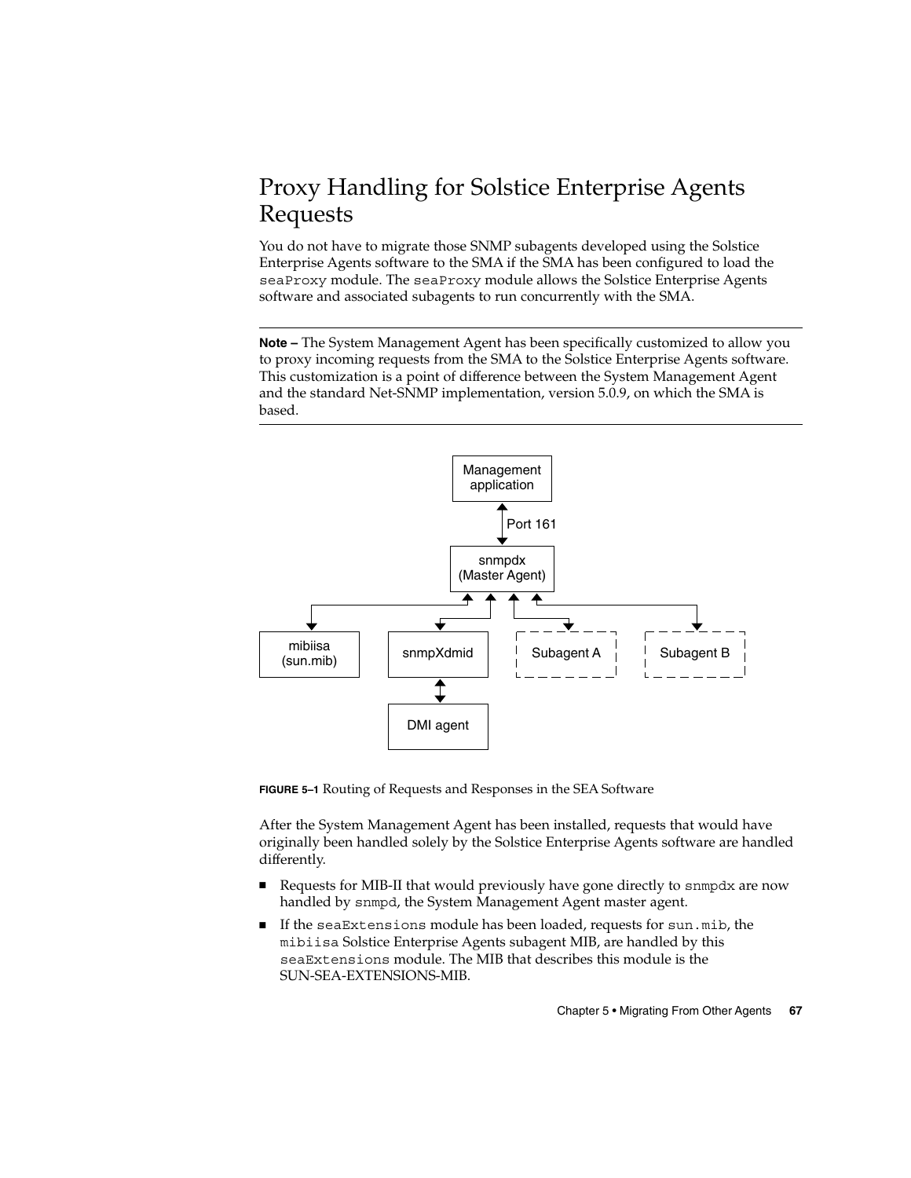# Proxy Handling for Solstice Enterprise Agents Requests

You do not have to migrate those SNMP subagents developed using the Solstice Enterprise Agents software to the SMA if the SMA has been configured to load the `seaProxy` module. The `seaProxy` module allows the Solstice Enterprise Agents software and associated subagents to run concurrently with the SMA.

---

**Note –** The System Management Agent has been specifically customized to allow you to proxy incoming requests from the SMA to the Solstice Enterprise Agents software. This customization is a point of difference between the System Management Agent and the standard Net-SNMP implementation, version 5.0.9, on which the SMA is based.

---

**FIGURE 5–1** Routing of Requests and Responses in the SEA Software

After the System Management Agent has been installed, requests that would have originally been handled solely by the Solstice Enterprise Agents software are handled differently.

- Requests for MIB-II that would previously have gone directly to `snmpdx` are now handled by `snmpd`, the System Management Agent master agent.
- If the `seaExtensions` module has been loaded, requests for `sun.mib`, the `mibiisa` Solstice Enterprise Agents subagent MIB, are handled by this `seaExtensions` module. The MIB that describes this module is the SUN-SEA-EXTENSIONS-MIB.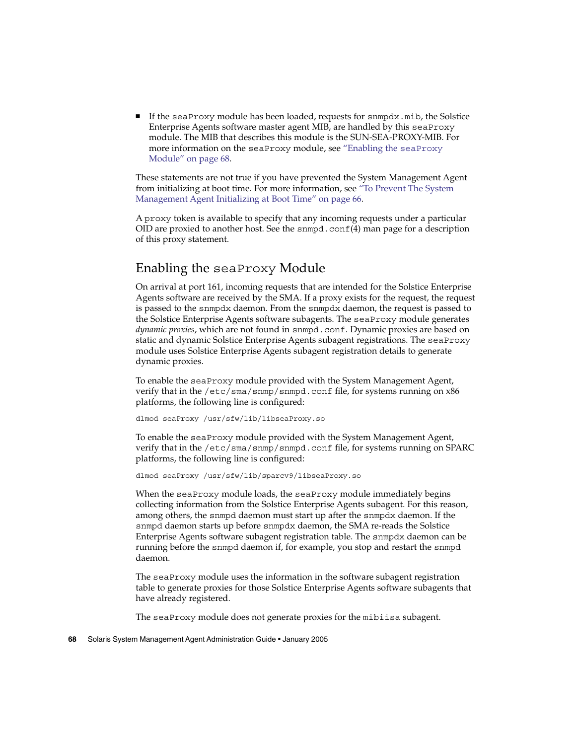- If the `seaProxy` module has been loaded, requests for `snmpdx.mib`, the Solstice Enterprise Agents software master agent MIB, are handled by this `seaProxy` module. The MIB that describes this module is the SUN-SEA-PROXY-MIB. For more information on the `seaProxy` module, see "Enabling the `seaProxy` Module" on page 68.

These statements are not true if you have prevented the System Management Agent from initializing at boot time. For more information, see "To Prevent The System Management Agent Initializing at Boot Time" on page 66.

A `proxy` token is available to specify that any incoming requests under a particular OID are proxied to another host. See the `snmpd.conf`(4) man page for a description of this proxy statement.

## Enabling the `seaProxy` Module

On arrival at port 161, incoming requests that are intended for the Solstice Enterprise Agents software are received by the SMA. If a proxy exists for the request, the request is passed to the `snmpdx` daemon. From the `snmpdx` daemon, the request is passed to the Solstice Enterprise Agents software subagents. The `seaProxy` module generates *dynamic proxies*, which are not found in `snmpd.conf`. Dynamic proxies are based on static and dynamic Solstice Enterprise Agents subagent registrations. The `seaProxy` module uses Solstice Enterprise Agents subagent registration details to generate dynamic proxies.

To enable the `seaProxy` module provided with the System Management Agent, verify that in the `/etc/sma/snmp/snmpd.conf` file, for systems running on x86 platforms, the following line is configured:

```
dlmod seaProxy /usr/sfw/lib/libseaProxy.so
```

To enable the `seaProxy` module provided with the System Management Agent, verify that in the `/etc/sma/snmp/snmpd.conf` file, for systems running on SPARC platforms, the following line is configured:

```
dlmod seaProxy /usr/sfw/lib/sparcv9/libseaProxy.so
```

When the `seaProxy` module loads, the `seaProxy` module immediately begins collecting information from the Solstice Enterprise Agents subagent. For this reason, among others, the `snmpd` daemon must start up after the `snmpdx` daemon. If the `snmpd` daemon starts up before `snmpdx` daemon, the SMA re-reads the Solstice Enterprise Agents software subagent registration table. The `snmpdx` daemon can be running before the `snmpd` daemon if, for example, you stop and restart the `snmpd` daemon.

The `seaProxy` module uses the information in the software subagent registration table to generate proxies for those Solstice Enterprise Agents software subagents that have already registered.

The `seaProxy` module does not generate proxies for the `mibiisa` subagent.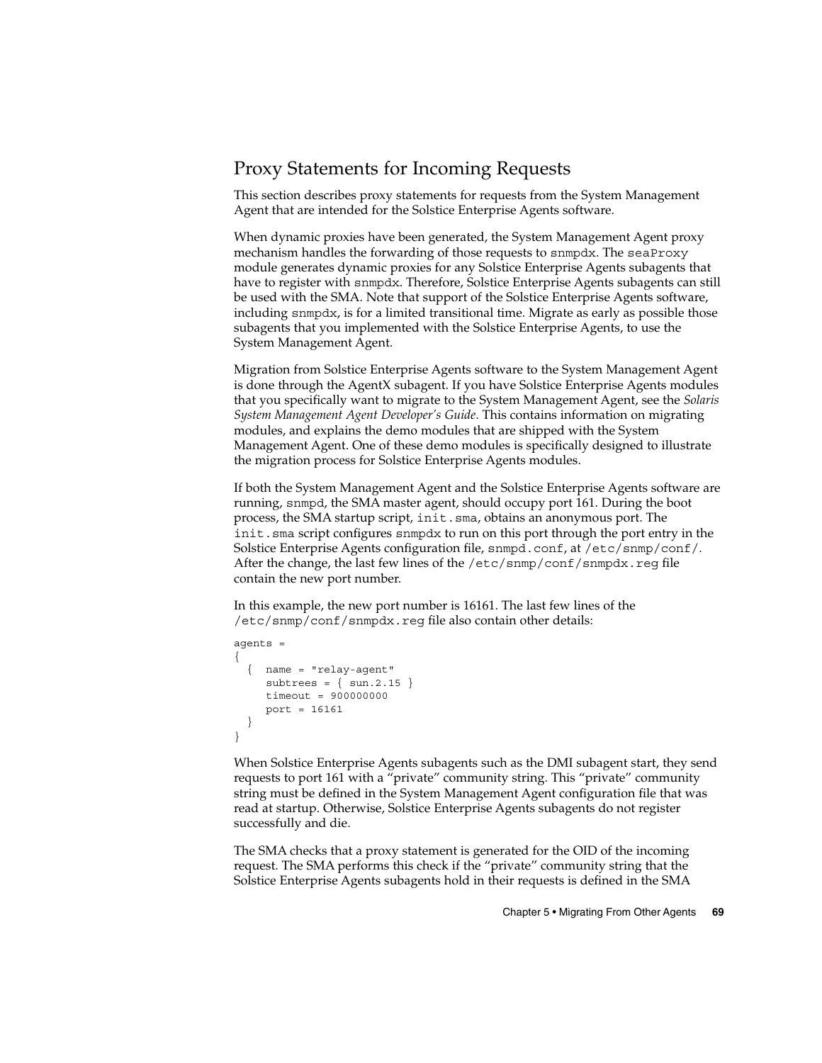## Proxy Statements for Incoming Requests

This section describes proxy statements for requests from the System Management Agent that are intended for the Solstice Enterprise Agents software.

When dynamic proxies have been generated, the System Management Agent proxy mechanism handles the forwarding of those requests to `snmpdx`. The `seaProxy` module generates dynamic proxies for any Solstice Enterprise Agents subagents that have to register with `snmpdx`. Therefore, Solstice Enterprise Agents subagents can still be used with the SMA. Note that support of the Solstice Enterprise Agents software, including `snmpdx`, is for a limited transitional time. Migrate as early as possible those subagents that you implemented with the Solstice Enterprise Agents, to use the System Management Agent.

Migration from Solstice Enterprise Agents software to the System Management Agent is done through the AgentX subagent. If you have Solstice Enterprise Agents modules that you specifically want to migrate to the System Management Agent, see the *Solaris System Management Agent Developer's Guide*. This contains information on migrating modules, and explains the demo modules that are shipped with the System Management Agent. One of these demo modules is specifically designed to illustrate the migration process for Solstice Enterprise Agents modules.

If both the System Management Agent and the Solstice Enterprise Agents software are running, `snmpd`, the SMA master agent, should occupy port 161. During the boot process, the SMA startup script, `init.sma`, obtains an anonymous port. The `init.sma` script configures `snmpdx` to run on this port through the port entry in the Solstice Enterprise Agents configuration file, `snmpd.conf`, at `/etc/snmp/conf/`. After the change, the last few lines of the `/etc/snmp/conf/snmpdx.reg` file contain the new port number.

In this example, the new port number is 16161. The last few lines of the `/etc/snmp/conf/snmpdx.reg` file also contain other details:

```
agents =
{
  {  name = "relay-agent"
     subtrees = { sun.2.15 }
     timeout = 900000000
     port = 16161
  }
}
```

When Solstice Enterprise Agents subagents such as the DMI subagent start, they send requests to port 161 with a "private" community string. This "private" community string must be defined in the System Management Agent configuration file that was read at startup. Otherwise, Solstice Enterprise Agents subagents do not register successfully and die.

The SMA checks that a proxy statement is generated for the OID of the incoming request. The SMA performs this check if the "private" community string that the Solstice Enterprise Agents subagents hold in their requests is defined in the SMA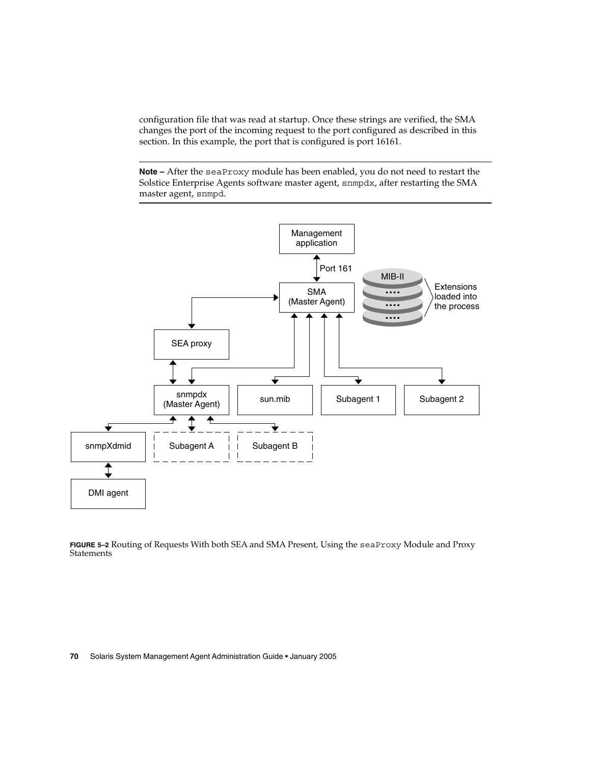configuration file that was read at startup. Once these strings are verified, the SMA changes the port of the incoming request to the port configured as described in this section. In this example, the port that is configured is port 16161.

---

**Note –** After the `seaProxy` module has been enabled, you do not need to restart the Solstice Enterprise Agents software master agent, `snmpdx`, after restarting the SMA master agent, `snmpd`.

---

**FIGURE 5–2** Routing of Requests With both SEA and SMA Present, Using the `seaProxy` Module and Proxy Statements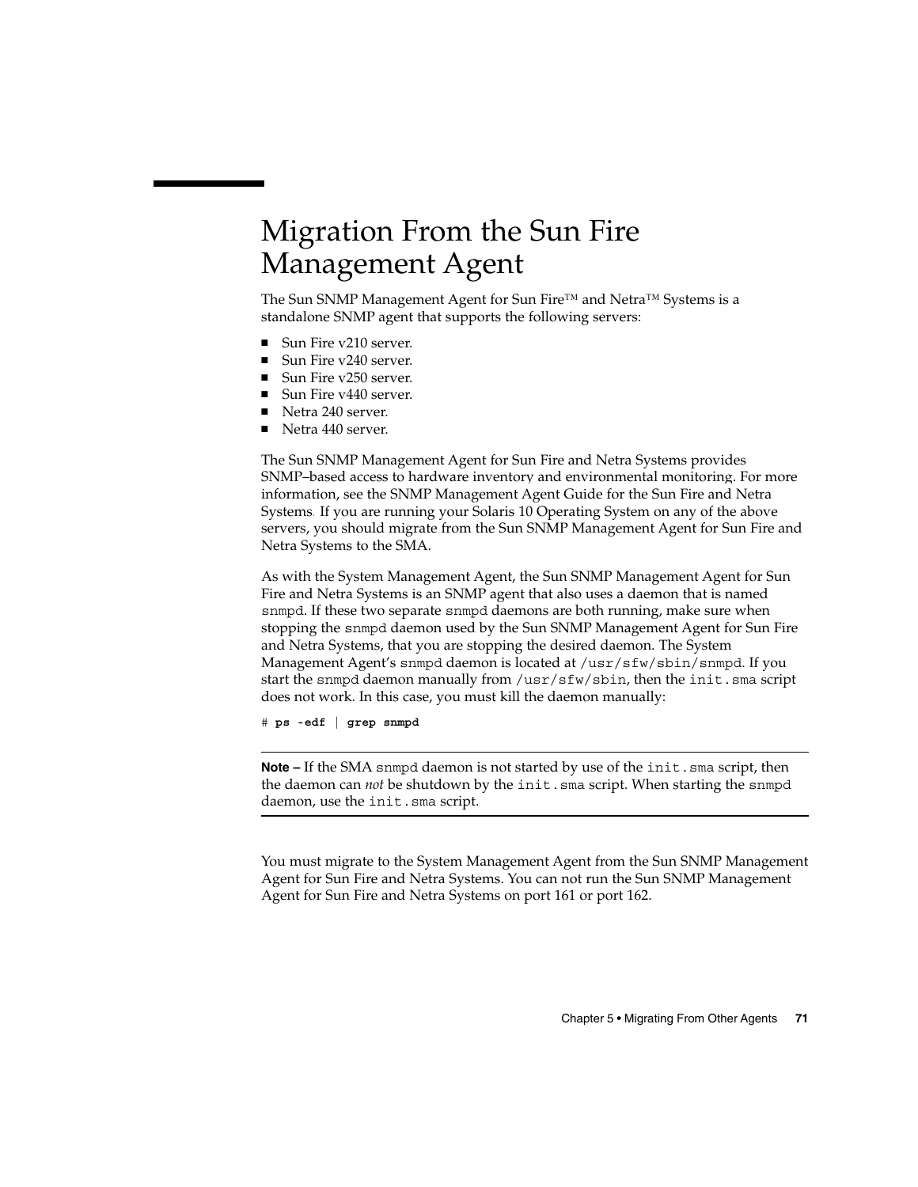# Migration From the Sun Fire Management Agent

The Sun SNMP Management Agent for Sun Fire™ and Netra™ Systems is a standalone SNMP agent that supports the following servers:

- Sun Fire v210 server.
- Sun Fire v240 server.
- Sun Fire v250 server.
- Sun Fire v440 server.
- Netra 240 server.
- Netra 440 server.

The Sun SNMP Management Agent for Sun Fire and Netra Systems provides SNMP–based access to hardware inventory and environmental monitoring. For more information, see the SNMP Management Agent Guide for the Sun Fire and Netra Systems. If you are running your Solaris 10 Operating System on any of the above servers, you should migrate from the Sun SNMP Management Agent for Sun Fire and Netra Systems to the SMA.

As with the System Management Agent, the Sun SNMP Management Agent for Sun Fire and Netra Systems is an SNMP agent that also uses a daemon that is named `snmpd`. If these two separate `snmpd` daemons are both running, make sure when stopping the `snmpd` daemon used by the Sun SNMP Management Agent for Sun Fire and Netra Systems, that you are stopping the desired daemon. The System Management Agent's `snmpd` daemon is located at `/usr/sfw/sbin/snmpd`. If you start the `snmpd` daemon manually from `/usr/sfw/sbin`, then the `init.sma` script does not work. In this case, you must kill the daemon manually:

```
# ps -edf | grep snmpd
```

---

**Note –** If the SMA `snmpd` daemon is not started by use of the `init.sma` script, then the daemon can *not* be shutdown by the `init.sma` script. When starting the `snmpd` daemon, use the `init.sma` script.

---

You must migrate to the System Management Agent from the Sun SNMP Management Agent for Sun Fire and Netra Systems. You can not run the Sun SNMP Management Agent for Sun Fire and Netra Systems on port 161 or port 162.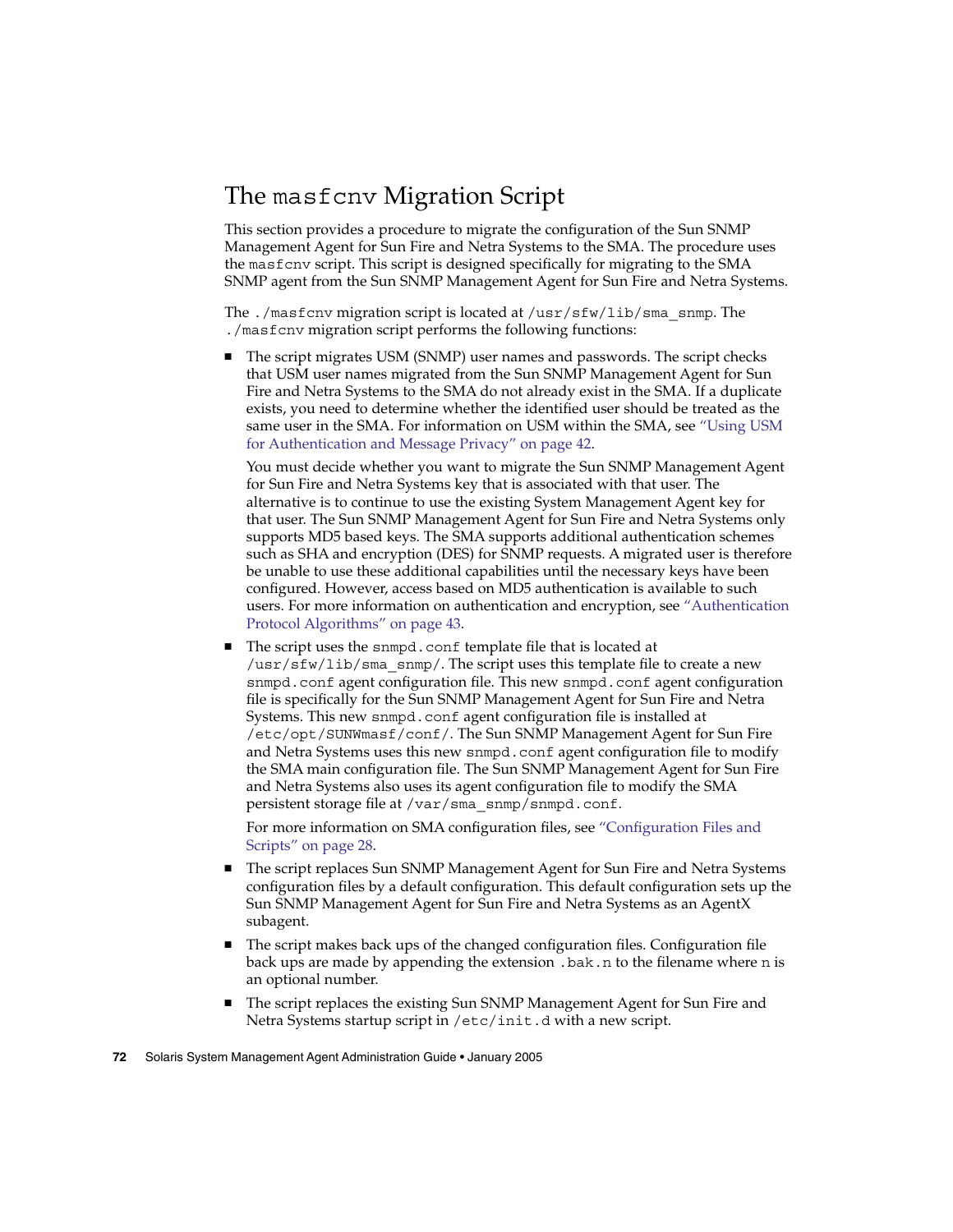## The `masfcnv` Migration Script

This section provides a procedure to migrate the configuration of the Sun SNMP Management Agent for Sun Fire and Netra Systems to the SMA. The procedure uses the `masfcnv` script. This script is designed specifically for migrating to the SMA SNMP agent from the Sun SNMP Management Agent for Sun Fire and Netra Systems.

The `./masfcnv` migration script is located at `/usr/sfw/lib/sma_snmp`. The `./masfcnv` migration script performs the following functions:

- The script migrates USM (SNMP) user names and passwords. The script checks that USM user names migrated from the Sun SNMP Management Agent for Sun Fire and Netra Systems to the SMA do not already exist in the SMA. If a duplicate exists, you need to determine whether the identified user should be treated as the same user in the SMA. For information on USM within the SMA, see "Using USM for Authentication and Message Privacy" on page 42.

  You must decide whether you want to migrate the Sun SNMP Management Agent for Sun Fire and Netra Systems key that is associated with that user. The alternative is to continue to use the existing System Management Agent key for that user. The Sun SNMP Management Agent for Sun Fire and Netra Systems only supports MD5 based keys. The SMA supports additional authentication schemes such as SHA and encryption (DES) for SNMP requests. A migrated user is therefore be unable to use these additional capabilities until the necessary keys have been configured. However, access based on MD5 authentication is available to such users. For more information on authentication and encryption, see "Authentication Protocol Algorithms" on page 43.

- The script uses the `snmpd.conf` template file that is located at `/usr/sfw/lib/sma_snmp/`. The script uses this template file to create a new `snmpd.conf` agent configuration file. This new `snmpd.conf` agent configuration file is specifically for the Sun SNMP Management Agent for Sun Fire and Netra Systems. This new `snmpd.conf` agent configuration file is installed at `/etc/opt/SUNWmasf/conf/`. The Sun SNMP Management Agent for Sun Fire and Netra Systems uses this new `snmpd.conf` agent configuration file to modify the SMA main configuration file. The Sun SNMP Management Agent for Sun Fire and Netra Systems also uses its agent configuration file to modify the SMA persistent storage file at `/var/sma_snmp/snmpd.conf`.

  For more information on SMA configuration files, see "Configuration Files and Scripts" on page 28.

- The script replaces Sun SNMP Management Agent for Sun Fire and Netra Systems configuration files by a default configuration. This default configuration sets up the Sun SNMP Management Agent for Sun Fire and Netra Systems as an AgentX subagent.

- The script makes back ups of the changed configuration files. Configuration file back ups are made by appending the extension `.bak.n` to the filename where `n` is an optional number.

- The script replaces the existing Sun SNMP Management Agent for Sun Fire and Netra Systems startup script in `/etc/init.d` with a new script.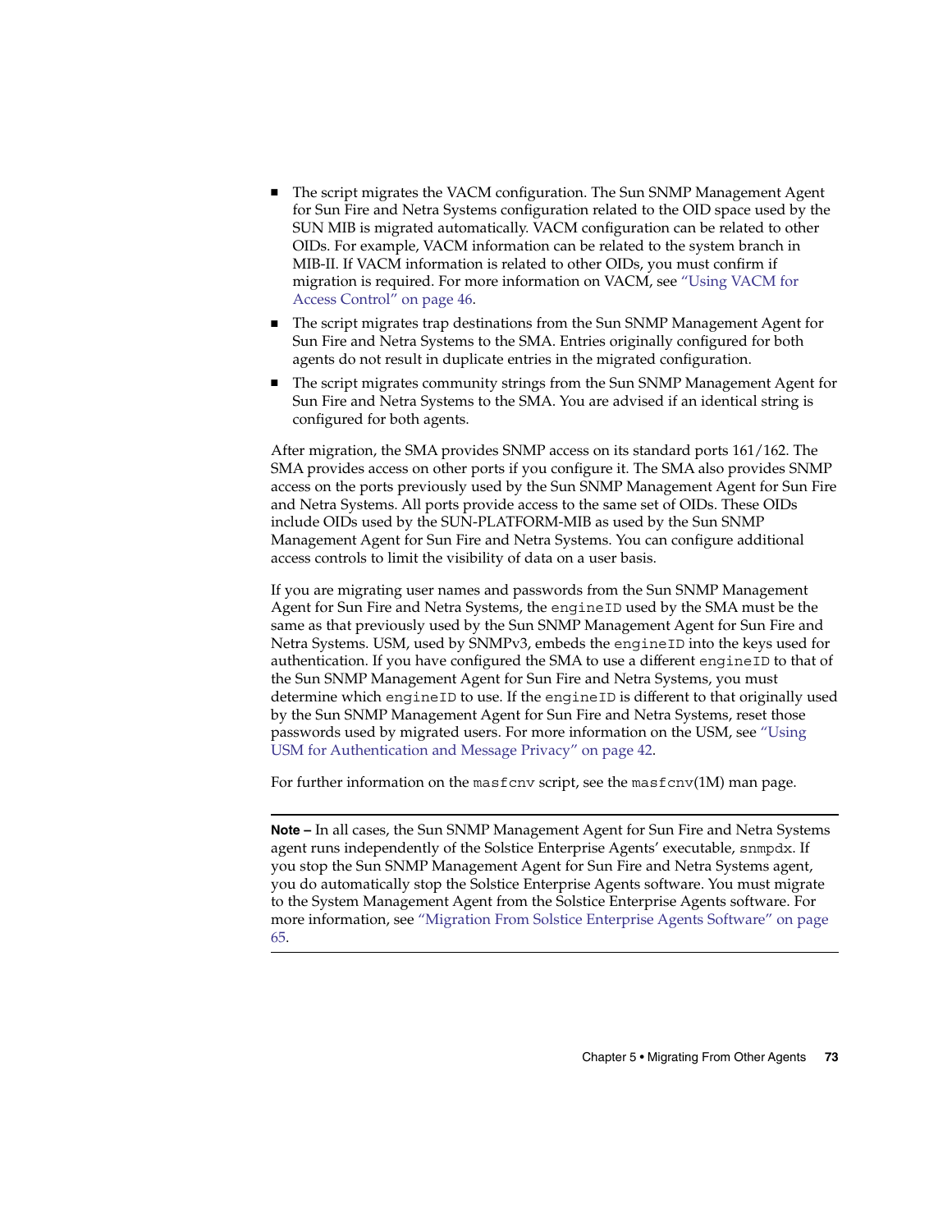- The script migrates the VACM configuration. The Sun SNMP Management Agent for Sun Fire and Netra Systems configuration related to the OID space used by the SUN MIB is migrated automatically. VACM configuration can be related to other OIDs. For example, VACM information can be related to the system branch in MIB-II. If VACM information is related to other OIDs, you must confirm if migration is required. For more information on VACM, see "Using VACM for Access Control" on page 46.
- The script migrates trap destinations from the Sun SNMP Management Agent for Sun Fire and Netra Systems to the SMA. Entries originally configured for both agents do not result in duplicate entries in the migrated configuration.
- The script migrates community strings from the Sun SNMP Management Agent for Sun Fire and Netra Systems to the SMA. You are advised if an identical string is configured for both agents.

After migration, the SMA provides SNMP access on its standard ports 161/162. The SMA provides access on other ports if you configure it. The SMA also provides SNMP access on the ports previously used by the Sun SNMP Management Agent for Sun Fire and Netra Systems. All ports provide access to the same set of OIDs. These OIDs include OIDs used by the SUN-PLATFORM-MIB as used by the Sun SNMP Management Agent for Sun Fire and Netra Systems. You can configure additional access controls to limit the visibility of data on a user basis.

If you are migrating user names and passwords from the Sun SNMP Management Agent for Sun Fire and Netra Systems, the `engineID` used by the SMA must be the same as that previously used by the Sun SNMP Management Agent for Sun Fire and Netra Systems. USM, used by SNMPv3, embeds the `engineID` into the keys used for authentication. If you have configured the SMA to use a different `engineID` to that of the Sun SNMP Management Agent for Sun Fire and Netra Systems, you must determine which `engineID` to use. If the `engineID` is different to that originally used by the Sun SNMP Management Agent for Sun Fire and Netra Systems, reset those passwords used by migrated users. For more information on the USM, see "Using USM for Authentication and Message Privacy" on page 42.

For further information on the `masfcnv` script, see the `masfcnv`(1M) man page.

---

**Note –** In all cases, the Sun SNMP Management Agent for Sun Fire and Netra Systems agent runs independently of the Solstice Enterprise Agents' executable, `snmpdx`. If you stop the Sun SNMP Management Agent for Sun Fire and Netra Systems agent, you do automatically stop the Solstice Enterprise Agents software. You must migrate to the System Management Agent from the Solstice Enterprise Agents software. For more information, see "Migration From Solstice Enterprise Agents Software" on page 65.

---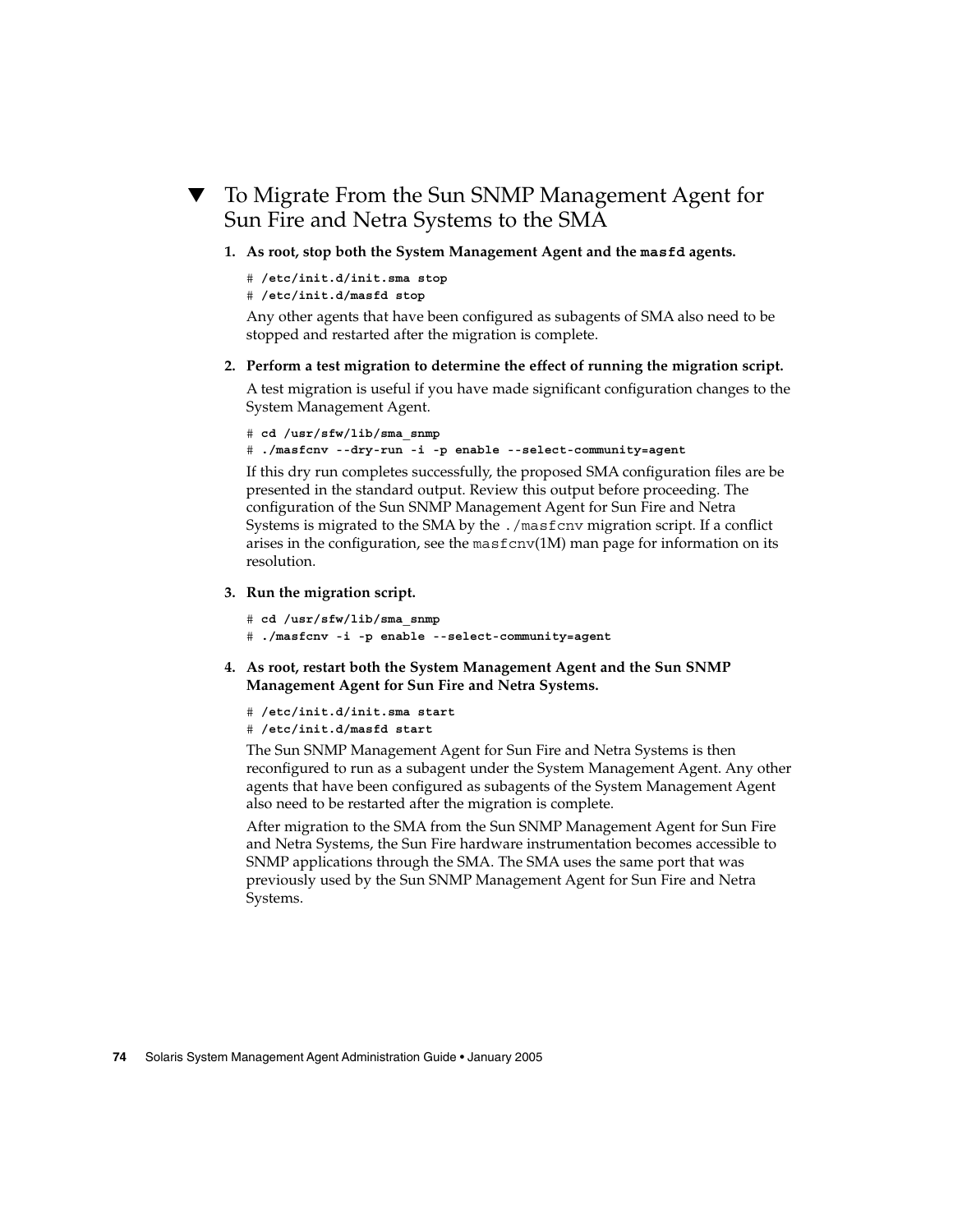## ▼ To Migrate From the Sun SNMP Management Agent for Sun Fire and Netra Systems to the SMA

1. **As root, stop both the System Management Agent and the `masfd` agents.**

   ```
   # /etc/init.d/init.sma stop
   # /etc/init.d/masfd stop
   ```

   Any other agents that have been configured as subagents of SMA also need to be stopped and restarted after the migration is complete.

2. **Perform a test migration to determine the effect of running the migration script.**

   A test migration is useful if you have made significant configuration changes to the System Management Agent.

   ```
   # cd /usr/sfw/lib/sma_snmp
   # ./masfcnv --dry-run -i -p enable --select-community=agent
   ```

   If this dry run completes successfully, the proposed SMA configuration files are be presented in the standard output. Review this output before proceeding. The configuration of the Sun SNMP Management Agent for Sun Fire and Netra Systems is migrated to the SMA by the `./masfcnv` migration script. If a conflict arises in the configuration, see the `masfcnv`(1M) man page for information on its resolution.

3. **Run the migration script.**

   ```
   # cd /usr/sfw/lib/sma_snmp
   # ./masfcnv -i -p enable --select-community=agent
   ```

4. **As root, restart both the System Management Agent and the Sun SNMP Management Agent for Sun Fire and Netra Systems.**

   ```
   # /etc/init.d/init.sma start
   # /etc/init.d/masfd start
   ```

   The Sun SNMP Management Agent for Sun Fire and Netra Systems is then reconfigured to run as a subagent under the System Management Agent. Any other agents that have been configured as subagents of the System Management Agent also need to be restarted after the migration is complete.

   After migration to the SMA from the Sun SNMP Management Agent for Sun Fire and Netra Systems, the Sun Fire hardware instrumentation becomes accessible to SNMP applications through the SMA. The SMA uses the same port that was previously used by the Sun SNMP Management Agent for Sun Fire and Netra Systems.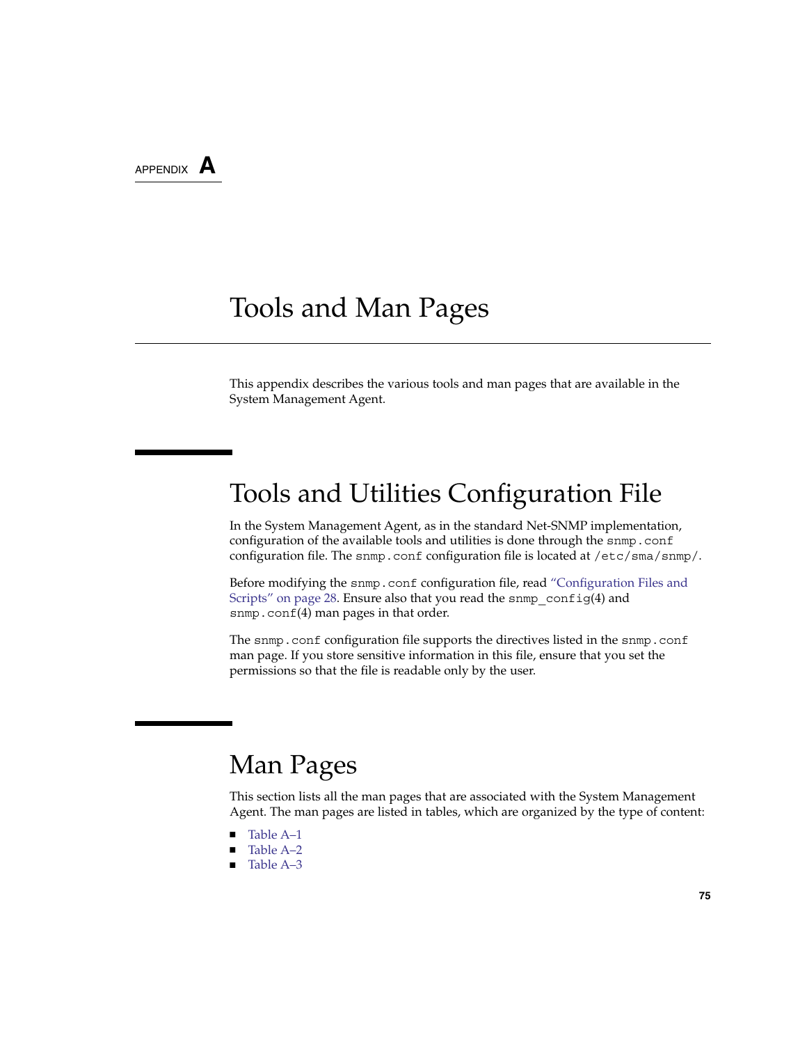APPENDIX A

# Tools and Man Pages

This appendix describes the various tools and man pages that are available in the System Management Agent.

## Tools and Utilities Configuration File

In the System Management Agent, as in the standard Net-SNMP implementation, configuration of the available tools and utilities is done through the `snmp.conf` configuration file. The `snmp.conf` configuration file is located at `/etc/sma/snmp/`.

Before modifying the `snmp.conf` configuration file, read "Configuration Files and Scripts" on page 28. Ensure also that you read the `snmp_config`(4) and `snmp.conf`(4) man pages in that order.

The `snmp.conf` configuration file supports the directives listed in the `snmp.conf` man page. If you store sensitive information in this file, ensure that you set the permissions so that the file is readable only by the user.

## Man Pages

This section lists all the man pages that are associated with the System Management Agent. The man pages are listed in tables, which are organized by the type of content:

- Table A–1
- Table A–2
- Table A–3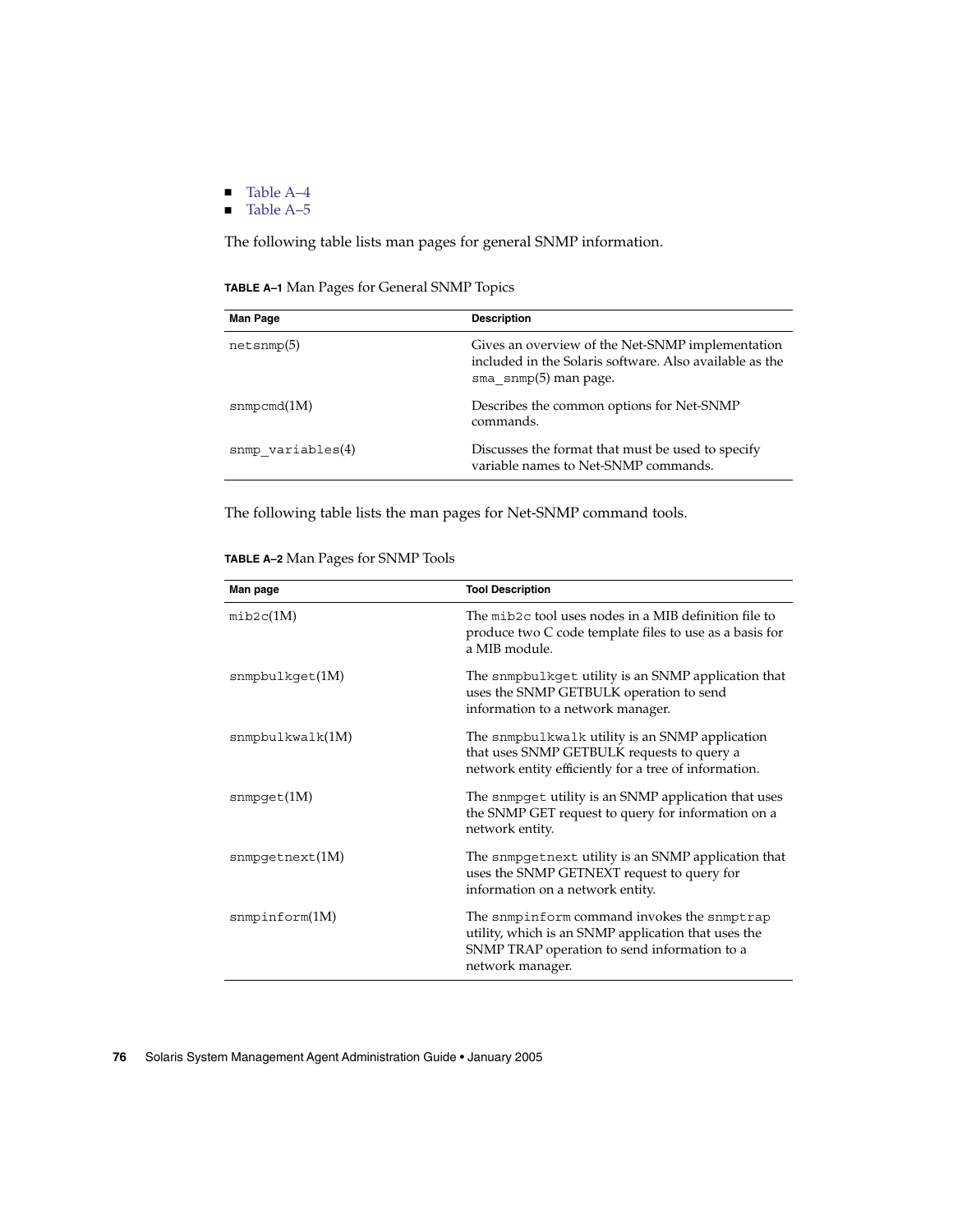- Table A–4
- Table A–5

The following table lists man pages for general SNMP information.

**TABLE A–1** Man Pages for General SNMP Topics

| Man Page | Description |
| --- | --- |
| netsnmp(5) | Gives an overview of the Net-SNMP implementation included in the Solaris software. Also available as the sma_snmp(5) man page. |
| snmpcmd(1M) | Describes the common options for Net-SNMP commands. |
| snmp_variables(4) | Discusses the format that must be used to specify variable names to Net-SNMP commands. |

The following table lists the man pages for Net-SNMP command tools.

**TABLE A–2** Man Pages for SNMP Tools

| Man page | Tool Description |
| --- | --- |
| mib2c(1M) | The mib2c tool uses nodes in a MIB definition file to produce two C code template files to use as a basis for a MIB module. |
| snmpbulkget(1M) | The snmpbulkget utility is an SNMP application that uses the SNMP GETBULK operation to send information to a network manager. |
| snmpbulkwalk(1M) | The snmpbulkwalk utility is an SNMP application that uses SNMP GETBULK requests to query a network entity efficiently for a tree of information. |
| snmpget(1M) | The snmpget utility is an SNMP application that uses the SNMP GET request to query for information on a network entity. |
| snmpgetnext(1M) | The snmpgetnext utility is an SNMP application that uses the SNMP GETNEXT request to query for information on a network entity. |
| snmpinform(1M) | The snmpinform command invokes the snmptrap utility, which is an SNMP application that uses the SNMP TRAP operation to send information to a network manager. |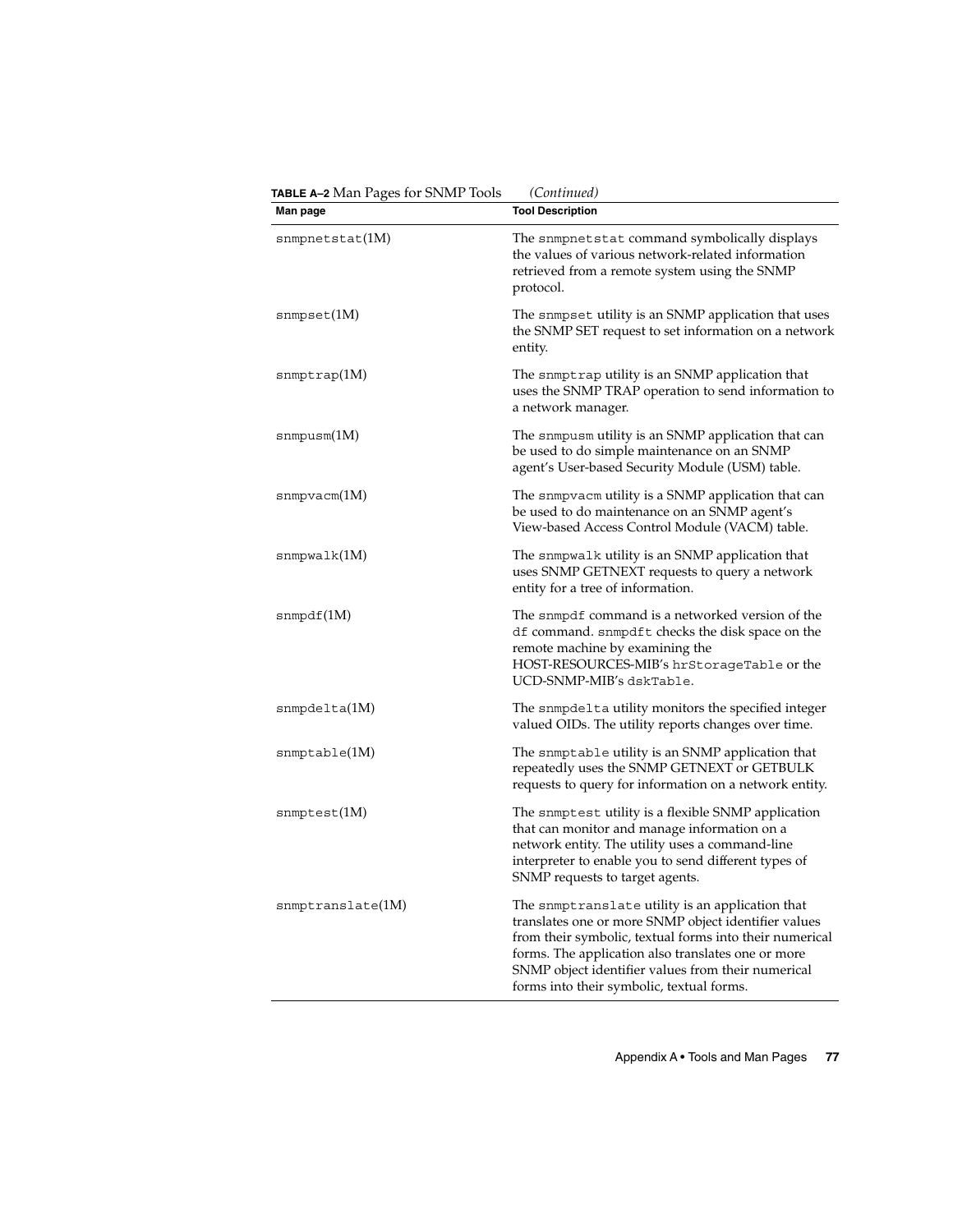**TABLE A–2** Man Pages for SNMP Tools *(Continued)*

| Man page | Tool Description |
| --- | --- |
| `snmpnetstat`(1M) | The `snmpnetstat` command symbolically displays the values of various network-related information retrieved from a remote system using the SNMP protocol. |
| `snmpset`(1M) | The `snmpset` utility is an SNMP application that uses the SNMP SET request to set information on a network entity. |
| `snmptrap`(1M) | The `snmptrap` utility is an SNMP application that uses the SNMP TRAP operation to send information to a network manager. |
| `snmpusm`(1M) | The `snmpusm` utility is an SNMP application that can be used to do simple maintenance on an SNMP agent's User-based Security Module (USM) table. |
| `snmpvacm`(1M) | The `snmpvacm` utility is a SNMP application that can be used to do maintenance on an SNMP agent's View-based Access Control Module (VACM) table. |
| `snmpwalk`(1M) | The `snmpwalk` utility is an SNMP application that uses SNMP GETNEXT requests to query a network entity for a tree of information. |
| `snmpdf`(1M) | The `snmpdf` command is a networked version of the `df` command. `snmpdft` checks the disk space on the remote machine by examining the HOST-RESOURCES-MIB's `hrStorageTable` or the UCD-SNMP-MIB's `dskTable`. |
| `snmpdelta`(1M) | The `snmpdelta` utility monitors the specified integer valued OIDs. The utility reports changes over time. |
| `snmptable`(1M) | The `snmptable` utility is an SNMP application that repeatedly uses the SNMP GETNEXT or GETBULK requests to query for information on a network entity. |
| `snmptest`(1M) | The `snmptest` utility is a flexible SNMP application that can monitor and manage information on a network entity. The utility uses a command-line interpreter to enable you to send different types of SNMP requests to target agents. |
| `snmptranslate`(1M) | The `snmptranslate` utility is an application that translates one or more SNMP object identifier values from their symbolic, textual forms into their numerical forms. The application also translates one or more SNMP object identifier values from their numerical forms into their symbolic, textual forms. |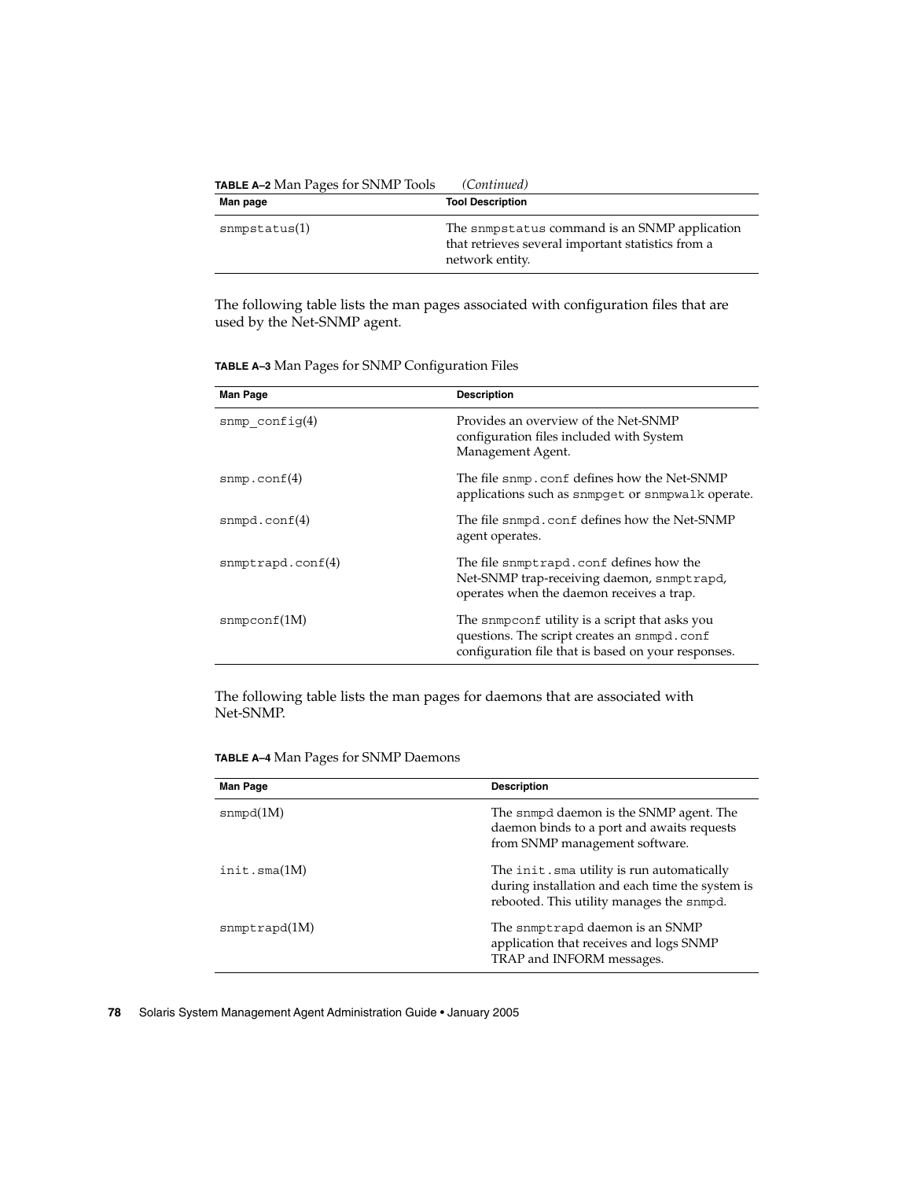**TABLE A–2** Man Pages for SNMP Tools *(Continued)*

| Man page | Tool Description |
| --- | --- |
| snmpstatus(1) | The snmpstatus command is an SNMP application that retrieves several important statistics from a network entity. |

The following table lists the man pages associated with configuration files that are used by the Net-SNMP agent.

**TABLE A–3** Man Pages for SNMP Configuration Files

| Man Page | Description |
| --- | --- |
| snmp_config(4) | Provides an overview of the Net-SNMP configuration files included with System Management Agent. |
| snmp.conf(4) | The file snmp.conf defines how the Net-SNMP applications such as snmpget or snmpwalk operate. |
| snmpd.conf(4) | The file snmpd.conf defines how the Net-SNMP agent operates. |
| snmptrapd.conf(4) | The file snmptrapd.conf defines how the Net-SNMP trap-receiving daemon, snmptrapd, operates when the daemon receives a trap. |
| snmpconf(1M) | The snmpconf utility is a script that asks you questions. The script creates an snmpd.conf configuration file that is based on your responses. |

The following table lists the man pages for daemons that are associated with Net-SNMP.

**TABLE A–4** Man Pages for SNMP Daemons

| Man Page | Description |
| --- | --- |
| snmpd(1M) | The snmpd daemon is the SNMP agent. The daemon binds to a port and awaits requests from SNMP management software. |
| init.sma(1M) | The init.sma utility is run automatically during installation and each time the system is rebooted. This utility manages the snmpd. |
| snmptrapd(1M) | The snmptrapd daemon is an SNMP application that receives and logs SNMP TRAP and INFORM messages. |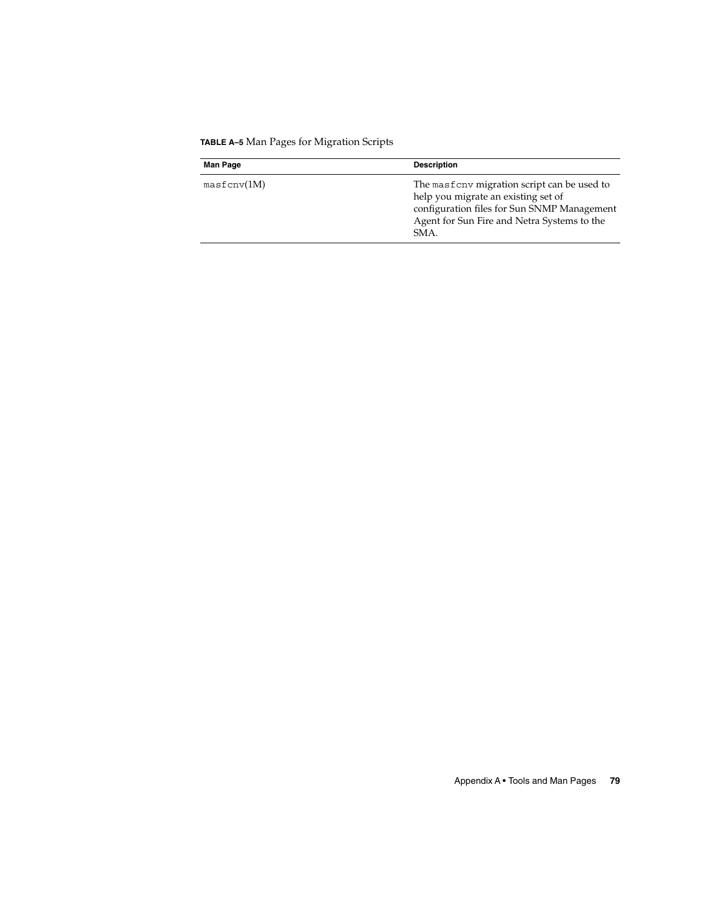**TABLE A–5** Man Pages for Migration Scripts

| Man Page | Description |
| --- | --- |
| `masfcnv`(1M) | The `masfcnv` migration script can be used to help you migrate an existing set of configuration files for Sun SNMP Management Agent for Sun Fire and Netra Systems to the SMA. |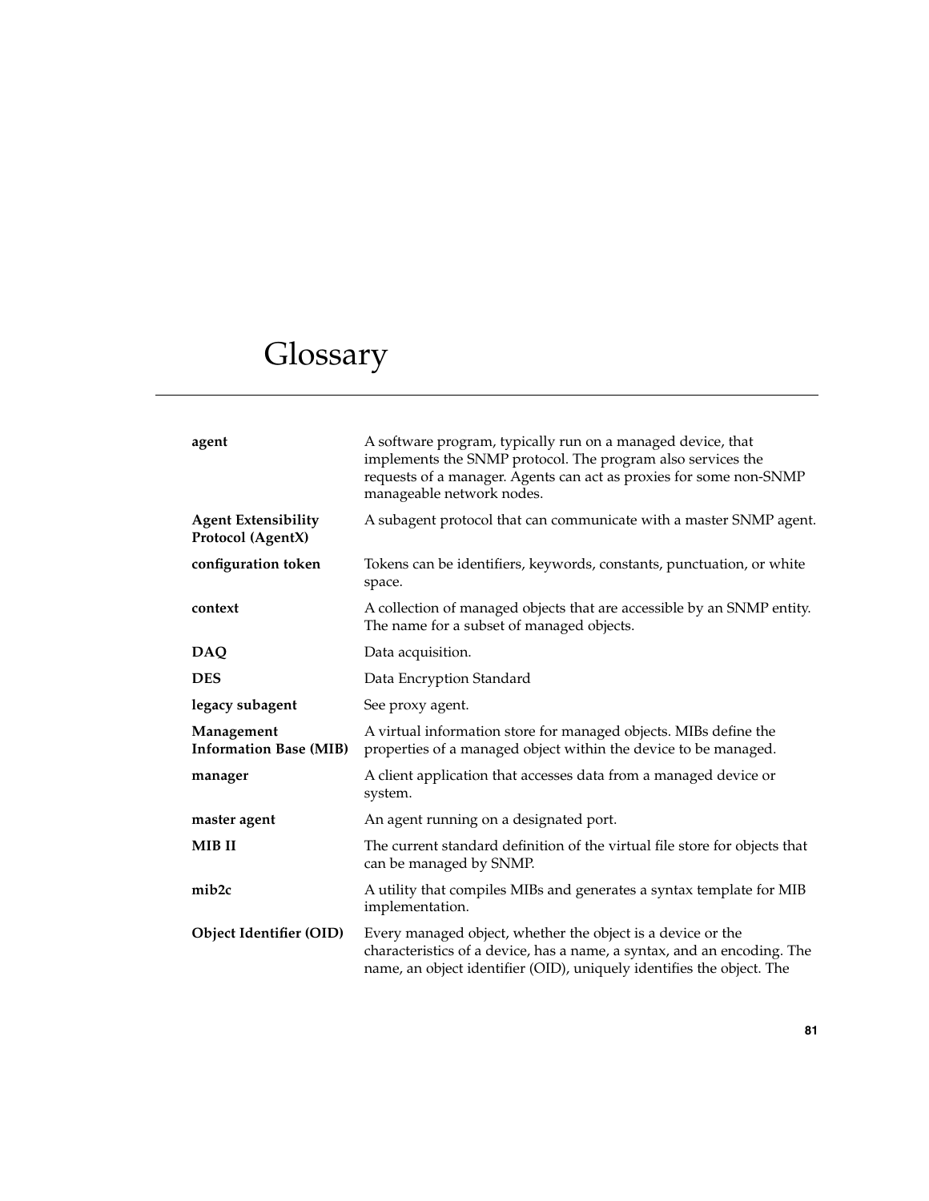# Glossary

| | |
|---|---|
| **agent** | A software program, typically run on a managed device, that implements the SNMP protocol. The program also services the requests of a manager. Agents can act as proxies for some non-SNMP manageable network nodes. |
| **Agent Extensibility Protocol (AgentX)** | A subagent protocol that can communicate with a master SNMP agent. |
| **configuration token** | Tokens can be identifiers, keywords, constants, punctuation, or white space. |
| **context** | A collection of managed objects that are accessible by an SNMP entity. The name for a subset of managed objects. |
| **DAQ** | Data acquisition. |
| **DES** | Data Encryption Standard |
| **legacy subagent** | See proxy agent. |
| **Management Information Base (MIB)** | A virtual information store for managed objects. MIBs define the properties of a managed object within the device to be managed. |
| **manager** | A client application that accesses data from a managed device or system. |
| **master agent** | An agent running on a designated port. |
| **MIB II** | The current standard definition of the virtual file store for objects that can be managed by SNMP. |
| **mib2c** | A utility that compiles MIBs and generates a syntax template for MIB implementation. |
| **Object Identifier (OID)** | Every managed object, whether the object is a device or the characteristics of a device, has a name, a syntax, and an encoding. The name, an object identifier (OID), uniquely identifies the object. The |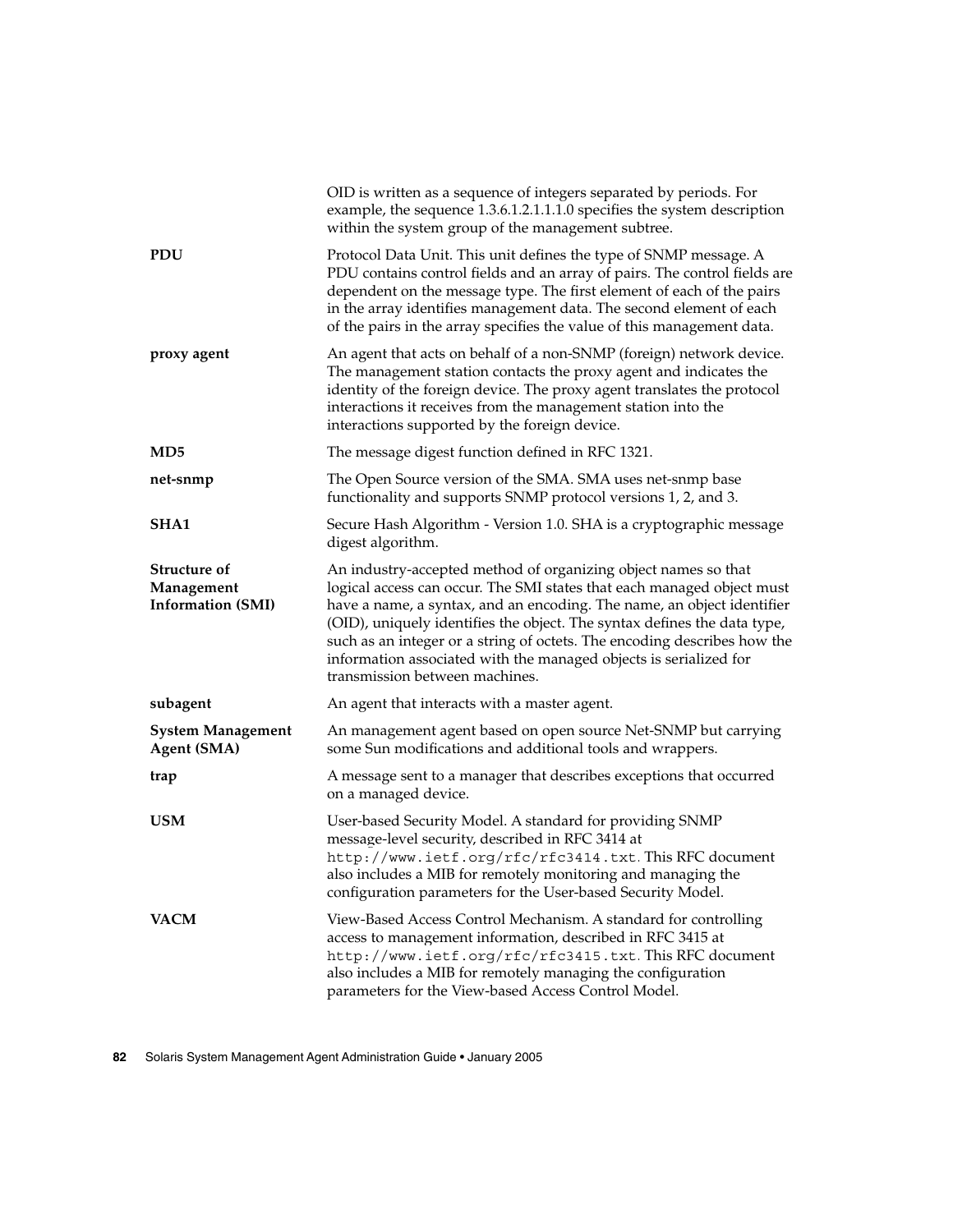OID is written as a sequence of integers separated by periods. For example, the sequence 1.3.6.1.2.1.1.1.0 specifies the system description within the system group of the management subtree.

**PDU**
Protocol Data Unit. This unit defines the type of SNMP message. A PDU contains control fields and an array of pairs. The control fields are dependent on the message type. The first element of each of the pairs in the array identifies management data. The second element of each of the pairs in the array specifies the value of this management data.

**proxy agent**
An agent that acts on behalf of a non-SNMP (foreign) network device. The management station contacts the proxy agent and indicates the identity of the foreign device. The proxy agent translates the protocol interactions it receives from the management station into the interactions supported by the foreign device.

**MD5**
The message digest function defined in RFC 1321.

**net-snmp**
The Open Source version of the SMA. SMA uses net-snmp base functionality and supports SNMP protocol versions 1, 2, and 3.

**SHA1**
Secure Hash Algorithm - Version 1.0. SHA is a cryptographic message digest algorithm.

**Structure of Management Information (SMI)**
An industry-accepted method of organizing object names so that logical access can occur. The SMI states that each managed object must have a name, a syntax, and an encoding. The name, an object identifier (OID), uniquely identifies the object. The syntax defines the data type, such as an integer or a string of octets. The encoding describes how the information associated with the managed objects is serialized for transmission between machines.

**subagent**
An agent that interacts with a master agent.

**System Management Agent (SMA)**
An management agent based on open source Net-SNMP but carrying some Sun modifications and additional tools and wrappers.

**trap**
A message sent to a manager that describes exceptions that occurred on a managed device.

**USM**
User-based Security Model. A standard for providing SNMP message-level security, described in RFC 3414 at `http://www.ietf.org/rfc/rfc3414.txt`. This RFC document also includes a MIB for remotely monitoring and managing the configuration parameters for the User-based Security Model.

**VACM**
View-Based Access Control Mechanism. A standard for controlling access to management information, described in RFC 3415 at `http://www.ietf.org/rfc/rfc3415.txt`. This RFC document also includes a MIB for remotely managing the configuration parameters for the View-based Access Control Model.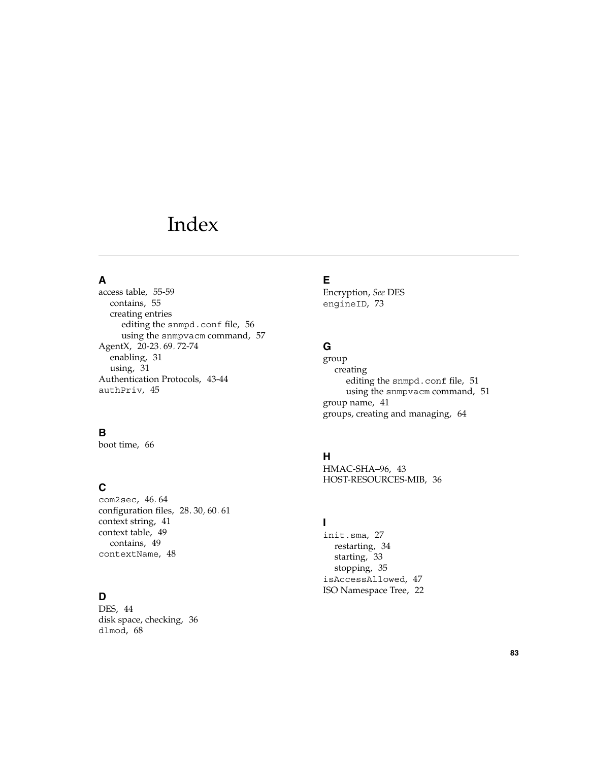# Index

## A

access table, 55-59
  contains, 55
  creating entries
    editing the `snmpd.conf` file, 56
    using the `snmpvacm` command, 57
AgentX, 20-23, 69, 72-74
  enabling, 31
  using, 31
Authentication Protocols, 43-44
`authPriv`, 45

## B

boot time, 66

## C

`com2sec`, 46, 64
configuration files, 28, 30, 60, 61
context string, 41
context table, 49
  contains, 49
`contextName`, 48

## D

DES, 44
disk space, checking, 36
`dlmod`, 68

## E

Encryption, *See* DES
`engineID`, 73

## G

group
  creating
    editing the `snmpd.conf` file, 51
    using the `snmpvacm` command, 51
group name, 41
groups, creating and managing, 64

## H

HMAC-SHA–96, 43
HOST-RESOURCES-MIB, 36

## I

`init.sma`, 27
  restarting, 34
  starting, 33
  stopping, 35
`isAccessAllowed`, 47
ISO Namespace Tree, 22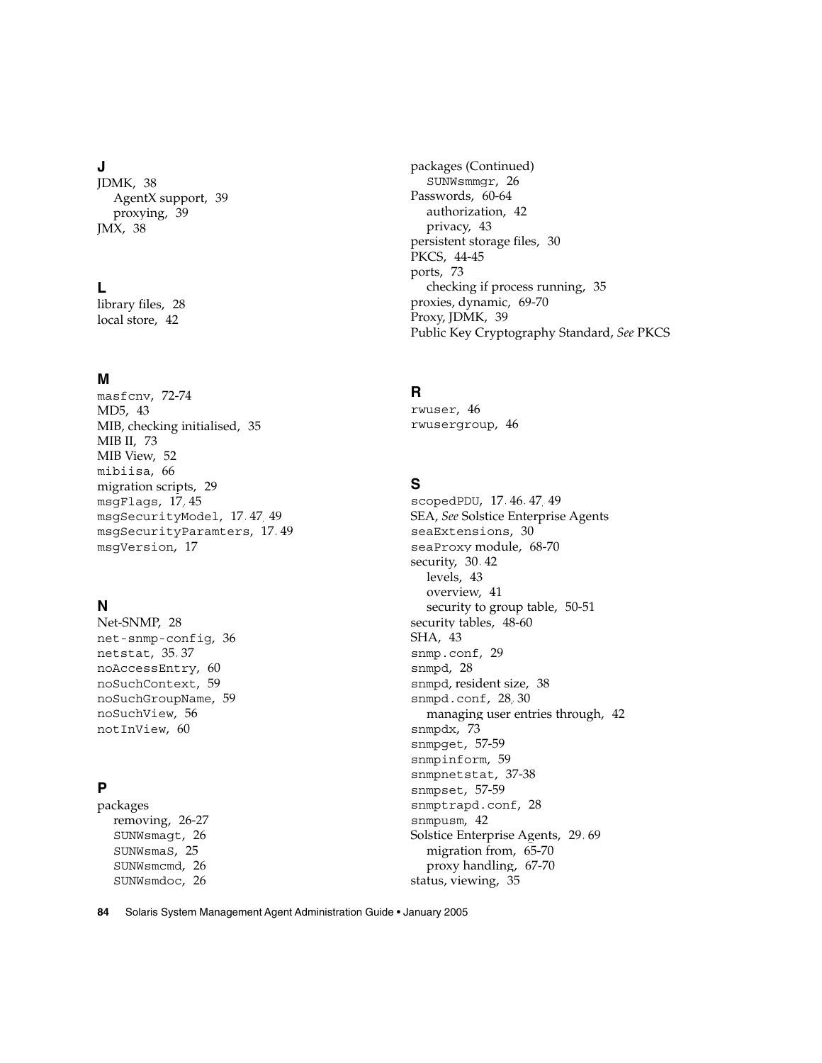## J

JDMK, 38
  AgentX support, 39
  proxying, 39
JMX, 38

## L

library files, 28
local store, 42

## M

masfcnv, 72-74
MD5, 43
MIB, checking initialised, 35
MIB II, 73
MIB View, 52
mibiisa, 66
migration scripts, 29
msgFlags, 17, 45
msgSecurityModel, 17, 47, 49
msgSecurityParamters, 17, 49
msgVersion, 17

## N

Net-SNMP, 28
net-snmp-config, 36
netstat, 35, 37
noAccessEntry, 60
noSuchContext, 59
noSuchGroupName, 59
noSuchView, 56
notInView, 60

## P

packages
  removing, 26-27
  SUNWsmagt, 26
  SUNWsmaS, 25
  SUNWsmcmd, 26
  SUNWsmdoc, 26
packages (Continued)
  SUNWsmmgr, 26
Passwords, 60-64
  authorization, 42
  privacy, 43
persistent storage files, 30
PKCS, 44-45
ports, 73
  checking if process running, 35
proxies, dynamic, 69-70
Proxy, JDMK, 39
Public Key Cryptography Standard, *See* PKCS

## R

rwuser, 46
rwusergroup, 46

## S

scopedPDU, 17, 46, 47, 49
SEA, *See* Solstice Enterprise Agents
seaExtensions, 30
seaProxy module, 68-70
security, 30, 42
  levels, 43
  overview, 41
  security to group table, 50-51
security tables, 48-60
SHA, 43
snmp.conf, 29
snmpd, 28
snmpd, resident size, 38
snmpd.conf, 28, 30
  managing user entries through, 42
snmpdx, 73
snmpget, 57-59
snmpinform, 59
snmpnetstat, 37-38
snmpset, 57-59
snmptrapd.conf, 28
snmpusm, 42
Solstice Enterprise Agents, 29, 69
  migration from, 65-70
  proxy handling, 67-70
status, viewing, 35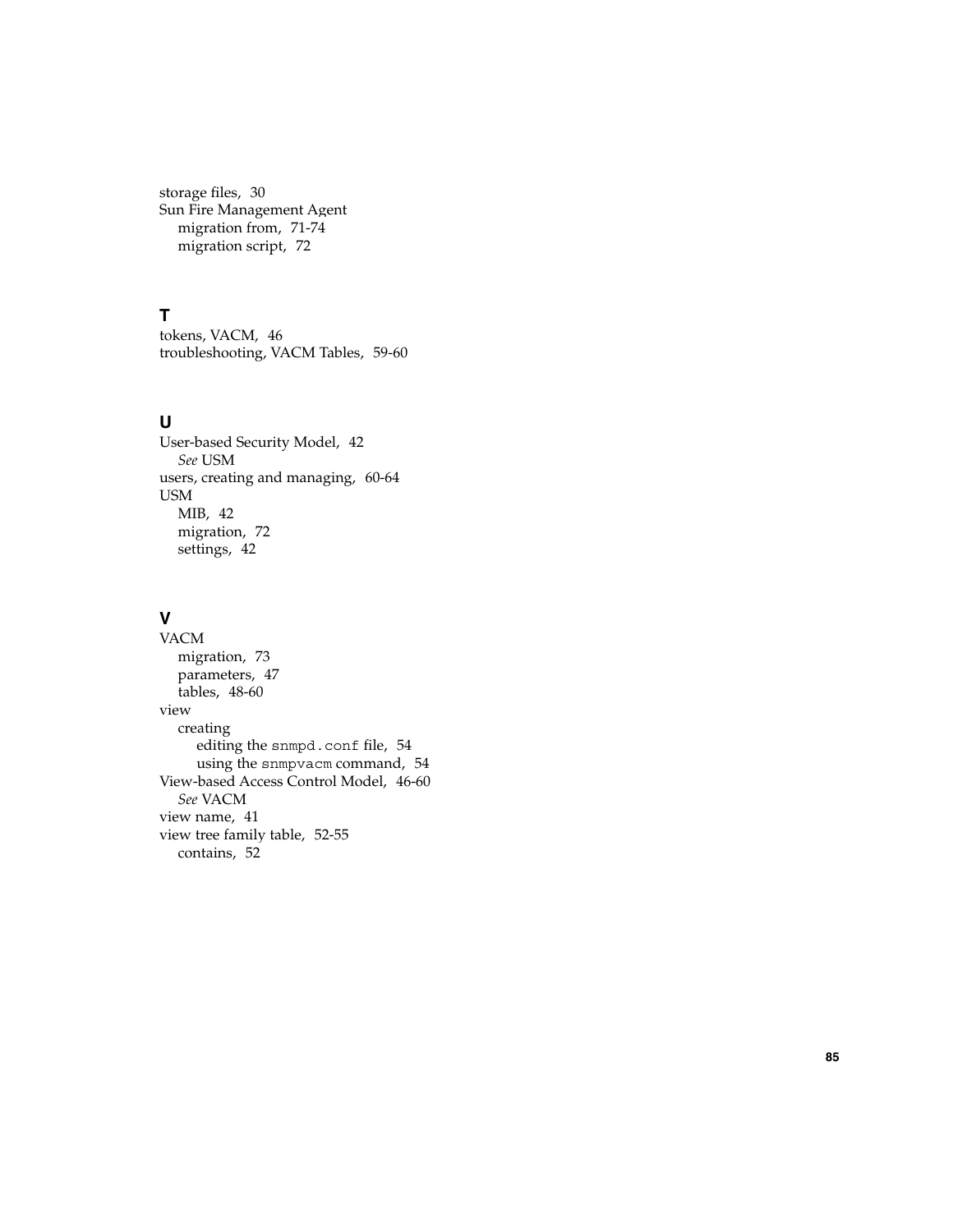storage files, 30
Sun Fire Management Agent
  migration from, 71-74
  migration script, 72

## T

tokens, VACM, 46
troubleshooting, VACM Tables, 59-60

## U

User-based Security Model, 42
  *See* USM
users, creating and managing, 60-64
USM
  MIB, 42
  migration, 72
  settings, 42

## V

VACM
  migration, 73
  parameters, 47
  tables, 48-60
view
  creating
    editing the `snmpd.conf` file, 54
    using the `snmpvacm` command, 54
View-based Access Control Model, 46-60
  *See* VACM
view name, 41
view tree family table, 52-55
  contains, 52